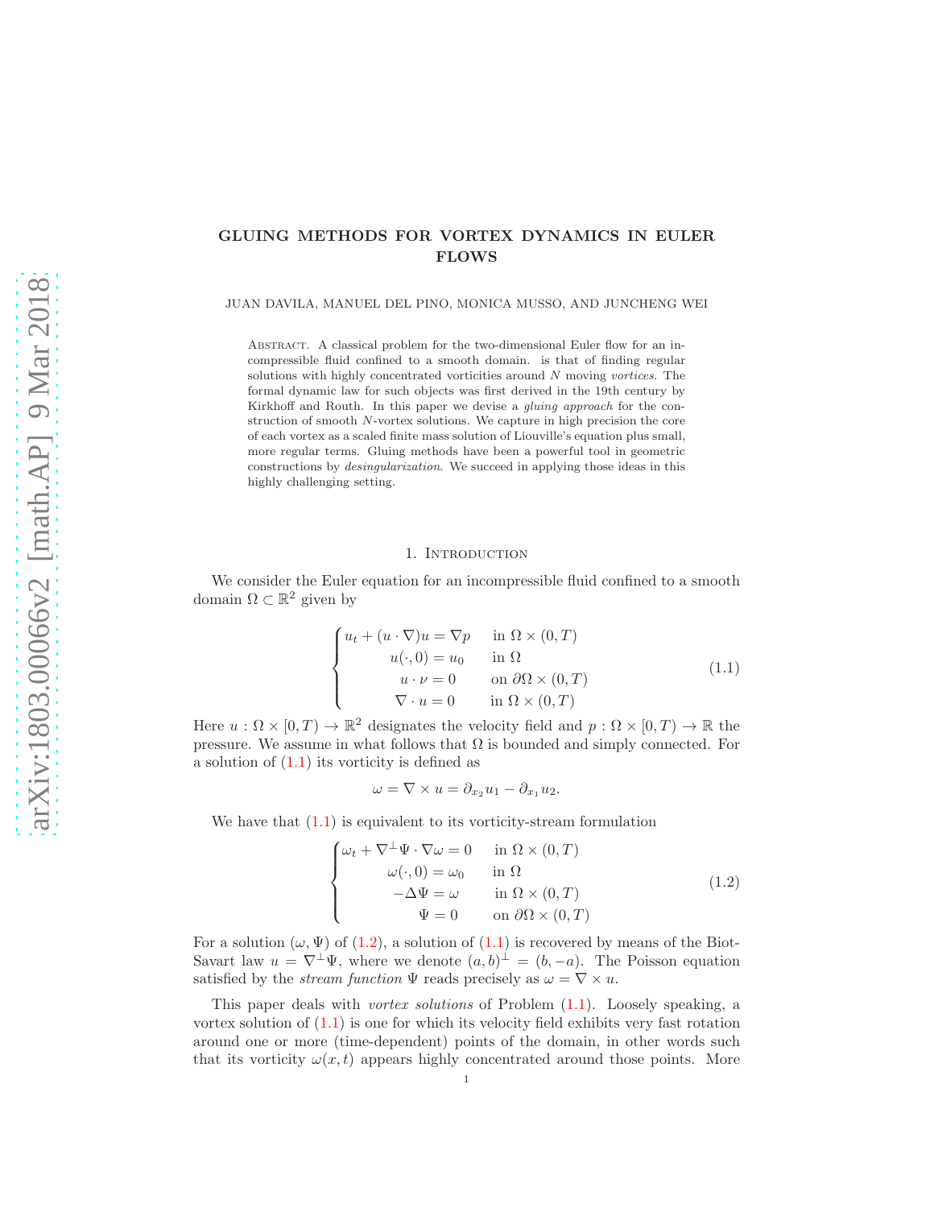# GLUING METHODS FOR VORTEX DYNAMICS IN EULER FLOWS

JUAN DAVILA, MANUEL DEL PINO, MONICA MUSSO, AND JUNCHENG WEI

Abstract. A classical problem for the two-dimensional Euler flow for an incompressible fluid confined to a smooth domain. is that of finding regular solutions with highly concentrated vorticities around $N$ moving *vortices*. The formal dynamic law for such objects was first derived in the 19th century by Kirkhoff and Routh. In this paper we devise a *gluing approach* for the construction of smooth $N$-vortex solutions. We capture in high precision the core of each vortex as a scaled finite mass solution of Liouville's equation plus small, more regular terms. Gluing methods have been a powerful tool in geometric constructions by *desingularization*. We succeed in applying those ideas in this highly challenging setting.

## 1. Introduction

We consider the Euler equation for an incompressible fluid confined to a smooth domain $\Omega \subset \mathbb{R}^2$ given by

$$
\begin{cases}
u_t + (u\cdot\nabla)u = \nabla p & \text{in } \Omega\times(0,T)\\
u(\cdot,0) = u_0 & \text{in } \Omega\\
u\cdot\nu = 0 & \text{on } \partial\Omega\times(0,T)\\
\nabla\cdot u = 0 & \text{in } \Omega\times(0,T)
\end{cases}
\tag{1.1}
$$

Here $u : \Omega\times[0,T)\to\mathbb{R}^2$ designates the velocity field and $p : \Omega\times[0,T)\to\mathbb{R}$ the pressure. We assume in what follows that $\Omega$ is bounded and simply connected. For a solution of (1.1) its vorticity is defined as

$$
\omega = \nabla\times u = \partial_{x_2}u_1 - \partial_{x_1}u_2.
$$

We have that (1.1) is equivalent to its vorticity-stream formulation

$$
\begin{cases}
\omega_t + \nabla^\perp\Psi\cdot\nabla\omega = 0 & \text{in } \Omega\times(0,T)\\
\omega(\cdot,0) = \omega_0 & \text{in } \Omega\\
-\Delta\Psi = \omega & \text{in } \Omega\times(0,T)\\
\Psi = 0 & \text{on } \partial\Omega\times(0,T)
\end{cases}
\tag{1.2}
$$

For a solution $(\omega,\Psi)$ of (1.2), a solution of (1.1) is recovered by means of the Biot-Savart law $u = \nabla^\perp\Psi$, where we denote $(a,b)^\perp = (b,-a)$. The Poisson equation satisfied by the *stream function* $\Psi$ reads precisely as $\omega = \nabla\times u$.

This paper deals with *vortex solutions* of Problem (1.1). Loosely speaking, a vortex solution of (1.1) is one for which its velocity field exhibits very fast rotation around one or more (time-dependent) points of the domain, in other words such that its vorticity $\omega(x,t)$ appears highly concentrated around those points. More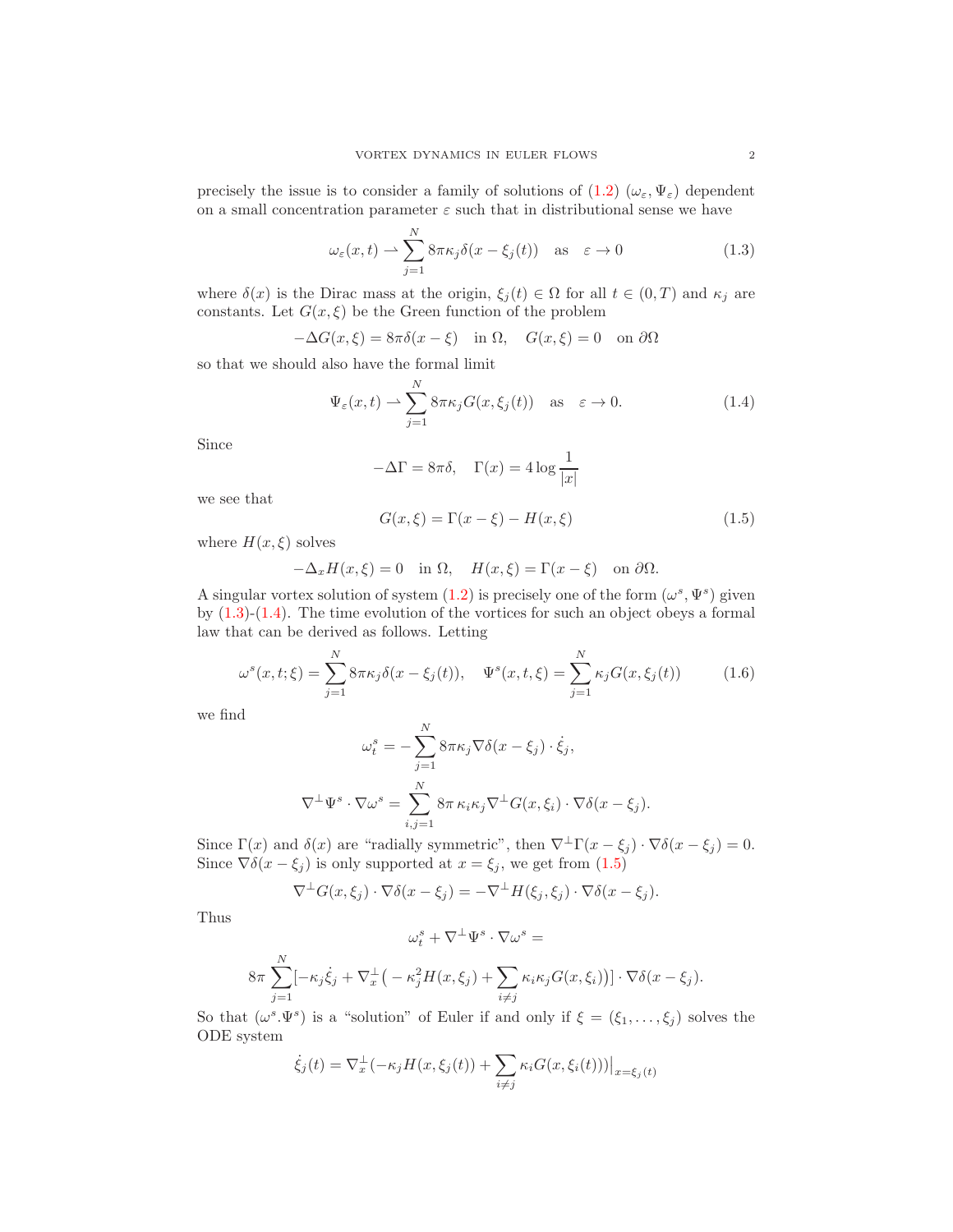precisely the issue is to consider a family of solutions of (1.2) $(\omega_\varepsilon, \Psi_\varepsilon)$ dependent on a small concentration parameter $\varepsilon$ such that in distributional sense we have

$$
\omega_\varepsilon(x,t) \rightharpoonup \sum_{j=1}^{N} 8\pi\kappa_j \delta(x-\xi_j(t)) \quad \text{as} \quad \varepsilon \to 0 \tag{1.3}
$$

where $\delta(x)$ is the Dirac mass at the origin, $\xi_j(t) \in \Omega$ for all $t \in (0,T)$ and $\kappa_j$ are constants. Let $G(x,\xi)$ be the Green function of the problem

$$
-\Delta G(x,\xi) = 8\pi\delta(x-\xi) \quad \text{in } \Omega, \quad G(x,\xi) = 0 \quad \text{on } \partial\Omega
$$

so that we should also have the formal limit

$$
\Psi_\varepsilon(x,t) \rightharpoonup \sum_{j=1}^{N} 8\pi\kappa_j G(x,\xi_j(t)) \quad \text{as} \quad \varepsilon \to 0. \tag{1.4}
$$

Since

$$
-\Delta\Gamma = 8\pi\delta, \quad \Gamma(x) = 4\log\frac{1}{|x|}
$$

we see that

$$
G(x,\xi) = \Gamma(x-\xi) - H(x,\xi) \tag{1.5}
$$

where $H(x,\xi)$ solves

$$
-\Delta_x H(x,\xi) = 0 \quad \text{in } \Omega, \quad H(x,\xi) = \Gamma(x-\xi) \quad \text{on } \partial\Omega.
$$

A singular vortex solution of system (1.2) is precisely one of the form $(\omega^s, \Psi^s)$ given by (1.3)-(1.4). The time evolution of the vortices for such an object obeys a formal law that can be derived as follows. Letting

$$
\omega^s(x,t;\xi) = \sum_{j=1}^{N} 8\pi\kappa_j\delta(x-\xi_j(t)), \quad \Psi^s(x,t,\xi) = \sum_{j=1}^{N} \kappa_j G(x,\xi_j(t)) \tag{1.6}
$$

we find

$$
\omega_t^s = -\sum_{j=1}^{N} 8\pi\kappa_j \nabla\delta(x-\xi_j)\cdot\dot{\xi}_j,
$$

$$
\nabla^\perp\Psi^s\cdot\nabla\omega^s = \sum_{i,j=1}^{N} 8\pi\,\kappa_i\kappa_j\nabla^\perp G(x,\xi_i)\cdot\nabla\delta(x-\xi_j).
$$

Since $\Gamma(x)$ and $\delta(x)$ are "radially symmetric", then $\nabla^\perp\Gamma(x-\xi_j)\cdot\nabla\delta(x-\xi_j) = 0$. Since $\nabla\delta(x-\xi_j)$ is only supported at $x=\xi_j$, we get from (1.5)

$$
\nabla^\perp G(x,\xi_j)\cdot\nabla\delta(x-\xi_j) = -\nabla^\perp H(\xi_j,\xi_j)\cdot\nabla\delta(x-\xi_j).
$$

Thus

$$
\omega_t^s + \nabla^\perp\Psi^s\cdot\nabla\omega^s =
$$

$$
8\pi\sum_{j=1}^{N}[-\kappa_j\dot{\xi}_j + \nabla_x^\perp\big(-\kappa_j^2 H(x,\xi_j) + \sum_{i\neq j}\kappa_i\kappa_j G(x,\xi_i)\big)]\cdot\nabla\delta(x-\xi_j).
$$

So that $(\omega^s.\Psi^s)$ is a "solution" of Euler if and only if $\xi = (\xi_1,\ldots,\xi_j)$ solves the ODE system

$$
\dot{\xi}_j(t) = \nabla_x^\perp(-\kappa_j H(x,\xi_j(t)) + \sum_{i\neq j}\kappa_i G(x,\xi_i(t)))\big|_{x=\xi_j(t)}
$$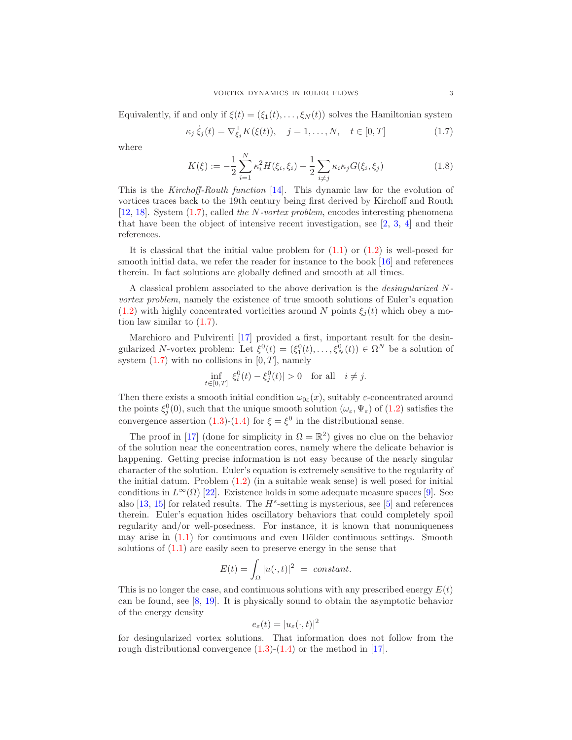Equivalently, if and only if $\xi(t) = (\xi_1(t), \dots, \xi_N(t))$ solves the Hamiltonian system

$$\kappa_j \, \dot{\xi}_j(t) = \nabla^{\perp}_{\xi_j} K(\xi(t)), \quad j = 1, \dots, N, \quad t \in [0, T] \tag{1.7}$$

where

$$K(\xi) := -\frac{1}{2} \sum_{i=1}^{N} \kappa_i^2 H(\xi_i, \xi_i) + \frac{1}{2} \sum_{i \neq j} \kappa_i \kappa_j G(\xi_i, \xi_j) \tag{1.8}$$

This is the *Kirchoff-Routh function* [14]. This dynamic law for the evolution of vortices traces back to the 19th century being first derived by Kirchoff and Routh [12, 18]. System (1.7), called *the $N$-vortex problem*, encodes interesting phenomena that have been the object of intensive recent investigation, see [2, 3, 4] and their references.

It is classical that the initial value problem for (1.1) or (1.2) is well-posed for smooth initial data, we refer the reader for instance to the book [16] and references therein. In fact solutions are globally defined and smooth at all times.

A classical problem associated to the above derivation is the *desingularized $N$-vortex problem*, namely the existence of true smooth solutions of Euler's equation (1.2) with highly concentrated vorticities around $N$ points $\xi_j(t)$ which obey a motion law similar to (1.7).

Marchioro and Pulvirenti [17] provided a first, important result for the desingularized $N$-vortex problem: Let $\xi^0(t) = (\xi^0_1(t), \dots, \xi^0_N(t)) \in \Omega^N$ be a solution of system (1.7) with no collisions in $[0, T]$, namely

$$\inf_{t \in [0,T]} |\xi^0_i(t) - \xi^0_j(t)| > 0 \quad \text{for all} \quad i \neq j.$$

Then there exists a smooth initial condition $\omega_{0\varepsilon}(x)$, suitably $\varepsilon$-concentrated around the points $\xi^0_j(0)$, such that the unique smooth solution $(\omega_\varepsilon, \Psi_\varepsilon)$ of (1.2) satisfies the convergence assertion (1.3)-(1.4) for $\xi = \xi^0$ in the distributional sense.

The proof in [17] (done for simplicity in $\Omega = \mathbb{R}^2$) gives no clue on the behavior of the solution near the concentration cores, namely where the delicate behavior is happening. Getting precise information is not easy because of the nearly singular character of the solution. Euler's equation is extremely sensitive to the regularity of the initial datum. Problem (1.2) (in a suitable weak sense) is well posed for initial conditions in $L^\infty(\Omega)$ [22]. Existence holds in some adequate measure spaces [9]. See also [13, 15] for related results. The $H^s$-setting is mysterious, see [5] and references therein. Euler's equation hides oscillatory behaviors that could completely spoil regularity and/or well-posedness. For instance, it is known that nonuniqueness may arise in (1.1) for continuous and even Hölder continuous settings. Smooth solutions of (1.1) are easily seen to preserve energy in the sense that

$$E(t) = \int_\Omega |u(\cdot, t)|^2 \; = \; \textit{constant}.$$

This is no longer the case, and continuous solutions with any prescribed energy $E(t)$ can be found, see [8, 19]. It is physically sound to obtain the asymptotic behavior of the energy density

$$e_\varepsilon(t) = |u_\varepsilon(\cdot, t)|^2$$

for desingularized vortex solutions. That information does not follow from the rough distributional convergence (1.3)-(1.4) or the method in [17].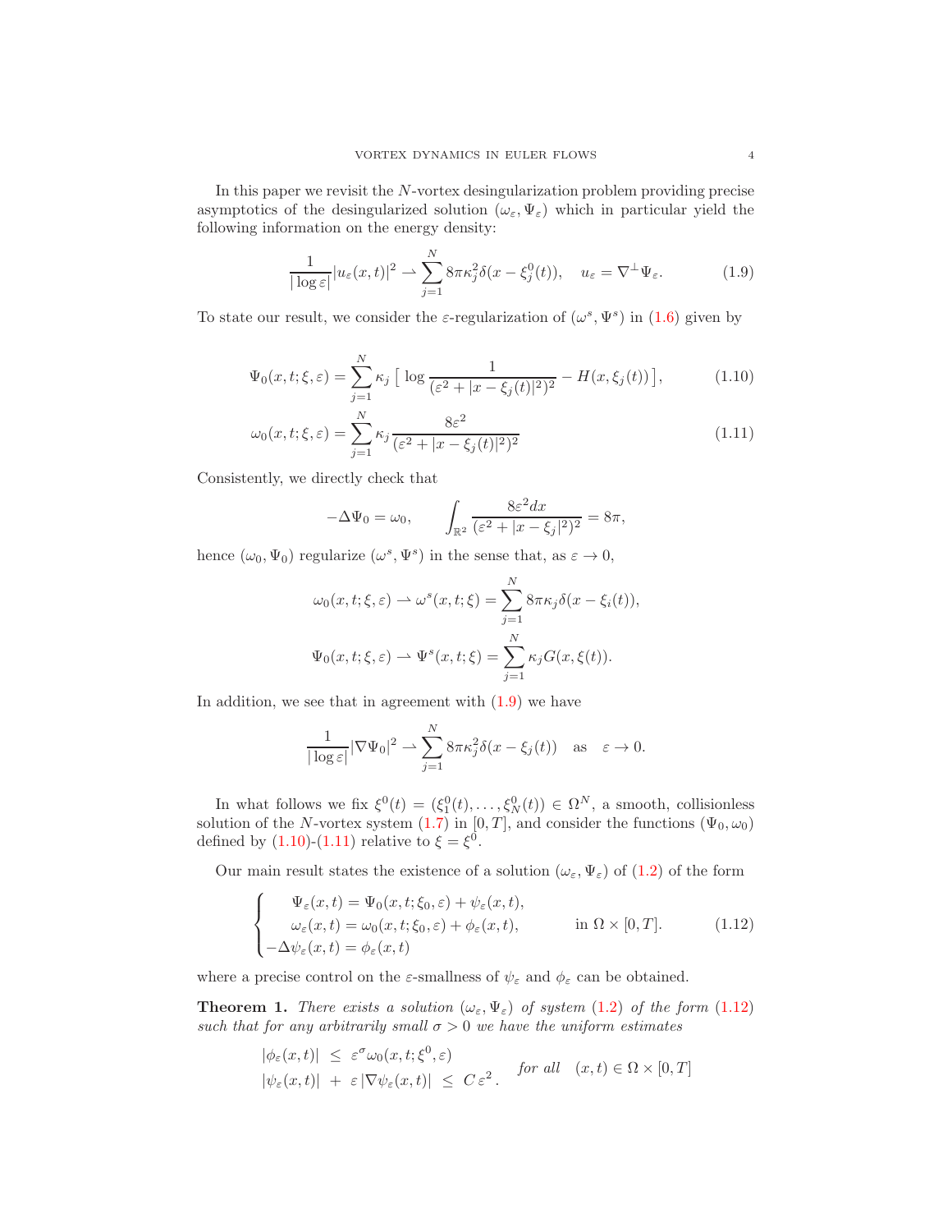In this paper we revisit the $N$-vortex desingularization problem providing precise asymptotics of the desingularized solution $(\omega_\varepsilon, \Psi_\varepsilon)$ which in particular yield the following information on the energy density:

$$\frac{1}{|\log \varepsilon|}|u_\varepsilon(x,t)|^2 \rightharpoonup \sum_{j=1}^N 8\pi\kappa_j^2 \delta(x-\xi_j^0(t)), \quad u_\varepsilon = \nabla^\perp \Psi_\varepsilon. \tag{1.9}$$

To state our result, we consider the $\varepsilon$-regularization of $(\omega^s, \Psi^s)$ in (1.6) given by

$$\Psi_0(x,t;\xi,\varepsilon) = \sum_{j=1}^N \kappa_j \left[\, \log \frac{1}{(\varepsilon^2 + |x-\xi_j(t)|^2)^2} - H(x,\xi_j(t))\,\right], \tag{1.10}$$

$$\omega_0(x,t;\xi,\varepsilon) = \sum_{j=1}^N \kappa_j \frac{8\varepsilon^2}{(\varepsilon^2 + |x-\xi_j(t)|^2)^2} \tag{1.11}$$

Consistently, we directly check that

$$-\Delta \Psi_0 = \omega_0, \qquad \int_{\mathbb{R}^2} \frac{8\varepsilon^2 dx}{(\varepsilon^2+|x-\xi_j|^2)^2} = 8\pi,$$

hence $(\omega_0, \Psi_0)$ regularize $(\omega^s, \Psi^s)$ in the sense that, as $\varepsilon \to 0$,

$$\omega_0(x,t;\xi,\varepsilon) \rightharpoonup \omega^s(x,t;\xi) = \sum_{j=1}^N 8\pi\kappa_j \delta(x-\xi_i(t)),$$

$$\Psi_0(x,t;\xi,\varepsilon) \rightharpoonup \Psi^s(x,t;\xi) = \sum_{j=1}^N \kappa_j G(x,\xi(t)).$$

In addition, we see that in agreement with (1.9) we have

$$\frac{1}{|\log \varepsilon|}|\nabla \Psi_0|^2 \rightharpoonup \sum_{j=1}^N 8\pi\kappa_j^2 \delta(x-\xi_j(t)) \quad \text{as} \quad \varepsilon \to 0.$$

In what follows we fix $\xi^0(t) = (\xi_1^0(t), \ldots, \xi_N^0(t)) \in \Omega^N$, a smooth, collisionless solution of the $N$-vortex system (1.7) in $[0,T]$, and consider the functions $(\Psi_0, \omega_0)$ defined by (1.10)-(1.11) relative to $\xi = \xi^0$.

Our main result states the existence of a solution $(\omega_\varepsilon, \Psi_\varepsilon)$ of (1.2) of the form

$$\begin{cases} \Psi_\varepsilon(x,t) = \Psi_0(x,t;\xi_0,\varepsilon) + \psi_\varepsilon(x,t), \\ \omega_\varepsilon(x,t) = \omega_0(x,t;\xi_0,\varepsilon) + \phi_\varepsilon(x,t), \\ -\Delta\psi_\varepsilon(x,t) = \phi_\varepsilon(x,t) \end{cases} \quad \text{in } \Omega \times [0,T]. \tag{1.12}$$

where a precise control on the $\varepsilon$-smallness of $\psi_\varepsilon$ and $\phi_\varepsilon$ can be obtained.

**Theorem 1.** *There exists a solution $(\omega_\varepsilon, \Psi_\varepsilon)$ of system (1.2) of the form (1.12) such that for any arbitrarily small $\sigma > 0$ we have the uniform estimates*

$$\begin{aligned} |\phi_\varepsilon(x,t)| \ &\leq \ \varepsilon^\sigma \omega_0(x,t;\xi^0,\varepsilon) \\ |\psi_\varepsilon(x,t)| \ + \ \varepsilon\,|\nabla\psi_\varepsilon(x,t)| \ &\leq \ C\,\varepsilon^2\,. \end{aligned} \quad \textit{for all} \quad (x,t) \in \Omega \times [0,T]$$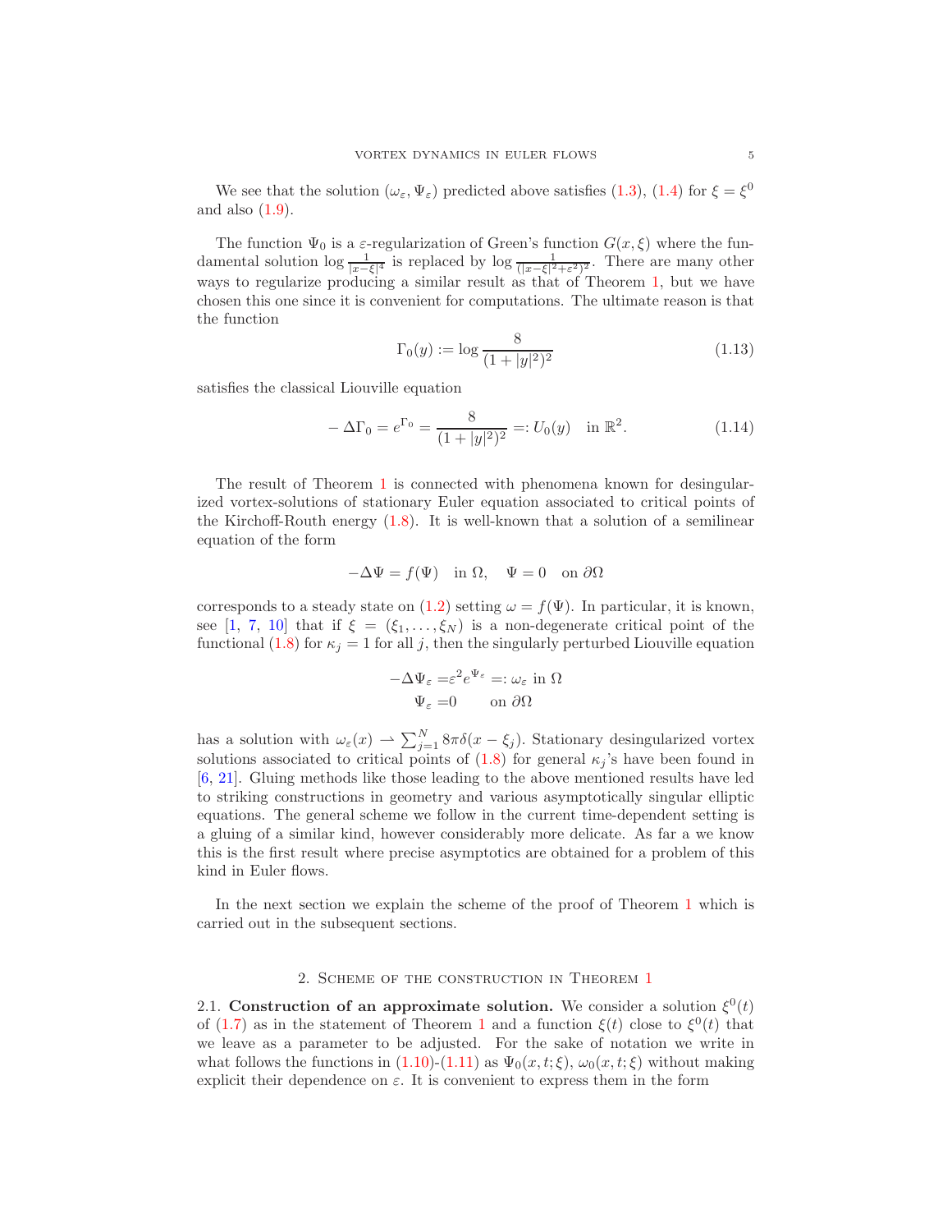We see that the solution $(\omega_\varepsilon, \Psi_\varepsilon)$ predicted above satisfies (1.3), (1.4) for $\xi = \xi^0$ and also (1.9).

The function $\Psi_0$ is a $\varepsilon$-regularization of Green's function $G(x,\xi)$ where the fundamental solution $\log \frac{1}{|x-\xi|^4}$ is replaced by $\log \frac{1}{(|x-\xi|^2+\varepsilon^2)^2}$. There are many other ways to regularize producing a similar result as that of Theorem 1, but we have chosen this one since it is convenient for computations. The ultimate reason is that the function

$$\Gamma_0(y) := \log \frac{8}{(1+|y|^2)^2} \tag{1.13}$$

satisfies the classical Liouville equation

$$-\Delta \Gamma_0 = e^{\Gamma_0} = \frac{8}{(1+|y|^2)^2} =: U_0(y) \quad \text{in } \mathbb{R}^2. \tag{1.14}$$

The result of Theorem 1 is connected with phenomena known for desingularized vortex-solutions of stationary Euler equation associated to critical points of the Kirchoff-Routh energy (1.8). It is well-known that a solution of a semilinear equation of the form

$$-\Delta \Psi = f(\Psi) \quad \text{in } \Omega, \quad \Psi = 0 \quad \text{on } \partial\Omega$$

corresponds to a steady state on (1.2) setting $\omega = f(\Psi)$. In particular, it is known, see [1, 7, 10] that if $\xi = (\xi_1, \ldots, \xi_N)$ is a non-degenerate critical point of the functional (1.8) for $\kappa_j = 1$ for all $j$, then the singularly perturbed Liouville equation

$$\begin{aligned} -\Delta \Psi_\varepsilon =& \varepsilon^2 e^{\Psi_\varepsilon} =: \omega_\varepsilon \text{ in } \Omega \\ \Psi_\varepsilon =& 0 \qquad \text{on } \partial\Omega \end{aligned}$$

has a solution with $\omega_\varepsilon(x) \rightharpoonup \sum_{j=1}^N 8\pi\delta(x-\xi_j)$. Stationary desingularized vortex solutions associated to critical points of (1.8) for general $\kappa_j$'s have been found in [6, 21]. Gluing methods like those leading to the above mentioned results have led to striking constructions in geometry and various asymptotically singular elliptic equations. The general scheme we follow in the current time-dependent setting is a gluing of a similar kind, however considerably more delicate. As far a we know this is the first result where precise asymptotics are obtained for a problem of this kind in Euler flows.

In the next section we explain the scheme of the proof of Theorem 1 which is carried out in the subsequent sections.

## 2. Scheme of the construction in Theorem 1

2.1. **Construction of an approximate solution.** We consider a solution $\xi^0(t)$ of (1.7) as in the statement of Theorem 1 and a function $\xi(t)$ close to $\xi^0(t)$ that we leave as a parameter to be adjusted. For the sake of notation we write in what follows the functions in (1.10)-(1.11) as $\Psi_0(x,t;\xi)$, $\omega_0(x,t;\xi)$ without making explicit their dependence on $\varepsilon$. It is convenient to express them in the form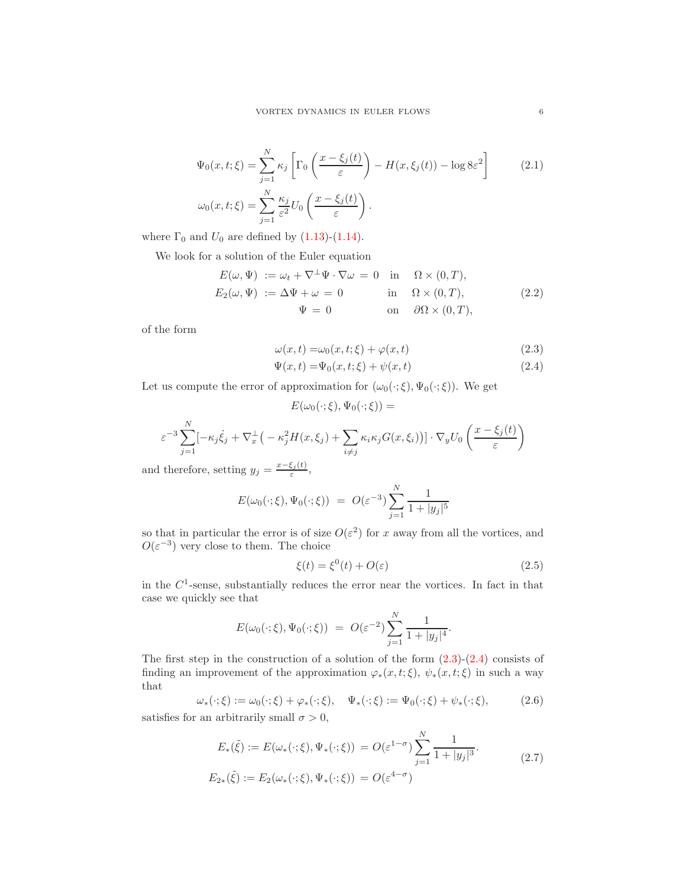$$
\begin{aligned}
\Psi_0(x,t;\xi) &= \sum_{j=1}^{N} \kappa_j \left[ \Gamma_0\left(\frac{x-\xi_j(t)}{\varepsilon}\right) - H(x,\xi_j(t)) - \log 8\varepsilon^2 \right] \qquad (2.1)\\
\omega_0(x,t;\xi) &= \sum_{j=1}^{N} \frac{\kappa_j}{\varepsilon^2} U_0\left(\frac{x-\xi_j(t)}{\varepsilon}\right).
\end{aligned}
$$

where $\Gamma_0$ and $U_0$ are defined by (1.13)-(1.14).

We look for a solution of the Euler equation

$$
\begin{aligned}
E(\omega,\Psi) &:= \omega_t + \nabla^\perp \Psi \cdot \nabla \omega = 0 \quad \text{in} \quad \Omega\times(0,T),\\
E_2(\omega,\Psi) &:= \Delta \Psi + \omega = 0 \qquad\qquad \text{in} \quad \Omega\times(0,T), \qquad (2.2)\\
\Psi &= 0 \qquad\qquad\qquad\qquad \text{on} \quad \partial\Omega\times(0,T),
\end{aligned}
$$

of the form

$$
\omega(x,t) = \omega_0(x,t;\xi) + \varphi(x,t) \tag{2.3}
$$

$$
\Psi(x,t) = \Psi_0(x,t;\xi) + \psi(x,t) \tag{2.4}
$$

Let us compute the error of approximation for $(\omega_0(\cdot;\xi), \Psi_0(\cdot;\xi))$. We get

$$
E(\omega_0(\cdot;\xi), \Psi_0(\cdot;\xi)) =
$$

$$
\varepsilon^{-3} \sum_{j=1}^{N} [-\kappa_j \dot{\xi}_j + \nabla_x^\perp\big(-\kappa_j^2 H(x,\xi_j) + \sum_{i\neq j} \kappa_i\kappa_j G(x,\xi_i)\big)] \cdot \nabla_y U_0\left(\frac{x-\xi_j(t)}{\varepsilon}\right)
$$

and therefore, setting $y_j = \frac{x-\xi_j(t)}{\varepsilon}$,

$$
E(\omega_0(\cdot;\xi), \Psi_0(\cdot;\xi)) \;=\; O(\varepsilon^{-3}) \sum_{j=1}^{N} \frac{1}{1+|y_j|^5}
$$

so that in particular the error is of size $O(\varepsilon^2)$ for $x$ away from all the vortices, and $O(\varepsilon^{-3})$ very close to them. The choice

$$
\xi(t) = \xi^0(t) + O(\varepsilon) \tag{2.5}
$$

in the $C^1$-sense, substantially reduces the error near the vortices. In fact in that case we quickly see that

$$
E(\omega_0(\cdot;\xi), \Psi_0(\cdot;\xi)) \;=\; O(\varepsilon^{-2}) \sum_{j=1}^{N} \frac{1}{1+|y_j|^4}.
$$

The first step in the construction of a solution of the form (2.3)-(2.4) consists of finding an improvement of the approximation $\varphi_*(x,t;\xi)$, $\psi_*(x,t;\xi)$ in such a way that

$$
\omega_*(\cdot;\xi) := \omega_0(\cdot;\xi) + \varphi_*(\cdot;\xi), \quad \Psi_*(\cdot;\xi) := \Psi_0(\cdot;\xi) + \psi_*(\cdot;\xi), \tag{2.6}
$$

satisfies for an arbitrarily small $\sigma > 0$,

$$
\begin{aligned}
E_*(\tilde{\xi}) &:= E(\omega_*(\cdot;\xi), \Psi_*(\cdot;\xi)) \;=\; O(\varepsilon^{1-\sigma}) \sum_{j=1}^{N} \frac{1}{1+|y_j|^3}. \qquad (2.7)\\
E_{2*}(\tilde{\xi}) &:= E_2(\omega_*(\cdot;\xi), \Psi_*(\cdot;\xi)) \;=\; O(\varepsilon^{4-\sigma})
\end{aligned}
$$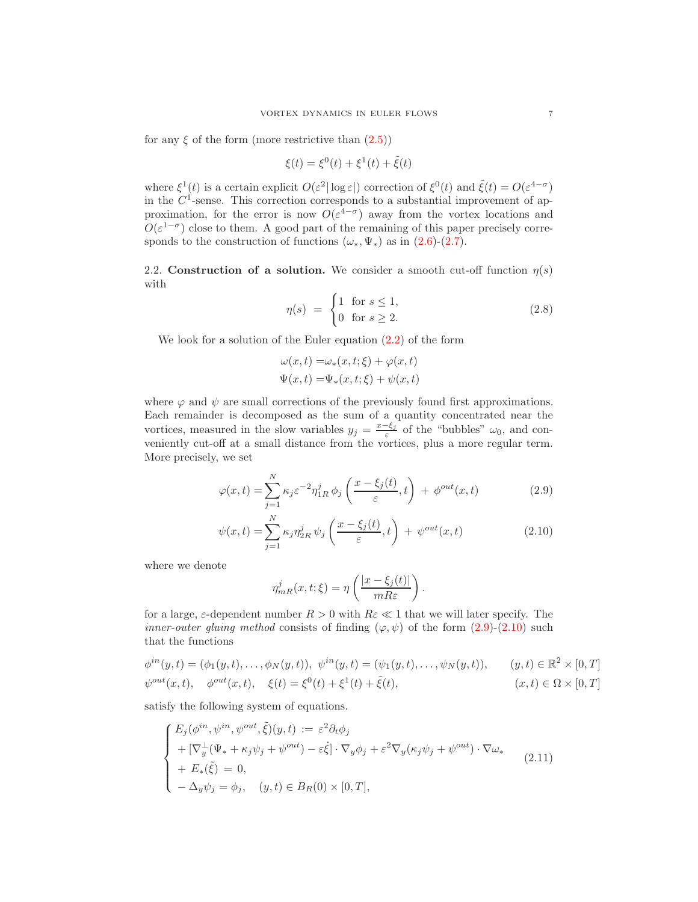for any $\xi$ of the form (more restrictive than (2.5))

$$
\xi(t) = \xi^0(t) + \xi^1(t) + \tilde{\xi}(t)
$$

where $\xi^1(t)$ is a certain explicit $O(\varepsilon^2|\log\varepsilon|)$ correction of $\xi^0(t)$ and $\tilde{\xi}(t) = O(\varepsilon^{4-\sigma})$ in the $C^1$-sense. This correction corresponds to a substantial improvement of approximation, for the error is now $O(\varepsilon^{4-\sigma})$ away from the vortex locations and $O(\varepsilon^{1-\sigma})$ close to them. A good part of the remaining of this paper precisely corresponds to the construction of functions $(\omega_*, \Psi_*)$ as in (2.6)-(2.7).

## 2.2. Construction of a solution.

We consider a smooth cut-off function $\eta(s)$ with

$$
\eta(s) \;=\; \begin{cases} 1 & \text{for } s \le 1, \\ 0 & \text{for } s \ge 2. \end{cases} \tag{2.8}
$$

We look for a solution of the Euler equation (2.2) of the form

$$
\begin{aligned}
\omega(x,t) =& \omega_*(x,t;\xi) + \varphi(x,t) \\
\Psi(x,t) =& \Psi_*(x,t;\xi) + \psi(x,t)
\end{aligned}
$$

where $\varphi$ and $\psi$ are small corrections of the previously found first approximations. Each remainder is decomposed as the sum of a quantity concentrated near the vortices, measured in the slow variables $y_j = \frac{x-\xi_j}{\varepsilon}$ of the "bubbles" $\omega_0$, and conveniently cut-off at a small distance from the vortices, plus a more regular term. More precisely, we set

$$
\varphi(x,t) = \sum_{j=1}^{N} \kappa_j \varepsilon^{-2} \eta_{1R}^j \, \phi_j\left(\frac{x-\xi_j(t)}{\varepsilon}, t\right) \;+\; \phi^{out}(x,t) \tag{2.9}
$$

$$
\psi(x,t) = \sum_{j=1}^{N} \kappa_j \eta_{2R}^j \, \psi_j\left(\frac{x-\xi_j(t)}{\varepsilon}, t\right) \;+\; \psi^{out}(x,t) \tag{2.10}
$$

where we denote

$$
\eta_{mR}^j(x,t;\xi) = \eta\left(\frac{|x-\xi_j(t)|}{mR\varepsilon}\right).
$$

for a large, $\varepsilon$-dependent number $R>0$ with $R\varepsilon \ll 1$ that we will later specify. The *inner-outer gluing method* consists of finding $(\varphi,\psi)$ of the form (2.9)-(2.10) such that the functions

$$
\begin{aligned}
&\phi^{in}(y,t) = (\phi_1(y,t),\ldots,\phi_N(y,t)),\ \psi^{in}(y,t) = (\psi_1(y,t),\ldots,\psi_N(y,t)), \qquad (y,t)\in\mathbb{R}^2\times[0,T] \\
&\psi^{out}(x,t), \quad \phi^{out}(x,t), \quad \xi(t) = \xi^0(t)+\xi^1(t)+\tilde{\xi}(t), \qquad\qquad\qquad\qquad (x,t)\in\Omega\times[0,T]
\end{aligned}
$$

satisfy the following system of equations.

$$
\begin{cases}
E_j(\phi^{in},\psi^{in},\psi^{out},\tilde{\xi})(y,t) \;:=\; \varepsilon^2\partial_t\phi_j \\
+\, [\nabla_y^{\perp}(\Psi_* + \kappa_j\psi_j + \psi^{out}) - \varepsilon\dot{\xi}]\cdot\nabla_y\phi_j + \varepsilon^2\nabla_y(\kappa_j\psi_j + \psi^{out})\cdot\nabla\omega_* \\
+\, E_*(\tilde{\xi}) \;=\; 0, \\
-\,\Delta_y\psi_j = \phi_j, \quad (y,t)\in B_R(0)\times[0,T],
\end{cases} \tag{2.11}
$$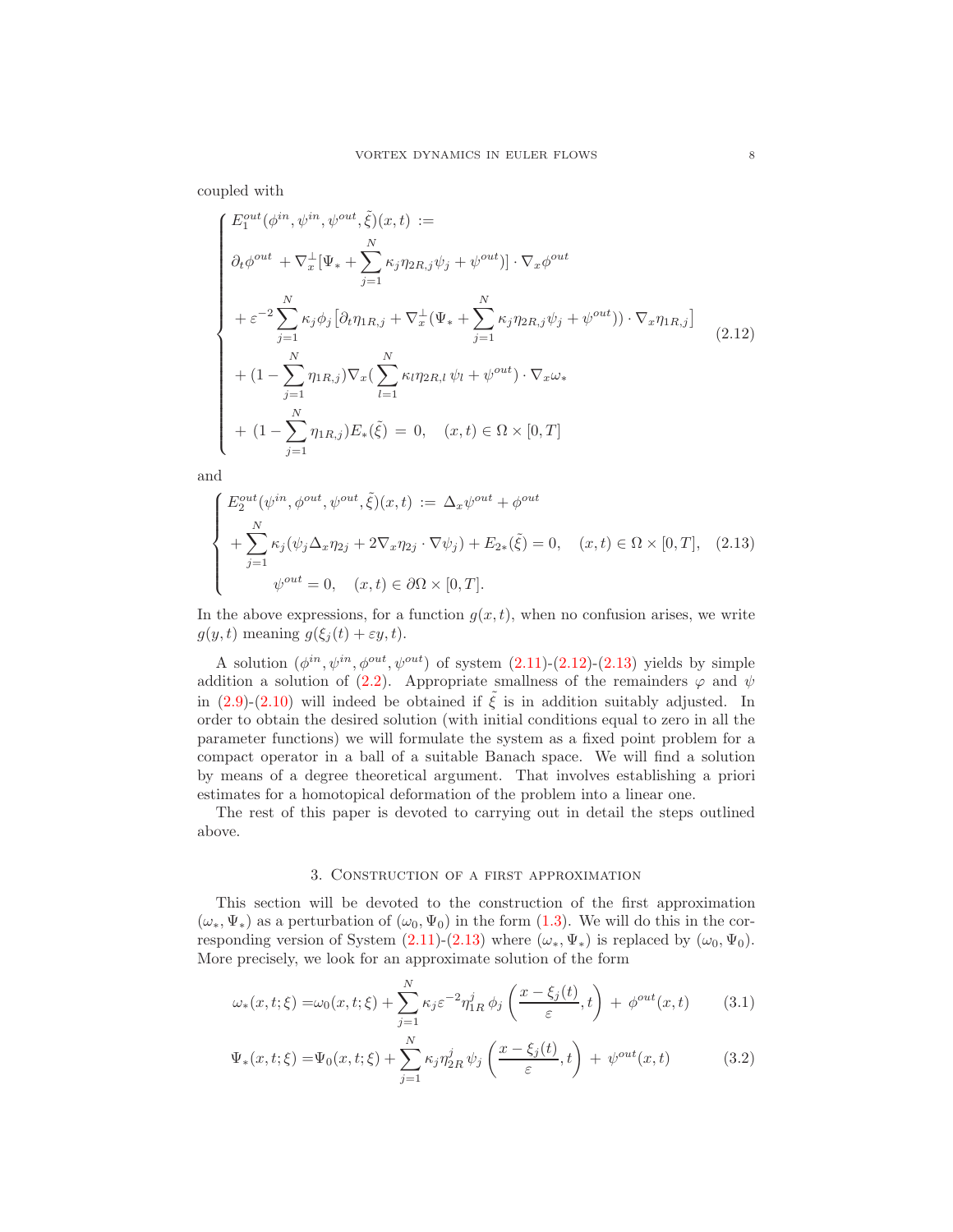coupled with

$$
\begin{cases}
E_1^{out}(\phi^{in}, \psi^{in}, \psi^{out}, \tilde{\xi})(x,t) \, := \\
\partial_t \phi^{out} \, + \nabla_x^{\perp}[\Psi_* + \sum_{j=1}^{N} \kappa_j \eta_{2R,j} \psi_j + \psi^{out})] \cdot \nabla_x \phi^{out} \\
\, + \varepsilon^{-2} \sum_{j=1}^{N} \kappa_j \phi_j \left[ \partial_t \eta_{1R,j} + \nabla_x^{\perp} (\Psi_* + \sum_{j=1}^{N} \kappa_j \eta_{2R,j} \psi_j + \psi^{out})) \cdot \nabla_x \eta_{1R,j} \right] \\
\, + (1 - \sum_{j=1}^{N} \eta_{1R,j}) \nabla_x ( \sum_{l=1}^{N} \kappa_l \eta_{2R,l} \, \psi_l + \psi^{out}) \cdot \nabla_x \omega_* \\
\, + \, (1 - \sum_{j=1}^{N} \eta_{1R,j}) E_*(\tilde{\xi}) \, = \, 0, \quad (x,t) \in \Omega \times [0,T]
\end{cases}
\tag{2.12}
$$

and

$$
\begin{cases}
E_2^{out}(\psi^{in}, \phi^{out}, \psi^{out}, \tilde{\xi})(x,t) \, := \, \Delta_x \psi^{out} + \phi^{out} \\
+ \sum_{j=1}^{N} \kappa_j (\psi_j \Delta_x \eta_{2j} + 2 \nabla_x \eta_{2j} \cdot \nabla \psi_j) + E_{2*}(\tilde{\xi}) = 0, \quad (x,t) \in \Omega \times [0,T], \\
\qquad \psi^{out} = 0, \quad (x,t) \in \partial\Omega \times [0,T].
\end{cases}
\tag{2.13}
$$

In the above expressions, for a function $g(x,t)$, when no confusion arises, we write $g(y,t)$ meaning $g(\xi_j(t) + \varepsilon y, t)$.

A solution $(\phi^{in}, \psi^{in}, \phi^{out}, \psi^{out})$ of system (2.11)-(2.12)-(2.13) yields by simple addition a solution of (2.2). Appropriate smallness of the remainders $\varphi$ and $\psi$ in (2.9)-(2.10) will indeed be obtained if $\tilde{\xi}$ is in addition suitably adjusted. In order to obtain the desired solution (with initial conditions equal to zero in all the parameter functions) we will formulate the system as a fixed point problem for a compact operator in a ball of a suitable Banach space. We will find a solution by means of a degree theoretical argument. That involves establishing a priori estimates for a homotopical deformation of the problem into a linear one.

The rest of this paper is devoted to carrying out in detail the steps outlined above.

## 3. Construction of a first approximation

This section will be devoted to the construction of the first approximation $(\omega_*, \Psi_*)$ as a perturbation of $(\omega_0, \Psi_0)$ in the form (1.3). We will do this in the corresponding version of System (2.11)-(2.13) where $(\omega_*, \Psi_*)$ is replaced by $(\omega_0, \Psi_0)$. More precisely, we look for an approximate solution of the form

$$
\omega_*(x,t;\xi) = \omega_0(x,t;\xi) + \sum_{j=1}^{N} \kappa_j \varepsilon^{-2} \eta_{1R}^j \, \phi_j \left( \frac{x - \xi_j(t)}{\varepsilon}, t \right) \, + \, \phi^{out}(x,t) \tag{3.1}
$$

$$
\Psi_*(x,t;\xi) = \Psi_0(x,t;\xi) + \sum_{j=1}^{N} \kappa_j \eta_{2R}^j \, \psi_j \left( \frac{x - \xi_j(t)}{\varepsilon}, t \right) \, + \, \psi^{out}(x,t) \tag{3.2}
$$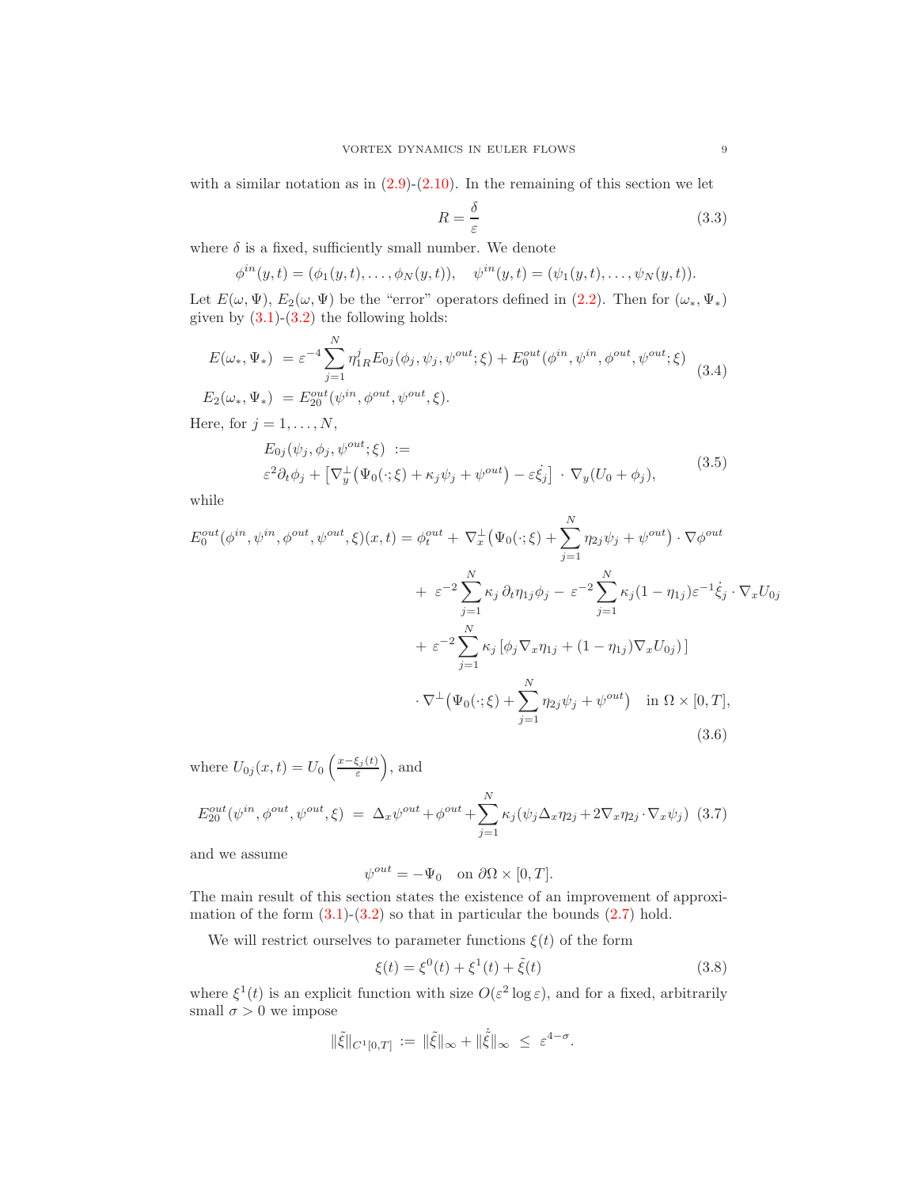with a similar notation as in (2.9)-(2.10). In the remaining of this section we let

$$R = \frac{\delta}{\varepsilon} \tag{3.3}$$

where $\delta$ is a fixed, sufficiently small number. We denote

$$\phi^{in}(y,t) = (\phi_1(y,t), \dots, \phi_N(y,t)), \quad \psi^{in}(y,t) = (\psi_1(y,t), \dots, \psi_N(y,t)).$$

Let $E(\omega, \Psi)$, $E_2(\omega, \Psi)$ be the "error" operators defined in (2.2). Then for $(\omega_*, \Psi_*)$ given by (3.1)-(3.2) the following holds:

$$\begin{aligned} E(\omega_*, \Psi_*) \ &= \varepsilon^{-4} \sum_{j=1}^N \eta_{1R}^j E_{0j}(\phi_j, \psi_j, \psi^{out}; \xi) + E_0^{out}(\phi^{in}, \psi^{in}, \phi^{out}, \psi^{out}; \xi) \\ E_2(\omega_*, \Psi_*) \ &= E_{20}^{out}(\psi^{in}, \phi^{out}, \psi^{out}, \xi). \end{aligned} \tag{3.4}$$

Here, for $j = 1, \dots, N$,

$$\begin{aligned} &E_{0j}(\psi_j, \phi_j, \psi^{out}; \xi) \ := \\ &\varepsilon^2 \partial_t \phi_j + \left[ \nabla_y^\perp \big( \Psi_0(\cdot; \xi) + \kappa_j \psi_j + \psi^{out} \big) - \varepsilon \dot{\xi}_j \right] \cdot \nabla_y (U_0 + \phi_j), \end{aligned} \tag{3.5}$$

while

$$\begin{aligned} E_0^{out}(\phi^{in}, \psi^{in}, \phi^{out}, \psi^{out}, \xi)(x,t) = \ &\phi_t^{out} + \nabla_x^\perp \big( \Psi_0(\cdot; \xi) + \sum_{j=1}^N \eta_{2j} \psi_j + \psi^{out} \big) \cdot \nabla \phi^{out} \\ &+ \ \varepsilon^{-2} \sum_{j=1}^N \kappa_j \, \partial_t \eta_{1j} \phi_j \ - \ \varepsilon^{-2} \sum_{j=1}^N \kappa_j (1 - \eta_{1j}) \varepsilon^{-1} \dot{\xi}_j \cdot \nabla_x U_{0j} \\ &+ \ \varepsilon^{-2} \sum_{j=1}^N \kappa_j \left[ \phi_j \nabla_x \eta_{1j} + (1 - \eta_{1j}) \nabla_x U_{0j} \right] \\ &\cdot \nabla^\perp \big( \Psi_0(\cdot; \xi) + \sum_{j=1}^N \eta_{2j} \psi_j + \psi^{out} \big) \quad \text{in } \Omega \times [0,T], \end{aligned} \tag{3.6}$$

where $U_{0j}(x,t) = U_0 \left( \frac{x - \xi_j(t)}{\varepsilon} \right)$, and

$$E_{20}^{out}(\psi^{in}, \phi^{out}, \psi^{out}, \xi) \ = \ \Delta_x \psi^{out} + \phi^{out} + \sum_{j=1}^N \kappa_j (\psi_j \Delta_x \eta_{2j} + 2 \nabla_x \eta_{2j} \cdot \nabla_x \psi_j) \tag{3.7}$$

and we assume

$$\psi^{out} = -\Psi_0 \quad \text{on } \partial\Omega \times [0,T].$$

The main result of this section states the existence of an improvement of approximation of the form (3.1)-(3.2) so that in particular the bounds (2.7) hold.

We will restrict ourselves to parameter functions $\xi(t)$ of the form

$$\xi(t) = \xi^0(t) + \xi^1(t) + \tilde{\xi}(t) \tag{3.8}$$

where $\xi^1(t)$ is an explicit function with size $O(\varepsilon^2 \log \varepsilon)$, and for a fixed, arbitrarily small $\sigma > 0$ we impose

$$\|\tilde{\xi}\|_{C^1[0,T]} \ := \ \|\tilde{\xi}\|_\infty + \|\dot{\tilde{\xi}}\|_\infty \ \le \ \varepsilon^{4-\sigma}.$$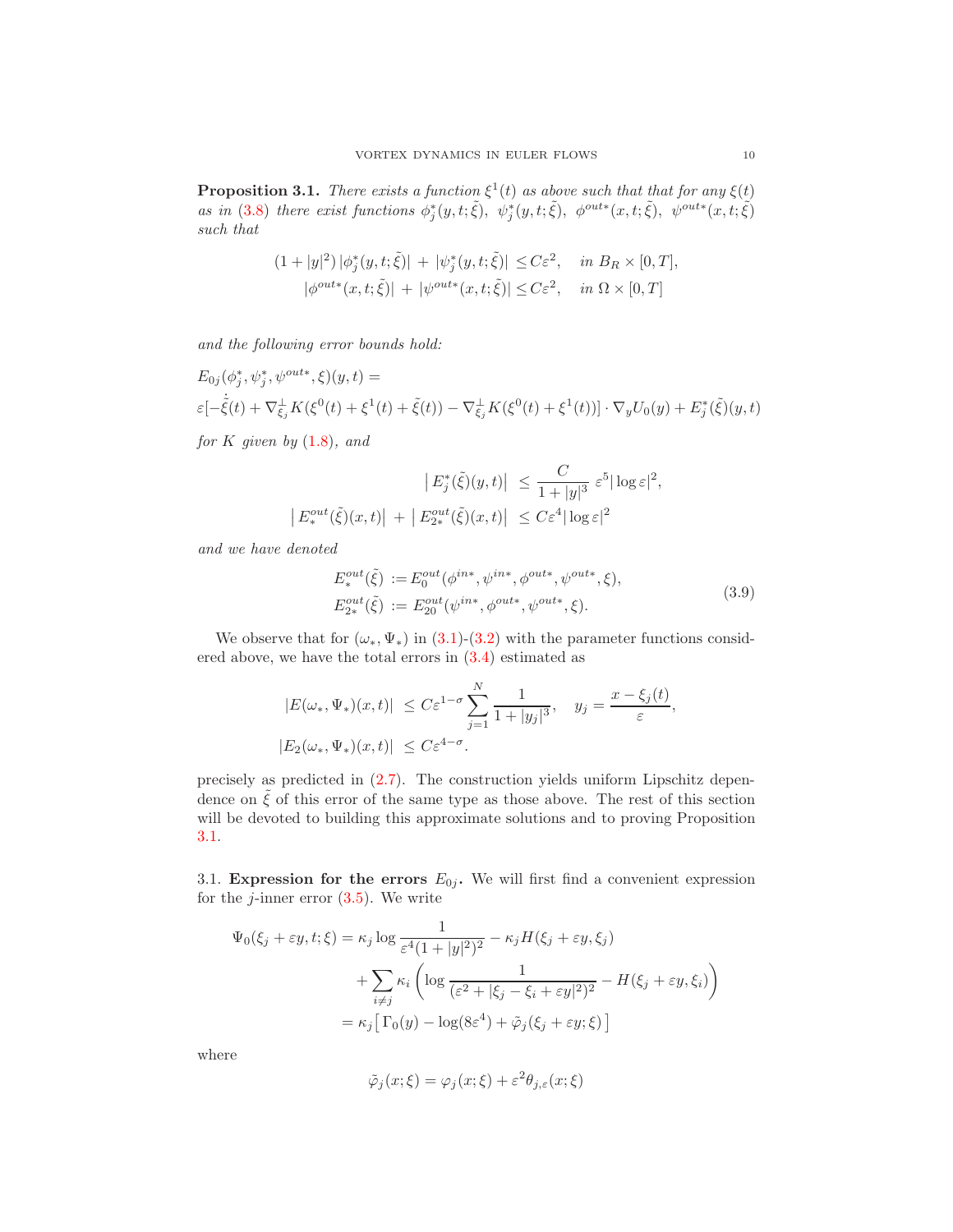**Proposition 3.1.** *There exists a function $\xi^1(t)$ as above such that that for any $\xi(t)$ as in (3.8) there exist functions $\phi_j^*(y,t;\tilde\xi)$, $\psi_j^*(y,t;\tilde\xi)$, $\phi^{out*}(x,t;\tilde\xi)$, $\psi^{out*}(x,t;\tilde\xi)$ such that*

$$
\begin{aligned}
(1+|y|^2)\,|\phi_j^*(y,t;\tilde\xi)| \,+\, |\psi_j^*(y,t;\tilde\xi)| &\le C\varepsilon^2, \quad \text{in } B_R\times[0,T],\\
|\phi^{out*}(x,t;\tilde\xi)| \,+\, |\psi^{out*}(x,t;\tilde\xi)| &\le C\varepsilon^2, \quad \text{in } \Omega\times[0,T]
\end{aligned}
$$

*and the following error bounds hold:*

$$
\begin{aligned}
&E_{0j}(\phi_j^*,\psi_j^*,\psi^{out*},\xi)(y,t) =\\
&\varepsilon[-\dot{\tilde\xi}(t) + \nabla_{\xi_j}^{\perp}K(\xi^0(t)+\xi^1(t)+\tilde\xi(t)) - \nabla_{\xi_j}^{\perp}K(\xi^0(t)+\xi^1(t))]\cdot\nabla_y U_0(y) + E_j^*(\tilde\xi)(y,t)
\end{aligned}
$$

*for $K$ given by (1.8), and*

$$
\begin{aligned}
\big|\,E_j^*(\tilde\xi)(y,t)\big| \;&\le\; \frac{C}{1+|y|^3}\,\varepsilon^5|\log\varepsilon|^2,\\
\big|\,E_*^{out}(\tilde\xi)(x,t)\big| \,+\, \big|\,E_{2*}^{out}(\tilde\xi)(x,t)\big| \;&\le\; C\varepsilon^4|\log\varepsilon|^2
\end{aligned}
$$

*and we have denoted*

$$
\begin{aligned}
E_*^{out}(\tilde\xi) \;&:= E_0^{out}(\phi^{in*},\psi^{in*},\phi^{out*},\psi^{out*},\xi),\\
E_{2*}^{out}(\tilde\xi) \;&:= E_{20}^{out}(\psi^{in*},\phi^{out*},\psi^{out*},\xi).
\end{aligned}
\tag{3.9}
$$

We observe that for $(\omega_*,\Psi_*)$ in (3.1)-(3.2) with the parameter functions considered above, we have the total errors in (3.4) estimated as

$$
\begin{aligned}
|E(\omega_*,\Psi_*)(x,t)| \;&\le C\varepsilon^{1-\sigma}\sum_{j=1}^{N}\frac{1}{1+|y_j|^3}, \quad y_j = \frac{x-\xi_j(t)}{\varepsilon},\\
|E_2(\omega_*,\Psi_*)(x,t)| \;&\le C\varepsilon^{4-\sigma}.
\end{aligned}
$$

precisely as predicted in (2.7). The construction yields uniform Lipschitz dependence on $\tilde\xi$ of this error of the same type as those above. The rest of this section will be devoted to building this approximate solutions and to proving Proposition 3.1.

## 3.1. Expression for the errors $E_{0j}$.

We will first find a convenient expression for the $j$-inner error (3.5). We write

$$
\begin{aligned}
\Psi_0(\xi_j+\varepsilon y,t;\xi) &= \kappa_j\log\frac{1}{\varepsilon^4(1+|y|^2)^2} - \kappa_j H(\xi_j+\varepsilon y,\xi_j)\\
&\quad + \sum_{i\ne j}\kappa_i\left(\log\frac{1}{(\varepsilon^2+|\xi_j-\xi_i+\varepsilon y|^2)^2} - H(\xi_j+\varepsilon y,\xi_i)\right)\\
&= \kappa_j\big[\,\Gamma_0(y) - \log(8\varepsilon^4) + \tilde\varphi_j(\xi_j+\varepsilon y;\xi)\,\big]
\end{aligned}
$$

where

$$
\tilde\varphi_j(x;\xi) = \varphi_j(x;\xi) + \varepsilon^2\theta_{j,\varepsilon}(x;\xi)
$$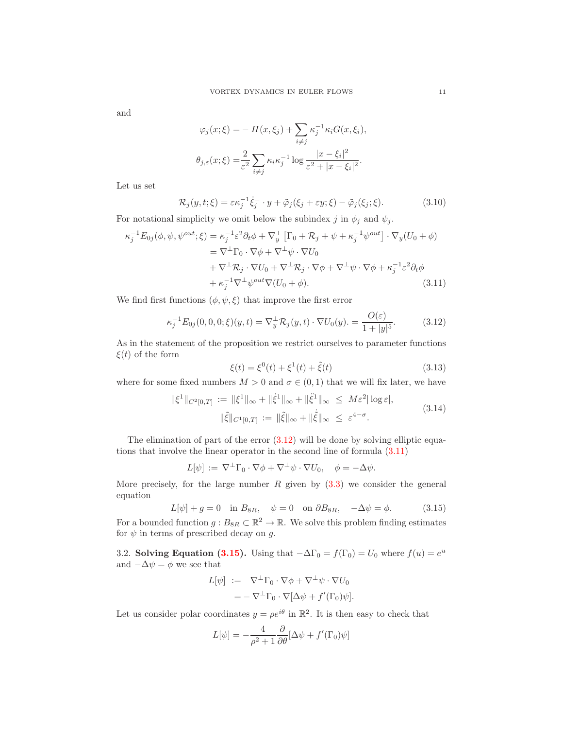and

$$
\begin{aligned}
\varphi_j(x;\xi) =& -H(x,\xi_j) + \sum_{i\neq j} \kappa_j^{-1}\kappa_i G(x,\xi_i),\\
\theta_{j,\varepsilon}(x;\xi) =& \frac{2}{\varepsilon^2}\sum_{i\neq j}\kappa_i\kappa_j^{-1}\log\frac{|x-\xi_i|^2}{\varepsilon^2+|x-\xi_i|^2}.
\end{aligned}
$$

Let us set

$$
\mathcal{R}_j(y,t;\xi) = \varepsilon\kappa_j^{-1}\dot{\xi}_j^{\perp}\cdot y + \tilde{\varphi}_j(\xi_j+\varepsilon y;\xi) - \tilde{\varphi}_j(\xi_j;\xi). \tag{3.10}
$$

For notational simplicity we omit below the subindex $j$ in $\phi_j$ and $\psi_j$.

$$
\begin{aligned}
\kappa_j^{-1}E_{0j}(\phi,\psi,\psi^{out};\xi) &= \kappa_j^{-1}\varepsilon^2\partial_t\phi + \nabla_y^{\perp}\left[\Gamma_0 + \mathcal{R}_j + \psi + \kappa_j^{-1}\psi^{out}\right]\cdot\nabla_y(U_0+\phi)\\
&= \nabla^{\perp}\Gamma_0\cdot\nabla\phi + \nabla^{\perp}\psi\cdot\nabla U_0\\
&\quad + \nabla^{\perp}\mathcal{R}_j\cdot\nabla U_0 + \nabla^{\perp}\mathcal{R}_j\cdot\nabla\phi + \nabla^{\perp}\psi\cdot\nabla\phi + \kappa_j^{-1}\varepsilon^2\partial_t\phi\\
&\quad + \kappa_j^{-1}\nabla^{\perp}\psi^{out}\nabla(U_0+\phi).
\end{aligned} \tag{3.11}
$$

We find first functions $(\phi,\psi,\xi)$ that improve the first error

$$
\kappa_j^{-1}E_{0j}(0,0,0;\xi)(y,t) = \nabla_y^{\perp}\mathcal{R}_j(y,t)\cdot\nabla U_0(y). = \frac{O(\varepsilon)}{1+|y|^5}. \tag{3.12}
$$

As in the statement of the proposition we restrict ourselves to parameter functions $\xi(t)$ of the form

$$
\xi(t) = \xi^0(t) + \xi^1(t) + \tilde{\xi}(t) \tag{3.13}
$$

where for some fixed numbers $M>0$ and $\sigma\in(0,1)$ that we will fix later, we have

$$
\begin{aligned}
\|\xi^1\|_{C^2[0,T]} &:= \|\xi^1\|_\infty + \|\dot{\xi}^1\|_\infty + \|\ddot{\xi}^1\|_\infty \ \le\ M\varepsilon^2|\log\varepsilon|,\\
\|\tilde{\xi}\|_{C^1[0,T]} &:= \|\tilde{\xi}\|_\infty + \|\dot{\tilde{\xi}}\|_\infty \ \le\ \varepsilon^{4-\sigma}.
\end{aligned} \tag{3.14}
$$

The elimination of part of the error (3.12) will be done by solving elliptic equations that involve the linear operator in the second line of formula (3.11)

$$
L[\psi] := \nabla^{\perp}\Gamma_0\cdot\nabla\phi + \nabla^{\perp}\psi\cdot\nabla U_0, \quad \phi = -\Delta\psi.
$$

More precisely, for the large number $R$ given by (3.3) we consider the general equation

$$
L[\psi] + g = 0 \quad \text{in } B_{8R}, \quad \psi = 0 \quad \text{on } \partial B_{8R}, \quad -\Delta\psi = \phi. \tag{3.15}
$$

For a bounded function $g: B_{8R}\subset\mathbb{R}^2\to\mathbb{R}$. We solve this problem finding estimates for $\psi$ in terms of prescribed decay on $g$.

3.2. **Solving Equation (3.15).** Using that $-\Delta\Gamma_0 = f(\Gamma_0) = U_0$ where $f(u)=e^u$ and $-\Delta\psi = \phi$ we see that

$$
\begin{aligned}
L[\psi] &:= \nabla^{\perp}\Gamma_0\cdot\nabla\phi + \nabla^{\perp}\psi\cdot\nabla U_0\\
&= -\nabla^{\perp}\Gamma_0\cdot\nabla[\Delta\psi + f'(\Gamma_0)\psi].
\end{aligned}
$$

Let us consider polar coordinates $y=\rho e^{i\theta}$ in $\mathbb{R}^2$. It is then easy to check that

$$
L[\psi] = -\frac{4}{\rho^2+1}\frac{\partial}{\partial\theta}[\Delta\psi + f'(\Gamma_0)\psi]
$$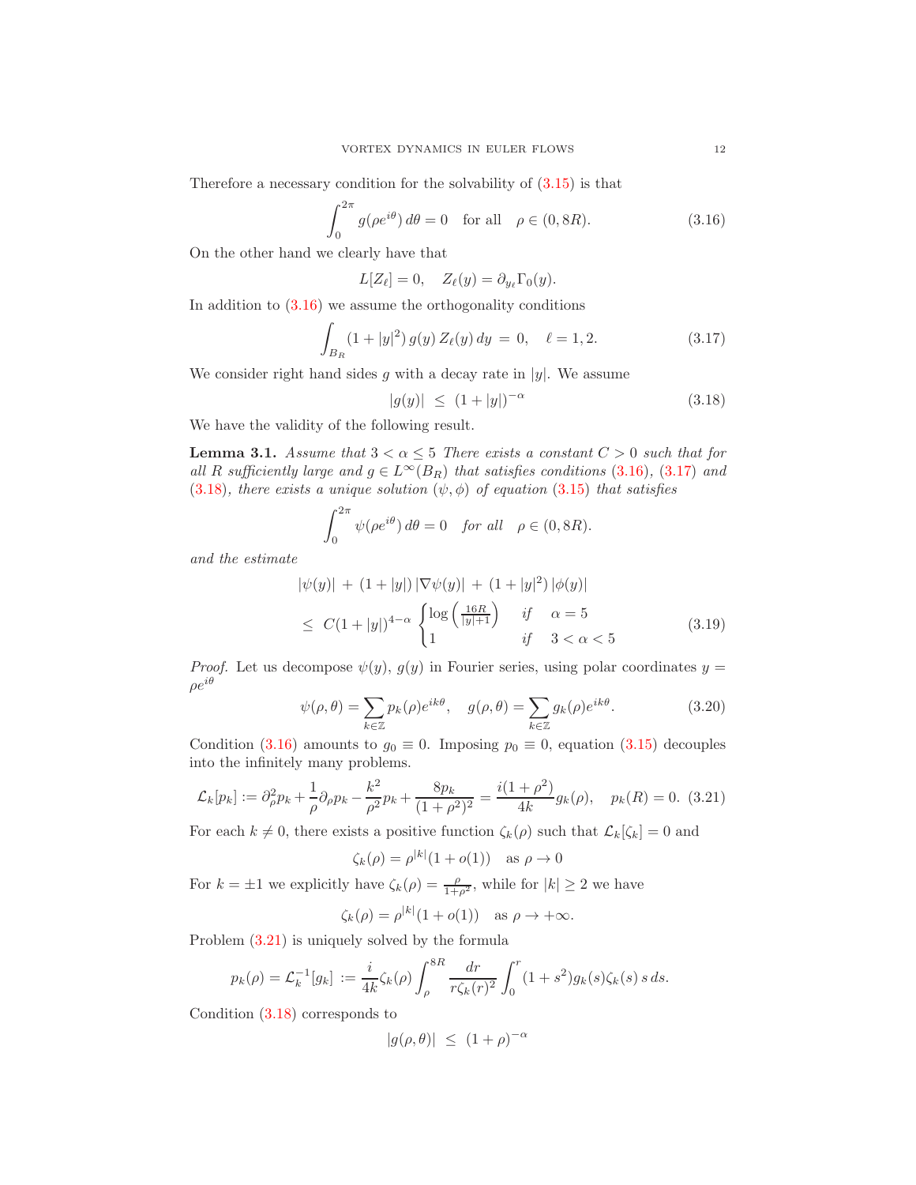Therefore a necessary condition for the solvability of (3.15) is that

$$\int_0^{2\pi} g(\rho e^{i\theta})\, d\theta = 0 \quad \text{for all} \quad \rho \in (0, 8R). \tag{3.16}$$

On the other hand we clearly have that

$$L[Z_\ell] = 0, \quad Z_\ell(y) = \partial_{y_\ell}\Gamma_0(y).$$

In addition to (3.16) we assume the orthogonality conditions

$$\int_{B_R} (1+|y|^2)\, g(y)\, Z_\ell(y)\, dy \;=\; 0, \quad \ell = 1, 2. \tag{3.17}$$

We consider right hand sides $g$ with a decay rate in $|y|$. We assume

$$|g(y)| \;\le\; (1+|y|)^{-\alpha} \tag{3.18}$$

We have the validity of the following result.

**Lemma 3.1.** *Assume that $3 < \alpha \le 5$ There exists a constant $C > 0$ such that for all $R$ sufficiently large and $g \in L^\infty(B_R)$ that satisfies conditions (3.16), (3.17) and (3.18), there exists a unique solution $(\psi, \phi)$ of equation (3.15) that satisfies*

$$\int_0^{2\pi} \psi(\rho e^{i\theta})\, d\theta = 0 \quad \textit{for all} \quad \rho \in (0, 8R).$$

*and the estimate*

$$\begin{aligned} &|\psi(y)| \;+\; (1+|y|)\,|\nabla\psi(y)| \;+\; (1+|y|^2)\,|\phi(y)| \\ &\le\; C(1+|y|)^{4-\alpha} \begin{cases} \log\left(\frac{16R}{|y|+1}\right) & \text{if} \quad \alpha = 5 \\ 1 & \text{if} \quad 3 < \alpha < 5 \end{cases} \end{aligned} \tag{3.19}$$

*Proof.* Let us decompose $\psi(y)$, $g(y)$ in Fourier series, using polar coordinates $y = \rho e^{i\theta}$

$$\psi(\rho,\theta) = \sum_{k\in\mathbb{Z}} p_k(\rho) e^{ik\theta}, \quad g(\rho,\theta) = \sum_{k\in\mathbb{Z}} g_k(\rho) e^{ik\theta}. \tag{3.20}$$

Condition (3.16) amounts to $g_0 \equiv 0$. Imposing $p_0 \equiv 0$, equation (3.15) decouples into the infinitely many problems.

$$\mathcal{L}_k[p_k] := \partial_\rho^2 p_k + \frac{1}{\rho}\partial_\rho p_k - \frac{k^2}{\rho^2}p_k + \frac{8p_k}{(1+\rho^2)^2} = \frac{i(1+\rho^2)}{4k} g_k(\rho), \quad p_k(R) = 0. \tag{3.21}$$

For each $k \neq 0$, there exists a positive function $\zeta_k(\rho)$ such that $\mathcal{L}_k[\zeta_k] = 0$ and

$$\zeta_k(\rho) = \rho^{|k|}(1+o(1)) \quad \text{as } \rho \to 0$$

For $k = \pm 1$ we explicitly have $\zeta_k(\rho) = \frac{\rho}{1+\rho^2}$, while for $|k| \ge 2$ we have

$$\zeta_k(\rho) = \rho^{|k|}(1+o(1)) \quad \text{as } \rho \to +\infty.$$

Problem (3.21) is uniquely solved by the formula

$$p_k(\rho) = \mathcal{L}_k^{-1}[g_k] \;:=\; \frac{i}{4k}\zeta_k(\rho)\int_\rho^{8R} \frac{dr}{r\zeta_k(r)^2}\int_0^r (1+s^2) g_k(s)\zeta_k(s)\, s\, ds.$$

Condition (3.18) corresponds to

$$|g(\rho,\theta)| \;\le\; (1+\rho)^{-\alpha}$$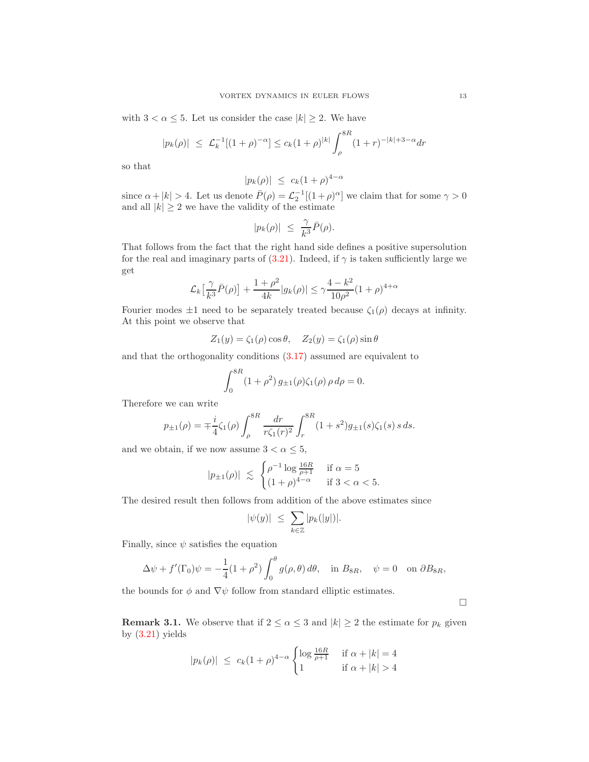with $3 < \alpha \le 5$. Let us consider the case $|k| \ge 2$. We have

$$|p_k(\rho)| \;\le\; \mathcal{L}_k^{-1}[(1+\rho)^{-\alpha}] \le c_k(1+\rho)^{|k|}\int_\rho^{8R}(1+r)^{-|k|+3-\alpha}dr$$

so that

$$|p_k(\rho)| \;\le\; c_k(1+\rho)^{4-\alpha}$$

since $\alpha + |k| > 4$. Let us denote $\bar P(\rho) = \mathcal{L}_2^{-1}[(1+\rho)^{\alpha}]$ we claim that for some $\gamma > 0$ and all $|k| \ge 2$ we have the validity of the estimate

$$|p_k(\rho)| \;\le\; \frac{\gamma}{k^3}\bar P(\rho).$$

That follows from the fact that the right hand side defines a positive supersolution for the real and imaginary parts of (3.21). Indeed, if $\gamma$ is taken sufficiently large we get

$$\mathcal{L}_k\big[\frac{\gamma}{k^3}\bar P(\rho)\big] + \frac{1+\rho^2}{4k}|g_k(\rho)| \le \gamma\frac{4-k^2}{10\rho^2}(1+\rho)^{4+\alpha}$$

Fourier modes $\pm 1$ need to be separately treated because $\zeta_1(\rho)$ decays at infinity. At this point we observe that

$$Z_1(y) = \zeta_1(\rho)\cos\theta, \quad Z_2(y) = \zeta_1(\rho)\sin\theta$$

and that the orthogonality conditions (3.17) assumed are equivalent to

$$\int_0^{8R}(1+\rho^2)\,g_{\pm 1}(\rho)\zeta_1(\rho)\,\rho\,d\rho = 0.$$

Therefore we can write

$$p_{\pm 1}(\rho) = \mp\frac{i}{4}\zeta_1(\rho)\int_\rho^{8R}\frac{dr}{r\zeta_1(r)^2}\int_r^{8R}(1+s^2)g_{\pm 1}(s)\zeta_1(s)\,s\,ds.$$

and we obtain, if we now assume $3 < \alpha \le 5$,

$$|p_{\pm 1}(\rho)| \;\lesssim\; \begin{cases}\rho^{-1}\log\frac{16R}{\rho+1} & \text{if } \alpha = 5\\ (1+\rho)^{4-\alpha} & \text{if } 3 < \alpha < 5.\end{cases}$$

The desired result then follows from addition of the above estimates since

$$|\psi(y)| \;\le\; \sum_{k\in\mathbb{Z}}|p_k(|y|)|.$$

Finally, since $\psi$ satisfies the equation

$$\Delta\psi + f'(\Gamma_0)\psi = -\frac{1}{4}(1+\rho^2)\int_0^\theta g(\rho,\theta)\,d\theta, \quad \text{in } B_{8R}, \quad \psi = 0 \quad \text{on } \partial B_{8R},$$

the bounds for $\phi$ and $\nabla\psi$ follow from standard elliptic estimates.

□

**Remark 3.1.** We observe that if $2 \le \alpha \le 3$ and $|k| \ge 2$ the estimate for $p_k$ given by (3.21) yields

$$|p_k(\rho)| \;\le\; c_k(1+\rho)^{4-\alpha}\begin{cases}\log\frac{16R}{\rho+1} & \text{if } \alpha+|k| = 4\\ 1 & \text{if } \alpha+|k| > 4\end{cases}$$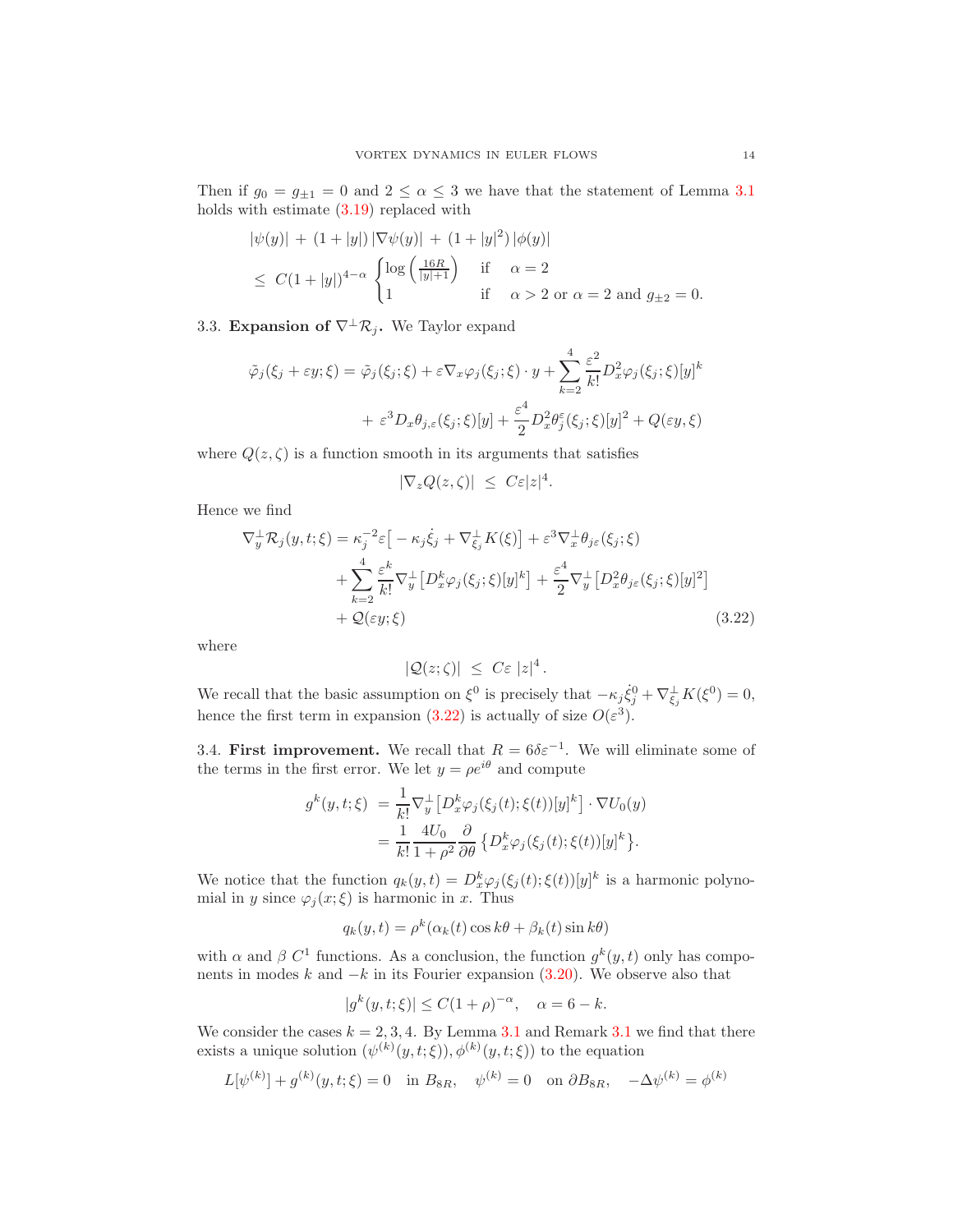Then if $g_0 = g_{\pm 1} = 0$ and $2 \le \alpha \le 3$ we have that the statement of Lemma 3.1 holds with estimate (3.19) replaced with

$$
\begin{aligned}
&|\psi(y)| \,+\, (1+|y|)\,|\nabla \psi(y)| \,+\, (1+|y|^2)\,|\phi(y)| \\
&\le\; C(1+|y|)^{4-\alpha} \begin{cases} \log\left(\frac{16R}{|y|+1}\right) & \text{if} \quad \alpha = 2 \\ 1 & \text{if} \quad \alpha > 2 \text{ or } \alpha = 2 \text{ and } g_{\pm 2} = 0. \end{cases}
\end{aligned}
$$

3.3. **Expansion of $\nabla^\perp \mathcal{R}_j$.** We Taylor expand

$$
\begin{aligned}
\tilde\varphi_j(\xi_j + \varepsilon y;\xi) = \tilde\varphi_j(\xi_j;\xi) + \varepsilon \nabla_x \varphi_j(\xi_j;\xi)\cdot y + \sum_{k=2}^{4} \frac{\varepsilon^2}{k!} D_x^2 \varphi_j(\xi_j;\xi)[y]^k \\
+\; \varepsilon^3 D_x \theta_{j,\varepsilon}(\xi_j;\xi)[y] + \frac{\varepsilon^4}{2} D_x^2 \theta_j^\varepsilon(\xi_j;\xi)[y]^2 + Q(\varepsilon y, \xi)
\end{aligned}
$$

where $Q(z,\zeta)$ is a function smooth in its arguments that satisfies

$$
|\nabla_z Q(z,\zeta)| \;\le\; C\varepsilon |z|^4.
$$

Hence we find

$$
\begin{aligned}
\nabla_y^\perp \mathcal{R}_j(y,t;\xi) &= \kappa_j^{-2}\varepsilon\big[-\kappa_j \dot\xi_j + \nabla_{\xi_j}^\perp K(\xi)\big] + \varepsilon^3 \nabla_x^\perp \theta_{j\varepsilon}(\xi_j;\xi) \\
&\quad + \sum_{k=2}^{4} \frac{\varepsilon^k}{k!} \nabla_y^\perp \big[D_x^k \varphi_j(\xi_j;\xi)[y]^k\big] + \frac{\varepsilon^4}{2} \nabla_y^\perp \big[D_x^2 \theta_{j\varepsilon}(\xi_j;\xi)[y]^2\big] \\
&\quad + \mathcal{Q}(\varepsilon y;\xi) \qquad\qquad (3.22)
\end{aligned}
$$

where

$$
|\mathcal{Q}(z;\zeta)| \;\le\; C\varepsilon\, |z|^4 .
$$

We recall that the basic assumption on $\xi^0$ is precisely that $-\kappa_j \dot\xi_j^0 + \nabla_{\xi_j}^\perp K(\xi^0) = 0$, hence the first term in expansion (3.22) is actually of size $O(\varepsilon^3)$.

3.4. **First improvement.** We recall that $R = 6\delta\varepsilon^{-1}$. We will eliminate some of the terms in the first error. We let $y = \rho e^{i\theta}$ and compute

$$
\begin{aligned}
g^k(y,t;\xi) \;&=\; \frac{1}{k!} \nabla_y^\perp \big[D_x^k \varphi_j(\xi_j(t);\xi(t))[y]^k\big] \cdot \nabla U_0(y) \\
&=\; \frac{1}{k!} \frac{4U_0}{1+\rho^2} \frac{\partial}{\partial\theta} \big\{ D_x^k \varphi_j(\xi_j(t);\xi(t))[y]^k \big\}.
\end{aligned}
$$

We notice that the function $q_k(y,t) = D_x^k \varphi_j(\xi_j(t);\xi(t))[y]^k$ is a harmonic polynomial in $y$ since $\varphi_j(x;\xi)$ is harmonic in $x$. Thus

$$
q_k(y,t) = \rho^k(\alpha_k(t)\cos k\theta + \beta_k(t)\sin k\theta)
$$

with $\alpha$ and $\beta$ $C^1$ functions. As a conclusion, the function $g^k(y,t)$ only has components in modes $k$ and $-k$ in its Fourier expansion (3.20). We observe also that

$$
|g^k(y,t;\xi)| \le C(1+\rho)^{-\alpha}, \quad \alpha = 6-k.
$$

We consider the cases $k = 2,3,4$. By Lemma 3.1 and Remark 3.1 we find that there exists a unique solution $(\psi^{(k)}(y,t;\xi)), \phi^{(k)}(y,t;\xi))$ to the equation

$$
L[\psi^{(k)}] + g^{(k)}(y,t;\xi) = 0 \quad \text{in } B_{8R}, \quad \psi^{(k)} = 0 \quad \text{on } \partial B_{8R}, \quad -\Delta \psi^{(k)} = \phi^{(k)}
$$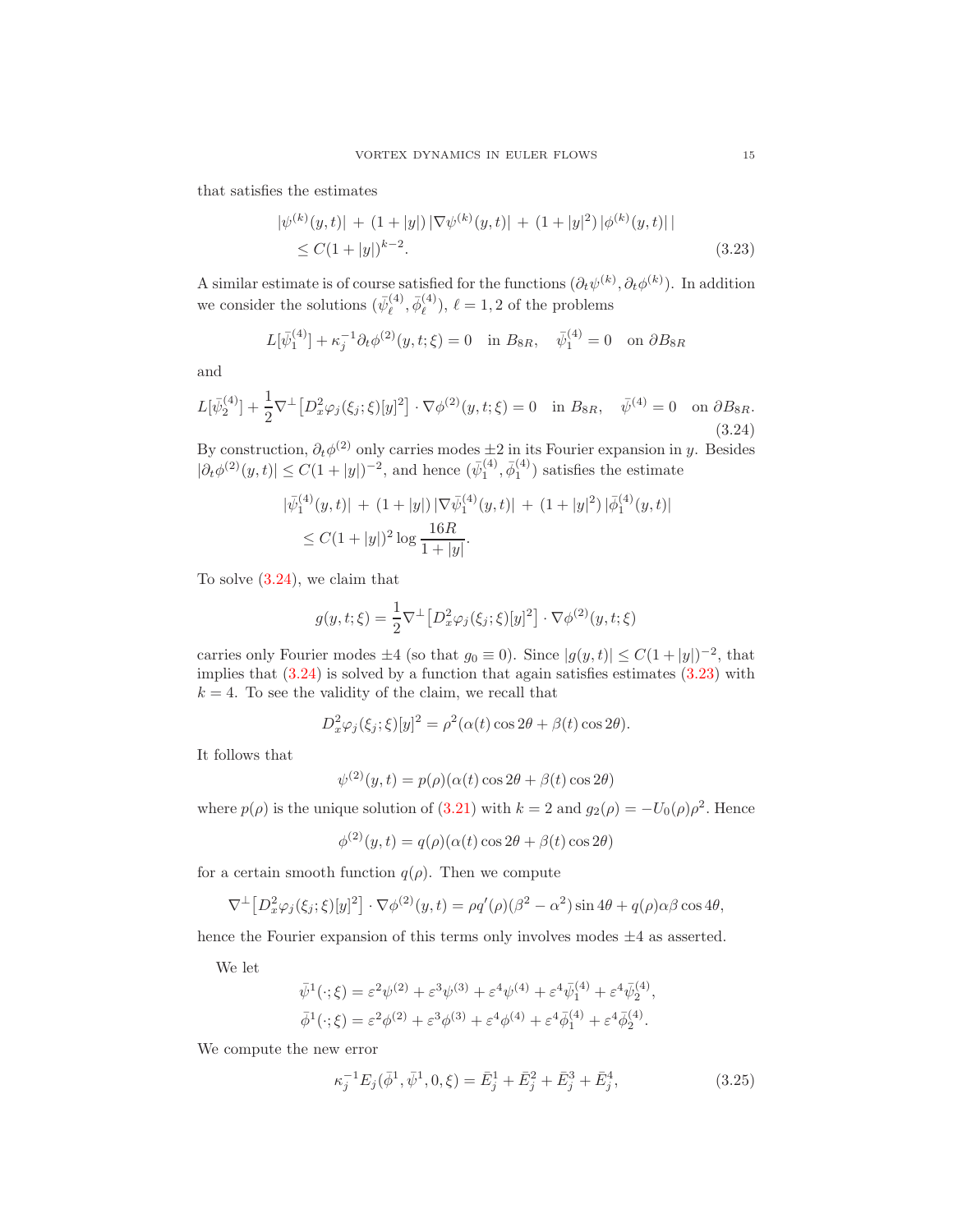that satisfies the estimates

$$
\begin{aligned}
&|\psi^{(k)}(y,t)| \,+\, (1+|y|)\,|\nabla\psi^{(k)}(y,t)| \,+\, (1+|y|^2)\,|\phi^{(k)}(y,t)|\,| \\
&\quad \le C(1+|y|)^{k-2}.
\end{aligned} \tag{3.23}
$$

A similar estimate is of course satisfied for the functions $(\partial_t\psi^{(k)}, \partial_t\phi^{(k)})$. In addition we consider the solutions $(\bar\psi^{(4)}_\ell, \bar\phi^{(4)}_\ell)$, $\ell = 1, 2$ of the problems

$$
L[\bar\psi^{(4)}_1] + \kappa_j^{-1}\partial_t\phi^{(2)}(y,t;\xi) = 0 \quad \text{in } B_{8R}, \quad \bar\psi^{(4)}_1 = 0 \quad \text{on } \partial B_{8R}
$$

and

$$
L[\bar\psi^{(4)}_2] + \frac{1}{2}\nabla^\perp\big[D^2_x\varphi_j(\xi_j;\xi)[y]^2\big]\cdot\nabla\phi^{(2)}(y,t;\xi) = 0 \quad \text{in } B_{8R}, \quad \bar\psi^{(4)} = 0 \quad \text{on } \partial B_{8R}. \tag{3.24}
$$

By construction, $\partial_t\phi^{(2)}$ only carries modes $\pm 2$ in its Fourier expansion in $y$. Besides $|\partial_t\phi^{(2)}(y,t)| \le C(1+|y|)^{-2}$, and hence $(\bar\psi^{(4)}_1, \bar\phi^{(4)}_1)$ satisfies the estimate

$$
\begin{aligned}
&|\bar\psi^{(4)}_1(y,t)| \,+\, (1+|y|)\,|\nabla\bar\psi^{(4)}_1(y,t)| \,+\, (1+|y|^2)\,|\bar\phi^{(4)}_1(y,t)| \\
&\quad \le C(1+|y|)^2\log\frac{16R}{1+|y|}.
\end{aligned}
$$

To solve (3.24), we claim that

$$
g(y,t;\xi) = \frac{1}{2}\nabla^\perp\big[D^2_x\varphi_j(\xi_j;\xi)[y]^2\big]\cdot\nabla\phi^{(2)}(y,t;\xi)
$$

carries only Fourier modes $\pm 4$ (so that $g_0 \equiv 0$). Since $|g(y,t)| \le C(1+|y|)^{-2}$, that implies that (3.24) is solved by a function that again satisfies estimates (3.23) with $k = 4$. To see the validity of the claim, we recall that

$$
D^2_x\varphi_j(\xi_j;\xi)[y]^2 = \rho^2(\alpha(t)\cos 2\theta + \beta(t)\cos 2\theta).
$$

It follows that

$$
\psi^{(2)}(y,t) = p(\rho)(\alpha(t)\cos 2\theta + \beta(t)\cos 2\theta)
$$

where $p(\rho)$ is the unique solution of (3.21) with $k = 2$ and $g_2(\rho) = -U_0(\rho)\rho^2$. Hence

$$
\phi^{(2)}(y,t) = q(\rho)(\alpha(t)\cos 2\theta + \beta(t)\cos 2\theta)
$$

for a certain smooth function $q(\rho)$. Then we compute

$$
\nabla^\perp\big[D^2_x\varphi_j(\xi_j;\xi)[y]^2\big]\cdot\nabla\phi^{(2)}(y,t) = \rho q'(\rho)(\beta^2-\alpha^2)\sin 4\theta + q(\rho)\alpha\beta\cos 4\theta,
$$

hence the Fourier expansion of this terms only involves modes $\pm 4$ as asserted.

We let

$$
\begin{aligned}
\bar\psi^1(\cdot;\xi) &= \varepsilon^2\psi^{(2)} + \varepsilon^3\psi^{(3)} + \varepsilon^4\psi^{(4)} + \varepsilon^4\bar\psi^{(4)}_1 + \varepsilon^4\bar\psi^{(4)}_2, \\
\bar\phi^1(\cdot;\xi) &= \varepsilon^2\phi^{(2)} + \varepsilon^3\phi^{(3)} + \varepsilon^4\phi^{(4)} + \varepsilon^4\bar\phi^{(4)}_1 + \varepsilon^4\bar\phi^{(4)}_2.
\end{aligned}
$$

We compute the new error

$$
\kappa_j^{-1}E_j(\bar\phi^1, \bar\psi^1, 0, \xi) = \bar E^1_j + \bar E^2_j + \bar E^3_j + \bar E^4_j, \tag{3.25}
$$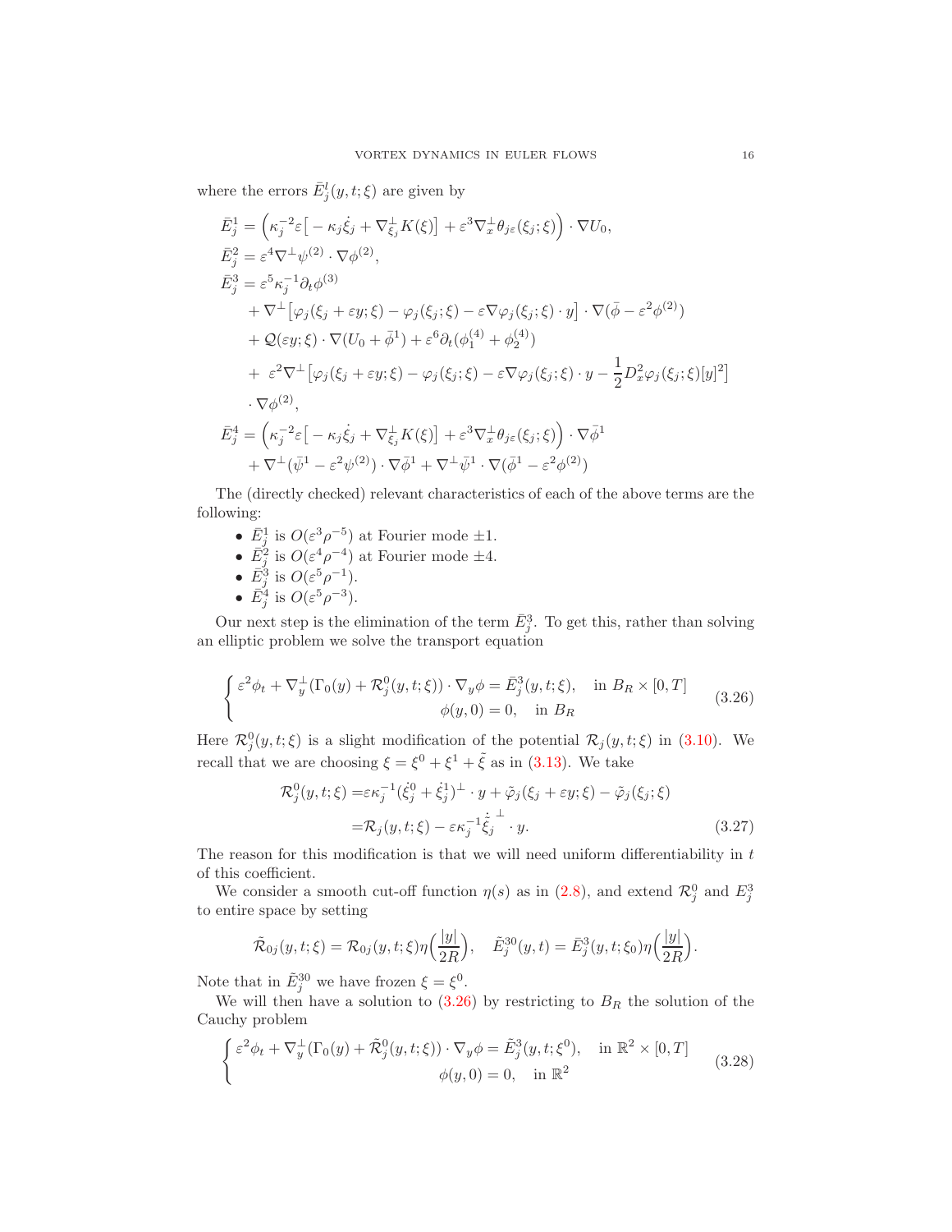where the errors $\bar E^l_j(y,t;\xi)$ are given by

$$
\begin{aligned}
\bar E^1_j &= \Big(\kappa_j^{-2}\varepsilon\big[-\kappa_j\dot\xi_j+\nabla^\perp_{\xi_j}K(\xi)\big]+\varepsilon^3\nabla_x^\perp\theta_{j\varepsilon}(\xi_j;\xi)\Big)\cdot\nabla U_0,\\
\bar E^2_j &= \varepsilon^4\nabla^\perp\psi^{(2)}\cdot\nabla\phi^{(2)},\\
\bar E^3_j &= \varepsilon^5\kappa_j^{-1}\partial_t\phi^{(3)}\\
&\quad+\nabla^\perp\big[\varphi_j(\xi_j+\varepsilon y;\xi)-\varphi_j(\xi_j;\xi)-\varepsilon\nabla\varphi_j(\xi_j;\xi)\cdot y\big]\cdot\nabla(\bar\phi-\varepsilon^2\phi^{(2)})\\
&\quad+\mathcal{Q}(\varepsilon y;\xi)\cdot\nabla(U_0+\bar\phi^1)+\varepsilon^6\partial_t(\phi_1^{(4)}+\phi_2^{(4)})\\
&\quad+\ \varepsilon^2\nabla^\perp\big[\varphi_j(\xi_j+\varepsilon y;\xi)-\varphi_j(\xi_j;\xi)-\varepsilon\nabla\varphi_j(\xi_j;\xi)\cdot y-\frac12 D_x^2\varphi_j(\xi_j;\xi)[y]^2\big]\\
&\quad\cdot\nabla\phi^{(2)},\\
\bar E^4_j &= \Big(\kappa_j^{-2}\varepsilon\big[-\kappa_j\dot\xi_j+\nabla^\perp_{\xi_j}K(\xi)\big]+\varepsilon^3\nabla_x^\perp\theta_{j\varepsilon}(\xi_j;\xi)\Big)\cdot\nabla\bar\phi^1\\
&\quad+\nabla^\perp(\bar\psi^1-\varepsilon^2\psi^{(2)})\cdot\nabla\bar\phi^1+\nabla^\perp\bar\psi^1\cdot\nabla(\bar\phi^1-\varepsilon^2\phi^{(2)})
\end{aligned}
$$

The (directly checked) relevant characteristics of each of the above terms are the following:

- $\bar E^1_j$ is $O(\varepsilon^3\rho^{-5})$ at Fourier mode $\pm1$.
- $\bar E^2_j$ is $O(\varepsilon^4\rho^{-4})$ at Fourier mode $\pm4$.
- $\bar E^3_j$ is $O(\varepsilon^5\rho^{-1})$.
- $\bar E^4_j$ is $O(\varepsilon^5\rho^{-3})$.

Our next step is the elimination of the term $\bar E^3_j$. To get this, rather than solving an elliptic problem we solve the transport equation

$$
\begin{cases}\varepsilon^2\phi_t+\nabla_y^\perp(\Gamma_0(y)+\mathcal{R}^0_j(y,t;\xi))\cdot\nabla_y\phi=\bar E^3_j(y,t;\xi), & \text{in } B_R\times[0,T]\\ \phi(y,0)=0, & \text{in } B_R\end{cases}\tag{3.26}
$$

Here $\mathcal{R}^0_j(y,t;\xi)$ is a slight modification of the potential $\mathcal{R}_j(y,t;\xi)$ in (3.10). We recall that we are choosing $\xi=\xi^0+\xi^1+\tilde\xi$ as in (3.13). We take

$$
\begin{aligned}
\mathcal{R}^0_j(y,t;\xi)=&\varepsilon\kappa_j^{-1}(\dot\xi^0_j+\dot\xi^1_j)^\perp\cdot y+\tilde\varphi_j(\xi_j+\varepsilon y;\xi)-\tilde\varphi_j(\xi_j;\xi)\\
=&\mathcal{R}_j(y,t;\xi)-\varepsilon\kappa_j^{-1}\dot{\tilde\xi}_j^{\perp}\cdot y.
\end{aligned}\tag{3.27}
$$

The reason for this modification is that we will need uniform differentiability in $t$ of this coefficient.

We consider a smooth cut-off function $\eta(s)$ as in (2.8), and extend $\mathcal{R}^0_j$ and $E^3_j$ to entire space by setting

$$
\tilde{\mathcal{R}}_{0j}(y,t;\xi)=\mathcal{R}_{0j}(y,t;\xi)\eta\Big(\frac{|y|}{2R}\Big),\quad \tilde E^{30}_j(y,t)=\bar E^3_j(y,t;\xi_0)\eta\Big(\frac{|y|}{2R}\Big).
$$

Note that in $\tilde E^{30}_j$ we have frozen $\xi=\xi^0$.

We will then have a solution to (3.26) by restricting to $B_R$ the solution of the Cauchy problem

$$
\begin{cases}\varepsilon^2\phi_t+\nabla_y^\perp(\Gamma_0(y)+\tilde{\mathcal{R}}^0_j(y,t;\xi))\cdot\nabla_y\phi=\tilde E^3_j(y,t;\xi^0), & \text{in } \mathbb{R}^2\times[0,T]\\ \phi(y,0)=0, & \text{in } \mathbb{R}^2\end{cases}\tag{3.28}
$$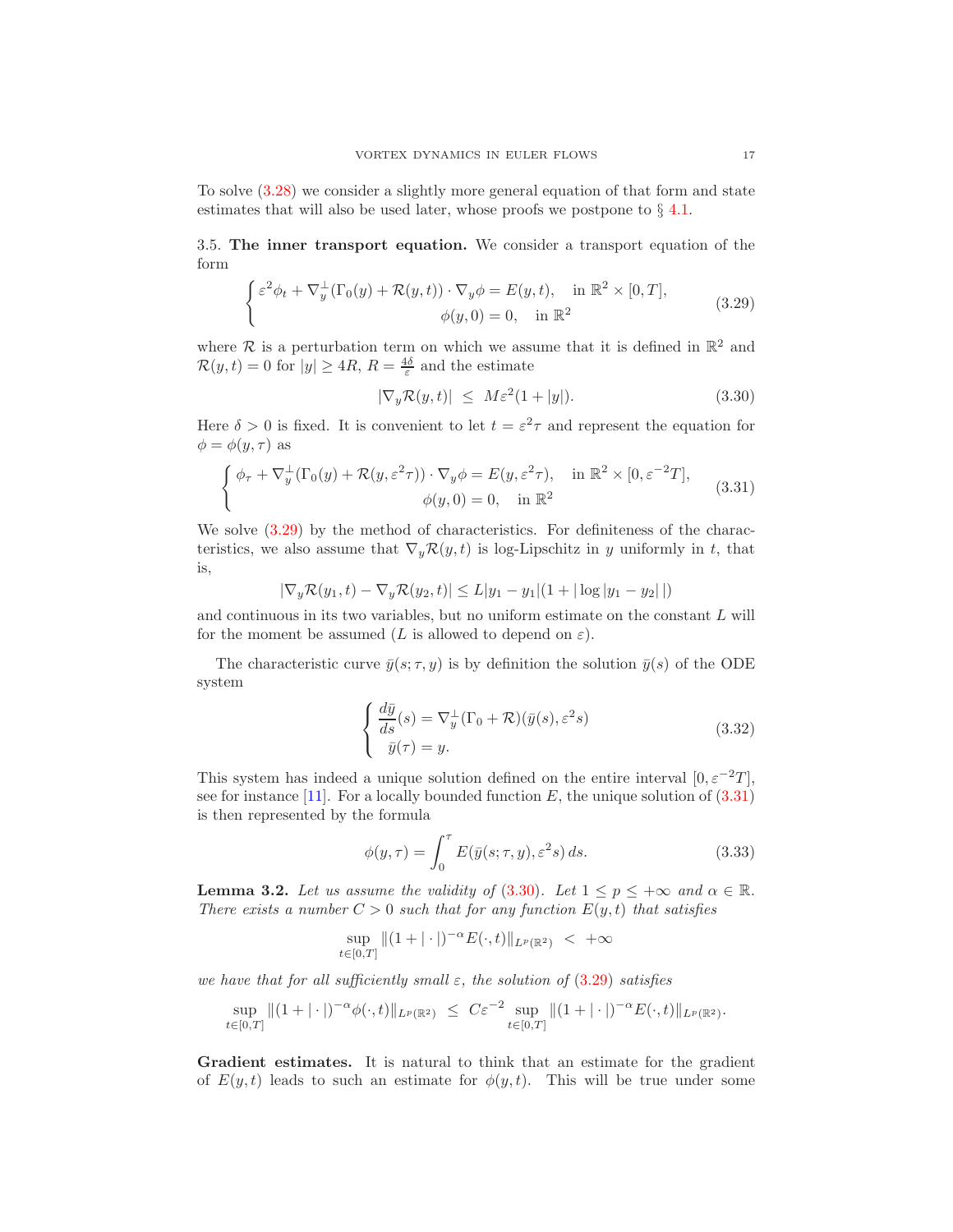To solve (3.28) we consider a slightly more general equation of that form and state estimates that will also be used later, whose proofs we postpone to § 4.1.

3.5. **The inner transport equation.** We consider a transport equation of the form

$$
\begin{cases} \varepsilon^2 \phi_t + \nabla_y^\perp(\Gamma_0(y) + \mathcal{R}(y,t)) \cdot \nabla_y \phi = E(y,t), \quad \text{in } \mathbb{R}^2 \times [0,T], \\ \qquad\qquad\qquad\qquad \phi(y,0) = 0, \quad \text{in } \mathbb{R}^2 \end{cases} \tag{3.29}
$$

where $\mathcal{R}$ is a perturbation term on which we assume that it is defined in $\mathbb{R}^2$ and $\mathcal{R}(y,t) = 0$ for $|y| \geq 4R$, $R = \frac{4\delta}{\varepsilon}$ and the estimate

$$
|\nabla_y \mathcal{R}(y,t)| \ \leq \ M\varepsilon^2(1+|y|). \tag{3.30}
$$

Here $\delta > 0$ is fixed. It is convenient to let $t = \varepsilon^2\tau$ and represent the equation for $\phi = \phi(y,\tau)$ as

$$
\begin{cases} \phi_\tau + \nabla_y^\perp(\Gamma_0(y) + \mathcal{R}(y,\varepsilon^2\tau)) \cdot \nabla_y \phi = E(y,\varepsilon^2\tau), \quad \text{in } \mathbb{R}^2 \times [0,\varepsilon^{-2}T], \\ \qquad\qquad\qquad\qquad \phi(y,0) = 0, \quad \text{in } \mathbb{R}^2 \end{cases} \tag{3.31}
$$

We solve (3.29) by the method of characteristics. For definiteness of the characteristics, we also assume that $\nabla_y \mathcal{R}(y,t)$ is log-Lipschitz in $y$ uniformly in $t$, that is,

$$
|\nabla_y \mathcal{R}(y_1,t) - \nabla_y \mathcal{R}(y_2,t)| \leq L|y_1 - y_1|(1 + |\log|y_1 - y_2||)
$$

and continuous in its two variables, but no uniform estimate on the constant $L$ will for the moment be assumed ($L$ is allowed to depend on $\varepsilon$).

The characteristic curve $\bar{y}(s;\tau,y)$ is by definition the solution $\bar{y}(s)$ of the ODE system

$$
\begin{cases} \dfrac{d\bar{y}}{ds}(s) = \nabla_y^\perp(\Gamma_0 + \mathcal{R})(\bar{y}(s),\varepsilon^2 s) \\ \ \bar{y}(\tau) = y. \end{cases} \tag{3.32}
$$

This system has indeed a unique solution defined on the entire interval $[0,\varepsilon^{-2}T]$, see for instance [11]. For a locally bounded function $E$, the unique solution of (3.31) is then represented by the formula

$$
\phi(y,\tau) = \int_0^\tau E(\bar{y}(s;\tau,y),\varepsilon^2 s)\, ds. \tag{3.33}
$$

**Lemma 3.2.** *Let us assume the validity of (3.30). Let $1 \leq p \leq +\infty$ and $\alpha \in \mathbb{R}$. There exists a number $C > 0$ such that for any function $E(y,t)$ that satisfies*

$$
\sup_{t\in[0,T]} \|(1+|\cdot|)^{-\alpha} E(\cdot,t)\|_{L^p(\mathbb{R}^2)} \ < \ +\infty
$$

*we have that for all sufficiently small $\varepsilon$, the solution of (3.29) satisfies*

$$
\sup_{t\in[0,T]} \|(1+|\cdot|)^{-\alpha} \phi(\cdot,t)\|_{L^p(\mathbb{R}^2)} \ \leq \ C\varepsilon^{-2} \sup_{t\in[0,T]} \|(1+|\cdot|)^{-\alpha} E(\cdot,t)\|_{L^p(\mathbb{R}^2)}.
$$

**Gradient estimates.** It is natural to think that an estimate for the gradient of $E(y,t)$ leads to such an estimate for $\phi(y,t)$. This will be true under some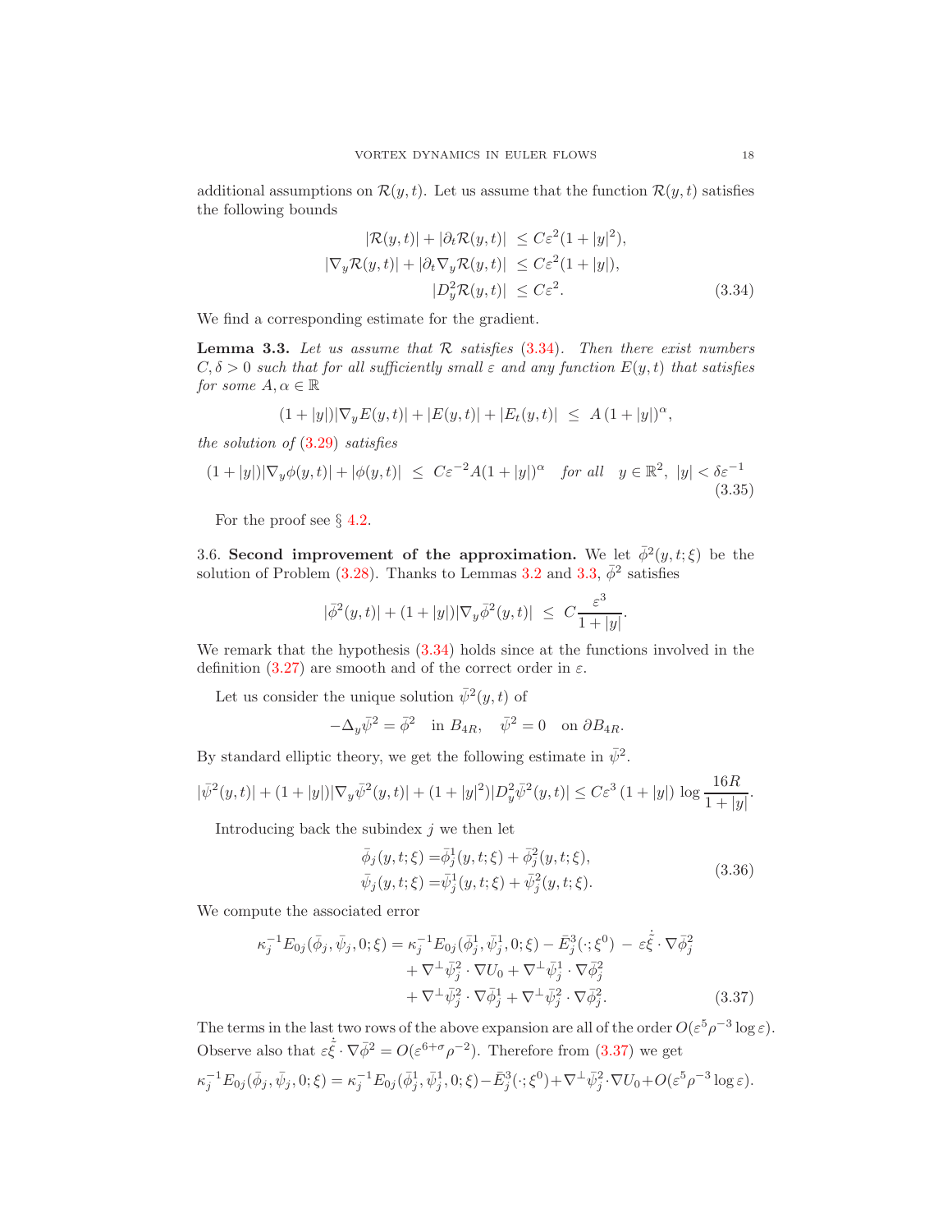additional assumptions on $\mathcal{R}(y,t)$. Let us assume that the function $\mathcal{R}(y,t)$ satisfies the following bounds

$$
\begin{aligned}
|\mathcal{R}(y,t)| + |\partial_t \mathcal{R}(y,t)| \ &\leq C\varepsilon^2(1+|y|^2),\\
|\nabla_y \mathcal{R}(y,t)| + |\partial_t \nabla_y \mathcal{R}(y,t)| \ &\leq C\varepsilon^2(1+|y|),\\
|D_y^2 \mathcal{R}(y,t)| \ &\leq C\varepsilon^2.
\end{aligned} \tag{3.34}
$$

We find a corresponding estimate for the gradient.

**Lemma 3.3.** *Let us assume that $\mathcal{R}$ satisfies (3.34). Then there exist numbers $C, \delta > 0$ such that for all sufficiently small $\varepsilon$ and any function $E(y,t)$ that satisfies for some $A, \alpha \in \mathbb{R}$*

$$
(1+|y|)|\nabla_y E(y,t)| + |E(y,t)| + |E_t(y,t)| \ \leq \ A\,(1+|y|)^\alpha,
$$

*the solution of (3.29) satisfies*

$$
(1+|y|)|\nabla_y \phi(y,t)| + |\phi(y,t)| \ \leq \ C\varepsilon^{-2} A (1+|y|)^\alpha \quad \text{for all} \quad y \in \mathbb{R}^2,\ |y| < \delta\varepsilon^{-1} \tag{3.35}
$$

For the proof see § 4.2.

3.6. **Second improvement of the approximation.** We let $\bar\phi^2(y,t;\xi)$ be the solution of Problem (3.28). Thanks to Lemmas 3.2 and 3.3, $\bar\phi^2$ satisfies

$$
|\bar\phi^2(y,t)| + (1+|y|)|\nabla_y \bar\phi^2(y,t)| \ \leq \ C\frac{\varepsilon^3}{1+|y|}.
$$

We remark that the hypothesis (3.34) holds since at the functions involved in the definition (3.27) are smooth and of the correct order in $\varepsilon$.

Let us consider the unique solution $\bar\psi^2(y,t)$ of

$$
-\Delta_y \bar\psi^2 = \bar\phi^2 \quad \text{in } B_{4R}, \quad \bar\psi^2 = 0 \quad \text{on } \partial B_{4R}.
$$

By standard elliptic theory, we get the following estimate in $\bar\psi^2$.

$$
|\bar\psi^2(y,t)| + (1+|y|)|\nabla_y \bar\psi^2(y,t)| + (1+|y|^2)|D_y^2 \bar\psi^2(y,t)| \leq C\varepsilon^3\,(1+|y|)\,\log\frac{16R}{1+|y|}.
$$

Introducing back the subindex $j$ we then let

$$
\begin{aligned}
\bar\phi_j(y,t;\xi) =& \bar\phi_j^1(y,t;\xi) + \bar\phi_j^2(y,t;\xi),\\
\bar\psi_j(y,t;\xi) =& \bar\psi_j^1(y,t;\xi) + \bar\psi_j^2(y,t;\xi).
\end{aligned} \tag{3.36}
$$

We compute the associated error

$$
\begin{aligned}
\kappa_j^{-1} E_{0j}(\bar\phi_j, \bar\psi_j, 0; \xi) = \kappa_j^{-1} E_{0j}(\bar\phi_j^1, \bar\psi_j^1, 0; \xi) &- \bar E_j^3(\cdot;\xi^0) \ - \ \varepsilon\dot{\bar\xi}\cdot\nabla\bar\phi_j^2\\
&+ \nabla^\perp\bar\psi_j^2\cdot\nabla U_0 + \nabla^\perp\bar\psi_j^1\cdot\nabla\bar\phi_j^2\\
&+ \nabla^\perp\bar\psi_j^2\cdot\nabla\bar\phi_j^1 + \nabla^\perp\bar\psi_j^2\cdot\nabla\bar\phi_j^2.
\end{aligned} \tag{3.37}
$$

The terms in the last two rows of the above expansion are all of the order $O(\varepsilon^5\rho^{-3}\log\varepsilon)$. Observe also that $\varepsilon\dot{\bar\xi}\cdot\nabla\bar\phi^2 = O(\varepsilon^{6+\sigma}\rho^{-2})$. Therefore from (3.37) we get

$$
\kappa_j^{-1} E_{0j}(\bar\phi_j, \bar\psi_j, 0; \xi) = \kappa_j^{-1} E_{0j}(\bar\phi_j^1, \bar\psi_j^1, 0; \xi) - \bar E_j^3(\cdot;\xi^0) + \nabla^\perp\bar\psi_j^2\cdot\nabla U_0 + O(\varepsilon^5\rho^{-3}\log\varepsilon).
$$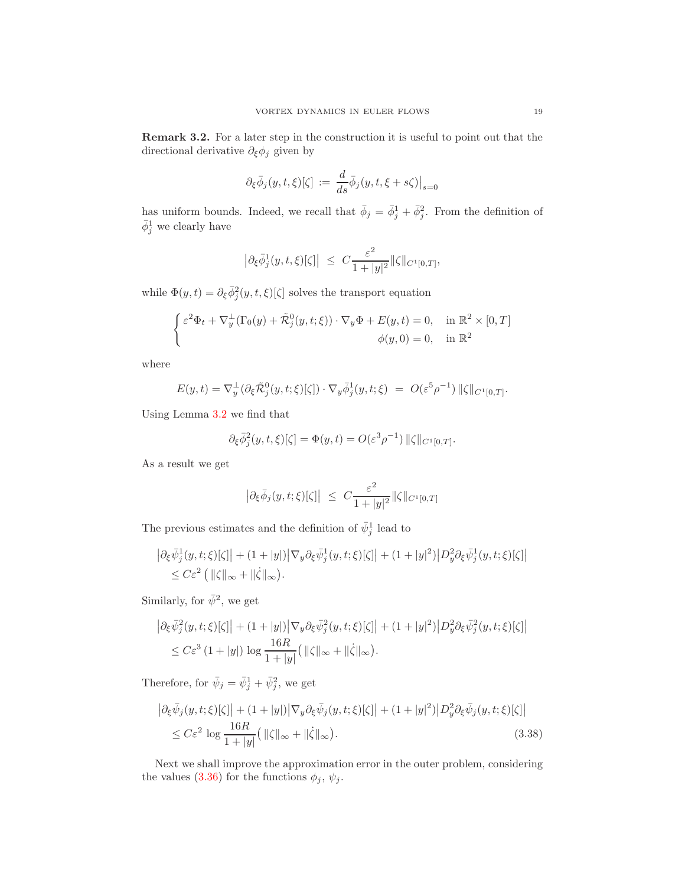**Remark 3.2.** For a later step in the construction it is useful to point out that the directional derivative $\partial_\xi \phi_j$ given by

$$\partial_\xi \bar\phi_j(y,t,\xi)[\zeta] \;:=\; \frac{d}{ds}\bar\phi_j(y,t,\xi+s\zeta)\big|_{s=0}$$

has uniform bounds. Indeed, we recall that $\bar\phi_j = \bar\phi_j^1 + \bar\phi_j^2$. From the definition of $\bar\phi_j^1$ we clearly have

$$\big|\partial_\xi \bar\phi_j^1(y,t,\xi)[\zeta]\big| \;\le\; C\frac{\varepsilon^2}{1+|y|^2}\|\zeta\|_{C^1[0,T]},$$

while $\Phi(y,t) = \partial_\xi \bar\phi_j^2(y,t,\xi)[\zeta]$ solves the transport equation

$$\begin{cases} \varepsilon^2\Phi_t + \nabla_y^\perp(\Gamma_0(y) + \tilde{\mathcal{R}}_j^0(y,t;\xi))\cdot\nabla_y\Phi + E(y,t) = 0, & \text{in } \mathbb{R}^2\times[0,T] \\ \phi(y,0) = 0, & \text{in } \mathbb{R}^2 \end{cases}$$

where

$$E(y,t) = \nabla_y^\perp(\partial_\xi\tilde{\mathcal{R}}_j^0(y,t;\xi)[\zeta])\cdot\nabla_y\bar\phi_j^1(y,t;\xi) \;=\; O(\varepsilon^5\rho^{-1})\,\|\zeta\|_{C^1[0,T]}.$$

Using Lemma 3.2 we find that

$$\partial_\xi\bar\phi_j^2(y,t,\xi)[\zeta] = \Phi(y,t) = O(\varepsilon^3\rho^{-1})\,\|\zeta\|_{C^1[0,T]}.$$

As a result we get

$$\big|\partial_\xi\bar\phi_j(y,t;\xi)[\zeta]\big| \;\le\; C\frac{\varepsilon^2}{1+|y|^2}\|\zeta\|_{C^1[0,T]}$$

The previous estimates and the definition of $\bar\psi_j^1$ lead to

$$\begin{aligned}&\big|\partial_\xi\bar\psi_j^1(y,t;\xi)[\zeta]\big| + (1+|y|)\big|\nabla_y\partial_\xi\bar\psi_j^1(y,t;\xi)[\zeta]\big| + (1+|y|^2)\big|D_y^2\partial_\xi\bar\psi_j^1(y,t;\xi)[\zeta]\big| \\ &\quad\le C\varepsilon^2\left(\|\zeta\|_\infty + \|\dot\zeta\|_\infty\right).\end{aligned}$$

Similarly, for $\bar\psi^2$, we get

$$\begin{aligned}&\big|\partial_\xi\bar\psi_j^2(y,t;\xi)[\zeta]\big| + (1+|y|)\big|\nabla_y\partial_\xi\bar\psi_j^2(y,t;\xi)[\zeta]\big| + (1+|y|^2)\big|D_y^2\partial_\xi\bar\psi_j^2(y,t;\xi)[\zeta]\big| \\ &\quad\le C\varepsilon^3\,(1+|y|)\,\log\frac{16R}{1+|y|}\left(\|\zeta\|_\infty + \|\dot\zeta\|_\infty\right).\end{aligned}$$

Therefore, for $\bar\psi_j = \bar\psi_j^1 + \bar\psi_j^2$, we get

$$\begin{aligned}&\big|\partial_\xi\bar\psi_j(y,t;\xi)[\zeta]\big| + (1+|y|)\big|\nabla_y\partial_\xi\bar\psi_j(y,t;\xi)[\zeta]\big| + (1+|y|^2)\big|D_y^2\partial_\xi\bar\psi_j(y,t;\xi)[\zeta]\big| \\ &\quad\le C\varepsilon^2\,\log\frac{16R}{1+|y|}\left(\|\zeta\|_\infty + \|\dot\zeta\|_\infty\right).\end{aligned} \tag{3.38}$$

Next we shall improve the approximation error in the outer problem, considering the values (3.36) for the functions $\phi_j$, $\psi_j$.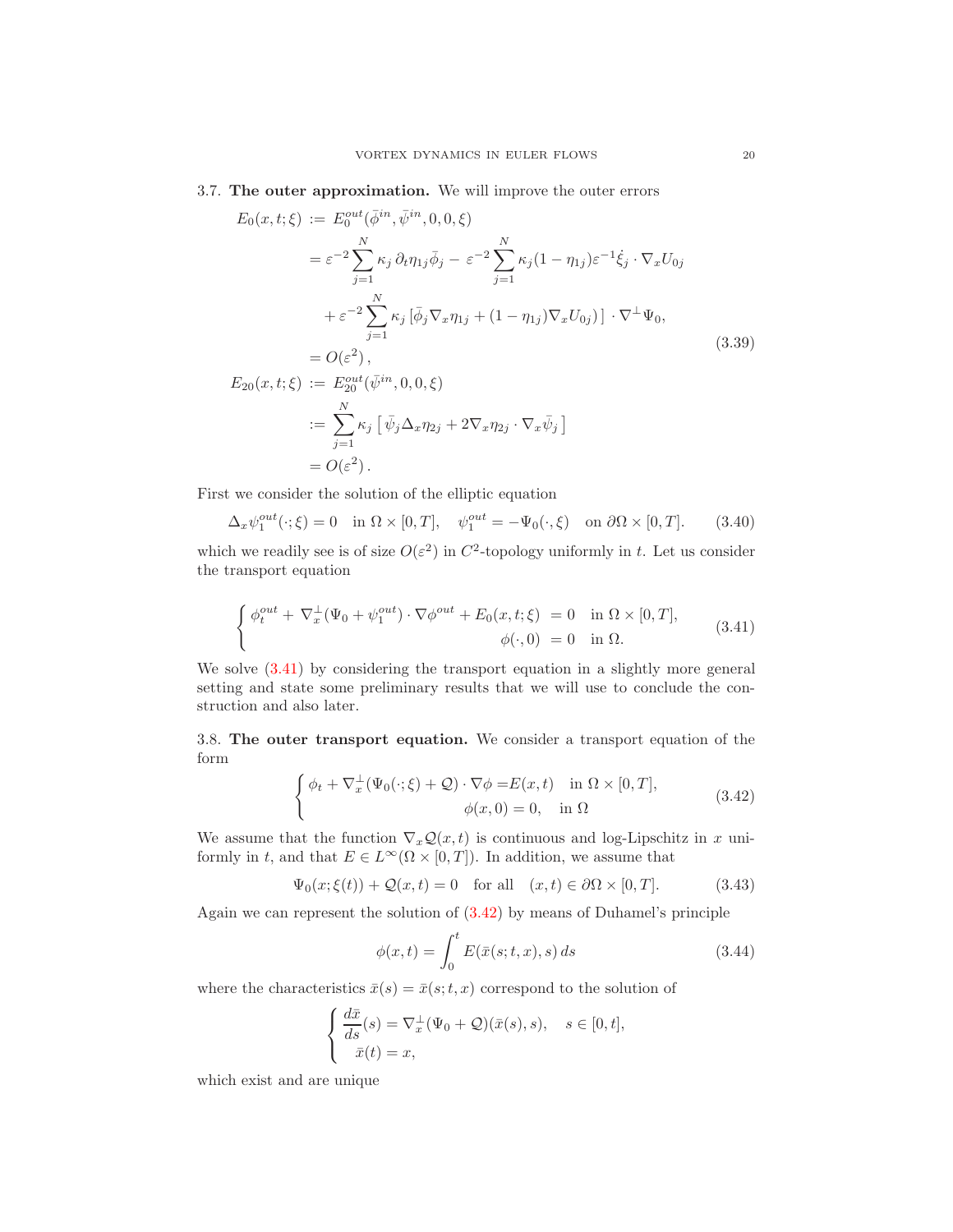**3.7. The outer approximation.** We will improve the outer errors

$$
\begin{aligned}
E_0(x,t;\xi) &:= E_0^{out}(\bar\phi^{in},\bar\psi^{in},0,0,\xi) \\
&= \varepsilon^{-2}\sum_{j=1}^N \kappa_j\,\partial_t\eta_{1j}\bar\phi_j - \varepsilon^{-2}\sum_{j=1}^N \kappa_j(1-\eta_{1j})\varepsilon^{-1}\dot\xi_j\cdot\nabla_x U_{0j} \\
&\quad + \varepsilon^{-2}\sum_{j=1}^N \kappa_j\left[\bar\phi_j\nabla_x\eta_{1j} + (1-\eta_{1j})\nabla_x U_{0j})\right]\cdot\nabla^\perp\Psi_0, \\
&= O(\varepsilon^2), \\
E_{20}(x,t;\xi) &:= E_{20}^{out}(\bar\psi^{in},0,0,\xi) \\
&:= \sum_{j=1}^N \kappa_j\left[\,\bar\psi_j\Delta_x\eta_{2j} + 2\nabla_x\eta_{2j}\cdot\nabla_x\bar\psi_j\,\right] \\
&= O(\varepsilon^2).
\end{aligned}
\tag{3.39}
$$

First we consider the solution of the elliptic equation

$$
\Delta_x\psi_1^{out}(\cdot;\xi) = 0 \quad \text{in } \Omega\times[0,T], \quad \psi_1^{out} = -\Psi_0(\cdot,\xi) \quad \text{on } \partial\Omega\times[0,T]. \tag{3.40}
$$

which we readily see is of size $O(\varepsilon^2)$ in $C^2$-topology uniformly in $t$. Let us consider the transport equation

$$
\begin{cases}
\phi_t^{out} + \nabla_x^\perp(\Psi_0 + \psi_1^{out})\cdot\nabla\phi^{out} + E_0(x,t;\xi) = 0 & \text{in } \Omega\times[0,T], \\
\phi(\cdot,0) = 0 & \text{in } \Omega.
\end{cases}
\tag{3.41}
$$

We solve (3.41) by considering the transport equation in a slightly more general setting and state some preliminary results that we will use to conclude the construction and also later.

**3.8. The outer transport equation.** We consider a transport equation of the form

$$
\begin{cases}
\phi_t + \nabla_x^\perp(\Psi_0(\cdot;\xi) + \mathcal{Q})\cdot\nabla\phi = E(x,t) & \text{in } \Omega\times[0,T], \\
\phi(x,0) = 0, & \text{in } \Omega
\end{cases}
\tag{3.42}
$$

We assume that the function $\nabla_x\mathcal{Q}(x,t)$ is continuous and log-Lipschitz in $x$ uniformly in $t$, and that $E \in L^\infty(\Omega\times[0,T])$. In addition, we assume that

$$
\Psi_0(x;\xi(t)) + \mathcal{Q}(x,t) = 0 \quad \text{for all} \quad (x,t)\in\partial\Omega\times[0,T]. \tag{3.43}
$$

Again we can represent the solution of (3.42) by means of Duhamel's principle

$$
\phi(x,t) = \int_0^t E(\bar x(s;t,x),s)\,ds \tag{3.44}
$$

where the characteristics $\bar x(s) = \bar x(s;t,x)$ correspond to the solution of

$$
\begin{cases}
\dfrac{d\bar x}{ds}(s) = \nabla_x^\perp(\Psi_0 + \mathcal{Q})(\bar x(s),s), \quad s\in[0,t], \\
\bar x(t) = x,
\end{cases}
$$

which exist and are unique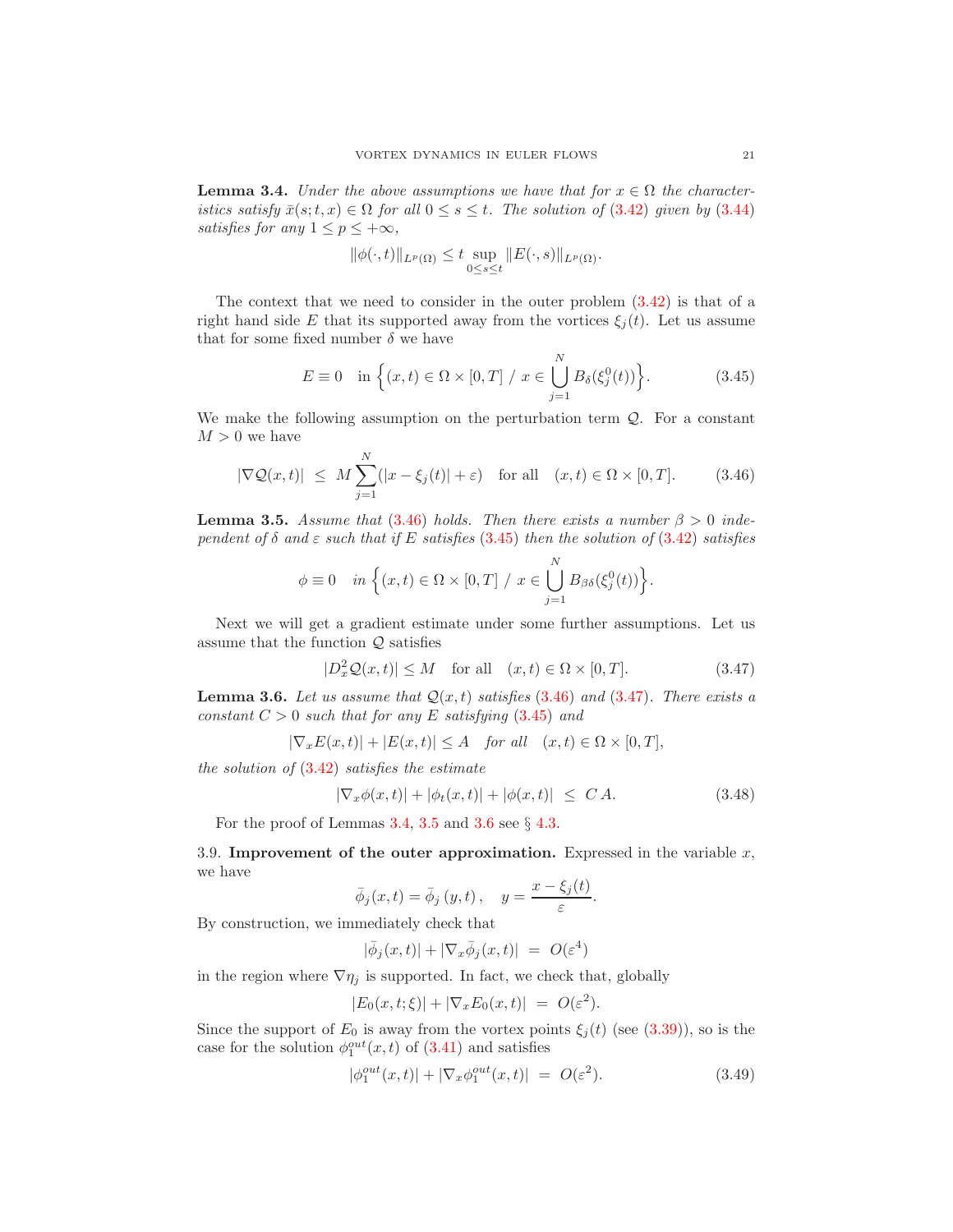**Lemma 3.4.** *Under the above assumptions we have that for $x \in \Omega$ the characteristics satisfy $\bar{x}(s;t,x) \in \Omega$ for all $0 \le s \le t$. The solution of (3.42) given by (3.44) satisfies for any $1 \le p \le +\infty$,*

$$\|\phi(\cdot,t)\|_{L^p(\Omega)} \le t \sup_{0\le s\le t} \|E(\cdot,s)\|_{L^p(\Omega)}.$$

The context that we need to consider in the outer problem (3.42) is that of a right hand side $E$ that its supported away from the vortices $\xi_j(t)$. Let us assume that for some fixed number $\delta$ we have

$$E \equiv 0 \quad \text{in } \Big\{(x,t) \in \Omega \times [0,T] \ / \ x \in \bigcup_{j=1}^{N} B_\delta(\xi_j^0(t))\Big\}. \tag{3.45}$$

We make the following assumption on the perturbation term $\mathcal{Q}$. For a constant $M > 0$ we have

$$|\nabla \mathcal{Q}(x,t)| \ \le \ M \sum_{j=1}^{N} (|x - \xi_j(t)| + \varepsilon) \quad \text{for all} \quad (x,t) \in \Omega \times [0,T]. \tag{3.46}$$

**Lemma 3.5.** *Assume that (3.46) holds. Then there exists a number $\beta > 0$ independent of $\delta$ and $\varepsilon$ such that if $E$ satisfies (3.45) then the solution of (3.42) satisfies*

$$\phi \equiv 0 \quad \text{in } \Big\{(x,t) \in \Omega \times [0,T] \ / \ x \in \bigcup_{j=1}^{N} B_{\beta\delta}(\xi_j^0(t))\Big\}.$$

Next we will get a gradient estimate under some further assumptions. Let us assume that the function $\mathcal{Q}$ satisfies

$$|D_x^2 \mathcal{Q}(x,t)| \le M \quad \text{for all} \quad (x,t) \in \Omega \times [0,T]. \tag{3.47}$$

**Lemma 3.6.** *Let us assume that $\mathcal{Q}(x,t)$ satisfies (3.46) and (3.47). There exists a constant $C > 0$ such that for any $E$ satisfying (3.45) and*

$$|\nabla_x E(x,t)| + |E(x,t)| \le A \quad \text{for all} \quad (x,t) \in \Omega \times [0,T],$$

*the solution of (3.42) satisfies the estimate*

$$|\nabla_x \phi(x,t)| + |\phi_t(x,t)| + |\phi(x,t)| \ \le \ C\, A. \tag{3.48}$$

For the proof of Lemmas 3.4, 3.5 and 3.6 see § 4.3.

3.9. **Improvement of the outer approximation.** Expressed in the variable $x$, we have

$$\bar{\phi}_j(x,t) = \bar{\phi}_j\,(y,t)\,, \quad y = \frac{x - \xi_j(t)}{\varepsilon}.$$

By construction, we immediately check that

$$|\bar{\phi}_j(x,t)| + |\nabla_x \bar{\phi}_j(x,t)| \ = \ O(\varepsilon^4)$$

in the region where $\nabla \eta_j$ is supported. In fact, we check that, globally

$$|E_0(x,t;\xi)| + |\nabla_x E_0(x,t)| \ = \ O(\varepsilon^2).$$

Since the support of $E_0$ is away from the vortex points $\xi_j(t)$ (see (3.39)), so is the case for the solution $\phi_1^{out}(x,t)$ of (3.41) and satisfies

$$|\phi_1^{out}(x,t)| + |\nabla_x \phi_1^{out}(x,t)| \ = \ O(\varepsilon^2). \tag{3.49}$$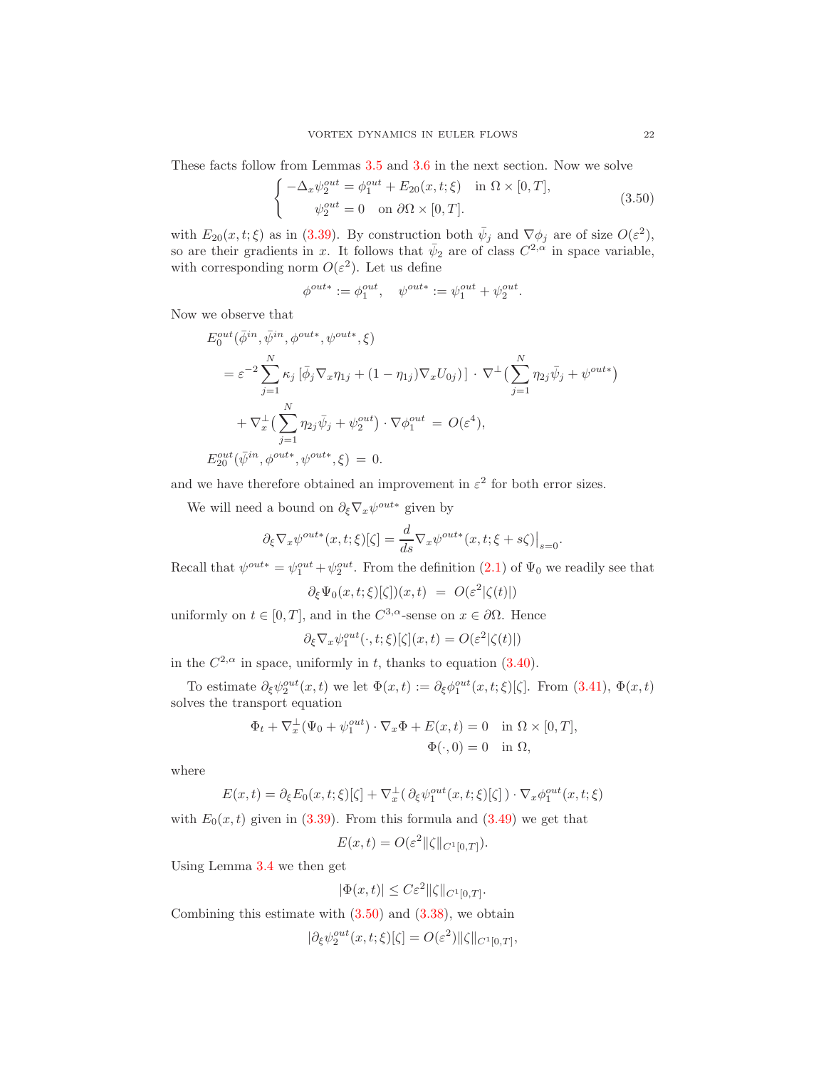These facts follow from Lemmas 3.5 and 3.6 in the next section. Now we solve

$$
\begin{cases} -\Delta_x \psi_2^{out} = \phi_1^{out} + E_{20}(x,t;\xi) & \text{in } \Omega \times [0,T], \\ \quad\ \psi_2^{out} = 0 \quad \text{on } \partial\Omega \times [0,T]. \end{cases} \tag{3.50}
$$

with $E_{20}(x,t;\xi)$ as in (3.39). By construction both $\bar\psi_j$ and $\nabla\phi_j$ are of size $O(\varepsilon^2)$, so are their gradients in $x$. It follows that $\bar\psi_2$ are of class $C^{2,\alpha}$ in space variable, with corresponding norm $O(\varepsilon^2)$. Let us define

$$
\phi^{out*} := \phi_1^{out}, \quad \psi^{out*} := \psi_1^{out} + \psi_2^{out}.
$$

Now we observe that

$$
\begin{aligned}
&E_0^{out}(\bar\phi^{in}, \bar\psi^{in}, \phi^{out*}, \psi^{out*}, \xi) \\
&\quad = \varepsilon^{-2} \sum_{j=1}^N \kappa_j \left[ \bar\phi_j \nabla_x \eta_{1j} + (1-\eta_{1j}) \nabla_x U_{0j} \right] \cdot \nabla^{\perp} \big( \sum_{j=1}^N \eta_{2j} \bar\psi_j + \psi^{out*} \big) \\
&\quad\quad + \nabla_x^{\perp} \big( \sum_{j=1}^N \eta_{2j} \bar\psi_j + \psi_2^{out} \big) \cdot \nabla \phi_1^{out} \;=\; O(\varepsilon^4), \\
&E_{20}^{out}(\bar\psi^{in}, \phi^{out*}, \psi^{out*}, \xi) \;=\; 0.
\end{aligned}
$$

and we have therefore obtained an improvement in $\varepsilon^2$ for both error sizes.

We will need a bound on $\partial_\xi \nabla_x \psi^{out*}$ given by

$$
\partial_\xi \nabla_x \psi^{out*}(x,t;\xi)[\zeta] = \frac{d}{ds} \nabla_x \psi^{out*}(x,t;\xi + s\zeta)\big|_{s=0}.
$$

Recall that $\psi^{out*} = \psi_1^{out} + \psi_2^{out}$. From the definition (2.1) of $\Psi_0$ we readily see that

$$
\partial_\xi \Psi_0(x,t;\xi)[\zeta])(x,t) \;=\; O(\varepsilon^2 |\zeta(t)|)
$$

uniformly on $t \in [0,T]$, and in the $C^{3,\alpha}$-sense on $x \in \partial\Omega$. Hence

$$
\partial_\xi \nabla_x \psi_1^{out}(\cdot,t;\xi)[\zeta](x,t) = O(\varepsilon^2 |\zeta(t)|)
$$

in the $C^{2,\alpha}$ in space, uniformly in $t$, thanks to equation (3.40).

To estimate $\partial_\xi \psi_2^{out}(x,t)$ we let $\Phi(x,t) := \partial_\xi \phi_1^{out}(x,t;\xi)[\zeta]$. From (3.41), $\Phi(x,t)$ solves the transport equation

$$
\begin{aligned}
\Phi_t + \nabla_x^{\perp}(\Psi_0 + \psi_1^{out}) \cdot \nabla_x \Phi + E(x,t) = 0 \quad &\text{in } \Omega \times [0,T], \\
\Phi(\cdot, 0) = 0 \quad &\text{in } \Omega,
\end{aligned}
$$

where

$$
E(x,t) = \partial_\xi E_0(x,t;\xi)[\zeta] + \nabla_x^{\perp}\big( \partial_\xi \psi_1^{out}(x,t;\xi)[\zeta] \,\big) \cdot \nabla_x \phi_1^{out}(x,t;\xi)
$$

with $E_0(x,t)$ given in (3.39). From this formula and (3.49) we get that

$$
E(x,t) = O(\varepsilon^2 \|\zeta\|_{C^1[0,T]}).
$$

Using Lemma 3.4 we then get

$$
|\Phi(x,t)| \le C\varepsilon^2 \|\zeta\|_{C^1[0,T]}.
$$

Combining this estimate with (3.50) and (3.38), we obtain

$$
|\partial_\xi \psi_2^{out}(x,t;\xi)[\zeta] = O(\varepsilon^2) \|\zeta\|_{C^1[0,T]},
$$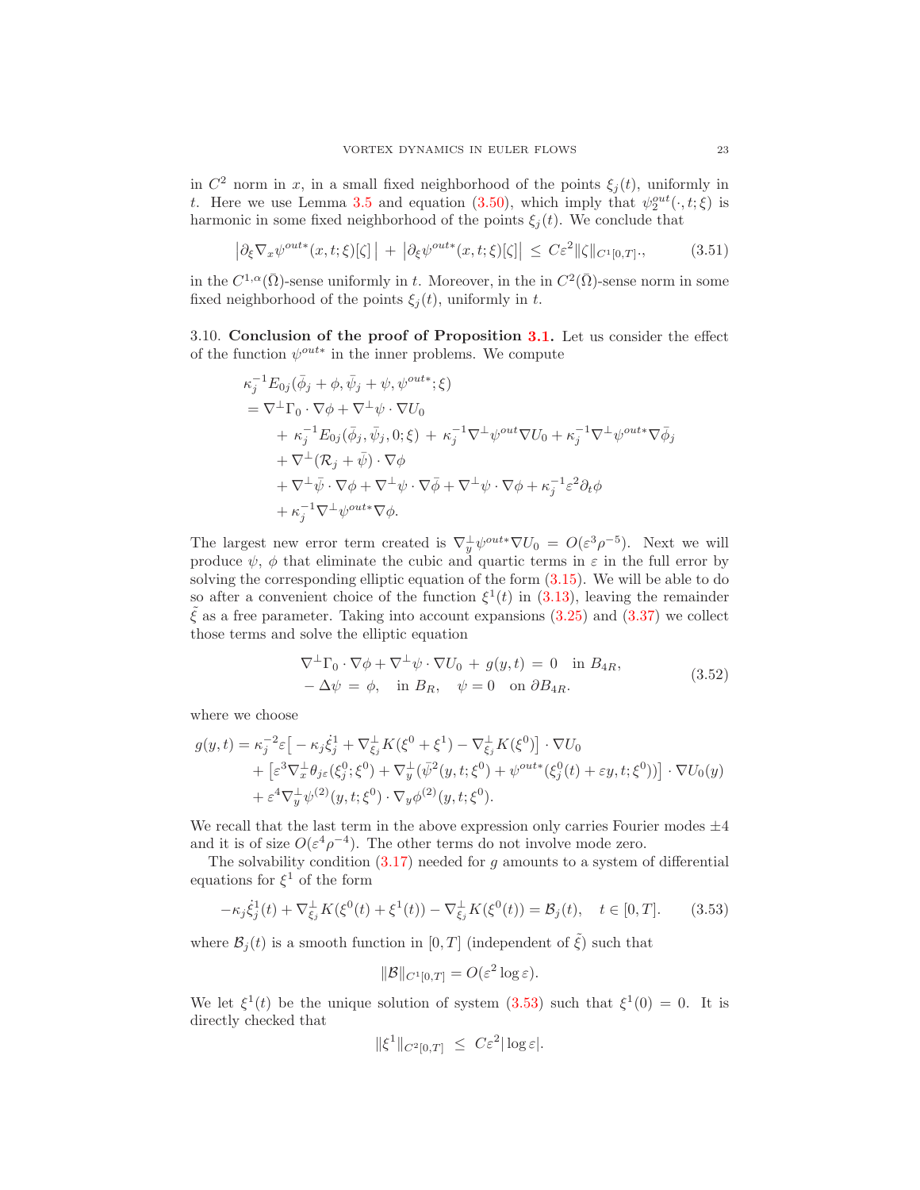in $C^2$ norm in $x$, in a small fixed neighborhood of the points $\xi_j(t)$, uniformly in $t$. Here we use Lemma 3.5 and equation (3.50), which imply that $\psi_2^{out}(\cdot, t; \xi)$ is harmonic in some fixed neighborhood of the points $\xi_j(t)$. We conclude that

$$
\left|\partial_\xi \nabla_x \psi^{out*}(x,t;\xi)[\zeta]\right| + \left|\partial_\xi \psi^{out*}(x,t;\xi)[\zeta]\right| \le C\varepsilon^2 \|\zeta\|_{C^1[0,T]}., \tag{3.51}
$$

in the $C^{1,\alpha}(\bar\Omega)$-sense uniformly in $t$. Moreover, in the in $C^2(\bar\Omega)$-sense norm in some fixed neighborhood of the points $\xi_j(t)$, uniformly in $t$.

3.10. **Conclusion of the proof of Proposition 3.1.** Let us consider the effect of the function $\psi^{out*}$ in the inner problems. We compute

$$
\begin{aligned}
&\kappa_j^{-1} E_{0j}(\bar\phi_j + \phi, \bar\psi_j + \psi, \psi^{out*}; \xi) \\
&= \nabla^\perp \Gamma_0 \cdot \nabla \phi + \nabla^\perp \psi \cdot \nabla U_0 \\
&\quad + \kappa_j^{-1} E_{0j}(\bar\phi_j, \bar\psi_j, 0; \xi) + \kappa_j^{-1} \nabla^\perp \psi^{out} \nabla U_0 + \kappa_j^{-1} \nabla^\perp \psi^{out*} \nabla \bar\phi_j \\
&\quad + \nabla^\perp (\mathcal{R}_j + \bar\psi) \cdot \nabla \phi \\
&\quad + \nabla^\perp \bar\psi \cdot \nabla \phi + \nabla^\perp \psi \cdot \nabla \bar\phi + \nabla^\perp \psi \cdot \nabla \phi + \kappa_j^{-1} \varepsilon^2 \partial_t \phi \\
&\quad + \kappa_j^{-1} \nabla^\perp \psi^{out*} \nabla \phi.
\end{aligned}
$$

The largest new error term created is $\nabla_y^\perp \psi^{out*} \nabla U_0 = O(\varepsilon^3 \rho^{-5})$. Next we will produce $\psi$, $\phi$ that eliminate the cubic and quartic terms in $\varepsilon$ in the full error by solving the corresponding elliptic equation of the form (3.15). We will be able to do so after a convenient choice of the function $\xi^1(t)$ in (3.13), leaving the remainder $\tilde\xi$ as a free parameter. Taking into account expansions (3.25) and (3.37) we collect those terms and solve the elliptic equation

$$
\begin{aligned}
&\nabla^\perp \Gamma_0 \cdot \nabla \phi + \nabla^\perp \psi \cdot \nabla U_0 + g(y,t) = 0 \quad \text{in } B_{4R}, \\
&-\Delta \psi = \phi, \quad \text{in } B_R, \quad \psi = 0 \quad \text{on } \partial B_{4R}.
\end{aligned} \tag{3.52}
$$

where we choose

$$
\begin{aligned}
g(y,t) = {}& \kappa_j^{-2} \varepsilon \left[ -\kappa_j \dot\xi_j^1 + \nabla_{\xi_j}^\perp K(\xi^0 + \xi^1) - \nabla_{\xi_j}^\perp K(\xi^0) \right] \cdot \nabla U_0 \\
&+ \left[ \varepsilon^3 \nabla_x^\perp \theta_{j\varepsilon}(\xi_j^0; \xi^0) + \nabla_y^\perp (\bar\psi^2(y,t;\xi^0) + \psi^{out*}(\xi_j^0(t) + \varepsilon y, t; \xi^0)) \right] \cdot \nabla U_0(y) \\
&+ \varepsilon^4 \nabla_y^\perp \psi^{(2)}(y,t;\xi^0) \cdot \nabla_y \phi^{(2)}(y,t;\xi^0).
\end{aligned}
$$

We recall that the last term in the above expression only carries Fourier modes $\pm 4$ and it is of size $O(\varepsilon^4 \rho^{-4})$. The other terms do not involve mode zero.

The solvability condition (3.17) needed for $g$ amounts to a system of differential equations for $\xi^1$ of the form

$$
-\kappa_j \dot\xi_j^1(t) + \nabla_{\xi_j}^\perp K(\xi^0(t) + \xi^1(t)) - \nabla_{\xi_j}^\perp K(\xi^0(t)) = \mathcal{B}_j(t), \quad t \in [0,T]. \tag{3.53}
$$

where $\mathcal{B}_j(t)$ is a smooth function in $[0,T]$ (independent of $\tilde\xi$) such that

$$
\|\mathcal{B}\|_{C^1[0,T]} = O(\varepsilon^2 \log \varepsilon).
$$

We let $\xi^1(t)$ be the unique solution of system (3.53) such that $\xi^1(0) = 0$. It is directly checked that

$$
\|\xi^1\|_{C^2[0,T]} \le C\varepsilon^2 |\log \varepsilon|.
$$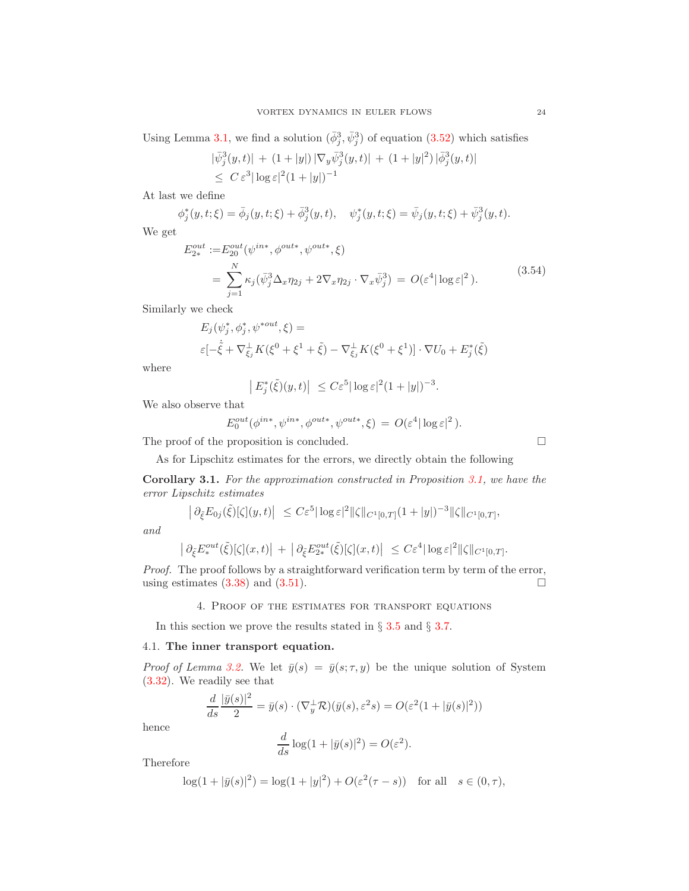Using Lemma 3.1, we find a solution $(\bar\phi_j^3, \bar\psi_j^3)$ of equation (3.52) which satisfies

$$
\begin{aligned}
&|\bar\psi_j^3(y,t)| \,+\, (1+|y|)\,|\nabla_y \bar\psi_j^3(y,t)| \,+\, (1+|y|^2)\,|\bar\phi_j^3(y,t)| \\
&\le\; C\,\varepsilon^3 |\log\varepsilon|^2 (1+|y|)^{-1}
\end{aligned}
$$

At last we define

$$
\phi_j^*(y,t;\xi) = \bar\phi_j(y,t;\xi) + \bar\phi_j^3(y,t), \quad \psi_j^*(y,t;\xi) = \bar\psi_j(y,t;\xi) + \bar\psi_j^3(y,t).
$$

We get

$$
\begin{aligned}
E_{2*}^{out} :=& E_{20}^{out}(\psi^{in*}, \phi^{out*}, \psi^{out*}, \xi) \\
=& \sum_{j=1}^N \kappa_j (\bar\psi_j^3 \Delta_x \eta_{2j} + 2\nabla_x \eta_{2j}\cdot \nabla_x \bar\psi_j^3) \;=\; O(\varepsilon^4 |\log\varepsilon|^2\,).
\end{aligned}
\tag{3.54}
$$

Similarly we check

$$
\begin{aligned}
&E_j(\psi_j^*, \phi_j^*, \psi^{*out}, \xi) = \\
&\varepsilon[-\dot{\tilde\xi} + \nabla_{\xi_j}^\perp K(\xi^0+\xi^1+\tilde\xi) - \nabla_{\xi_j}^\perp K(\xi^0+\xi^1)]\cdot\nabla U_0 + E_j^*(\tilde\xi)
\end{aligned}
$$

where

$$
\big|\,E_j^*(\tilde\xi)(y,t)\big| \;\le C\varepsilon^5 |\log\varepsilon|^2 (1+|y|)^{-3}.
$$

We also observe that

$$
E_0^{out}(\phi^{in*}, \psi^{in*}, \phi^{out*}, \psi^{out*}, \xi) \;=\; O(\varepsilon^4 |\log\varepsilon|^2\,).
$$

The proof of the proposition is concluded. $\square$

As for Lipschitz estimates for the errors, we directly obtain the following

**Corollary 3.1.** *For the approximation constructed in Proposition 3.1, we have the error Lipschitz estimates*

$$
\big|\,\partial_{\tilde\xi} E_{0j}(\tilde\xi)[\zeta](y,t)\big| \;\le C\varepsilon^5|\log\varepsilon|^2 \|\zeta\|_{C^1[0,T]}(1+|y|)^{-3}\|\zeta\|_{C^1[0,T]},
$$

*and*

$$
\big|\,\partial_{\tilde\xi} E_*^{out}(\tilde\xi)[\zeta](x,t)\big| \,+\, \big|\,\partial_{\tilde\xi} E_{2*}^{out}(\tilde\xi)[\zeta](x,t)\big| \;\le C\varepsilon^4|\log\varepsilon|^2\|\zeta\|_{C^1[0,T]}.
$$

*Proof.* The proof follows by a straightforward verification term by term of the error, using estimates (3.38) and (3.51). $\square$

## 4. Proof of the estimates for transport equations

In this section we prove the results stated in § 3.5 and § 3.7.

### 4.1. The inner transport equation.

*Proof of Lemma 3.2.* We let $\bar y(s) = \bar y(s;\tau,y)$ be the unique solution of System (3.32). We readily see that

$$
\frac{d}{ds}\frac{|\bar y(s)|^2}{2} = \bar y(s)\cdot(\nabla_y^\perp \mathcal{R})(\bar y(s), \varepsilon^2 s) = O(\varepsilon^2(1+|\bar y(s)|^2))
$$

hence

$$
\frac{d}{ds}\log(1+|\bar y(s)|^2) = O(\varepsilon^2).
$$

Therefore

$$
\log(1+|\bar y(s)|^2) = \log(1+|y|^2) + O(\varepsilon^2(\tau - s)) \quad \text{for all} \quad s\in(0,\tau),
$$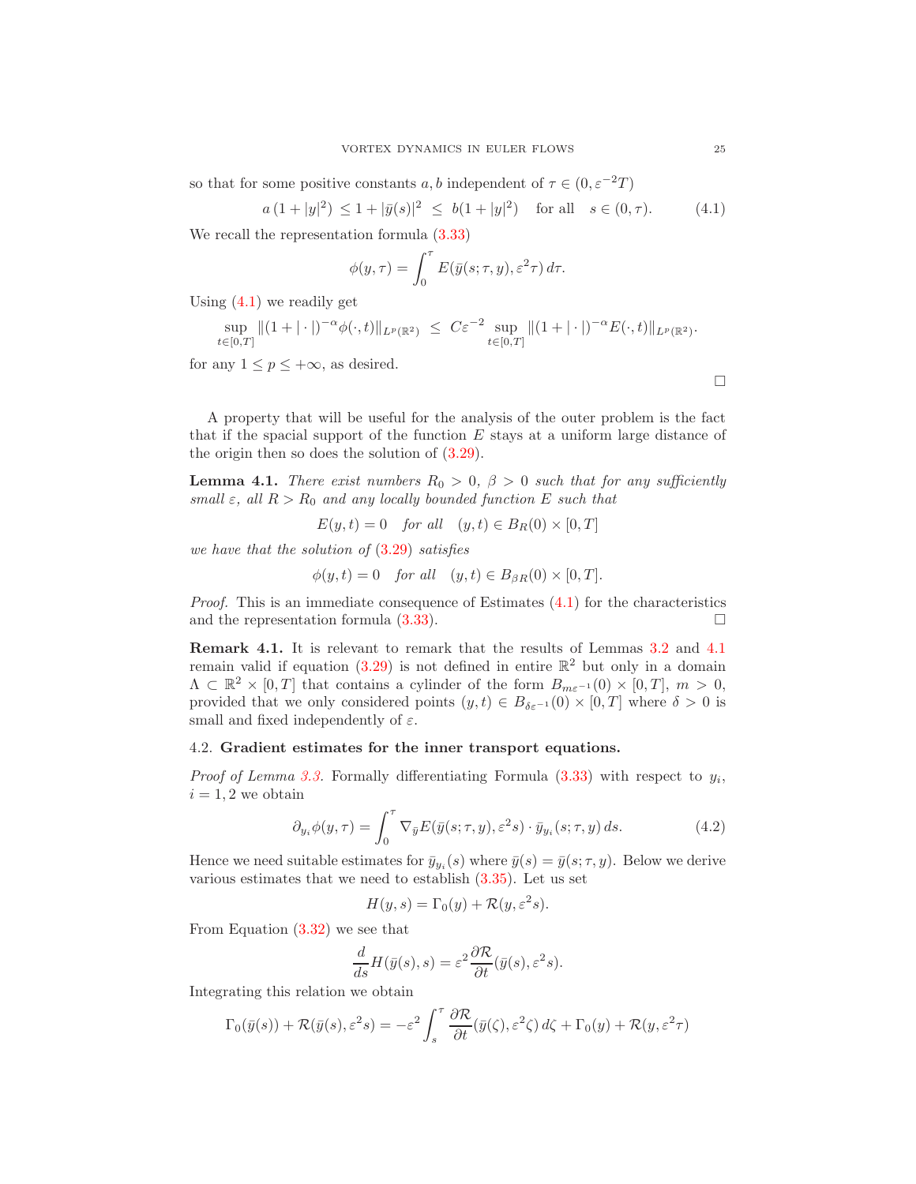so that for some positive constants $a, b$ independent of $\tau \in (0, \varepsilon^{-2}T)$

$$a\,(1+|y|^2) \;\le 1 + |\bar{y}(s)|^2 \;\le\; b(1+|y|^2) \quad \text{for all} \quad s \in (0,\tau). \tag{4.1}$$

We recall the representation formula (3.33)

$$\phi(y,\tau) = \int_0^\tau E(\bar{y}(s;\tau,y), \varepsilon^2\tau)\, d\tau.$$

Using (4.1) we readily get

$$\sup_{t\in[0,T]} \|(1+|\cdot|)^{-\alpha}\phi(\cdot,t)\|_{L^p(\mathbb{R}^2)} \;\le\; C\varepsilon^{-2} \sup_{t\in[0,T]} \|(1+|\cdot|)^{-\alpha} E(\cdot,t)\|_{L^p(\mathbb{R}^2)}.$$

for any $1 \le p \le +\infty$, as desired.

□

A property that will be useful for the analysis of the outer problem is the fact that if the spacial support of the function $E$ stays at a uniform large distance of the origin then so does the solution of (3.29).

**Lemma 4.1.** *There exist numbers $R_0 > 0$, $\beta > 0$ such that for any sufficiently small $\varepsilon$, all $R > R_0$ and any locally bounded function $E$ such that*

$$E(y,t) = 0 \quad \text{for all} \quad (y,t) \in B_R(0)\times[0,T]$$

*we have that the solution of (3.29) satisfies*

$$\phi(y,t) = 0 \quad \text{for all} \quad (y,t) \in B_{\beta R}(0)\times[0,T].$$

*Proof.* This is an immediate consequence of Estimates (4.1) for the characteristics and the representation formula (3.33). □

**Remark 4.1.** It is relevant to remark that the results of Lemmas 3.2 and 4.1 remain valid if equation (3.29) is not defined in entire $\mathbb{R}^2$ but only in a domain $\Lambda \subset \mathbb{R}^2 \times [0,T]$ that contains a cylinder of the form $B_{m\varepsilon^{-1}}(0)\times[0,T]$, $m > 0$, provided that we only considered points $(y,t) \in B_{\delta\varepsilon^{-1}}(0)\times[0,T]$ where $\delta > 0$ is small and fixed independently of $\varepsilon$.

### 4.2. Gradient estimates for the inner transport equations.

*Proof of Lemma 3.3.* Formally differentiating Formula (3.33) with respect to $y_i$, $i = 1,2$ we obtain

$$\partial_{y_i}\phi(y,\tau) = \int_0^\tau \nabla_{\bar{y}} E(\bar{y}(s;\tau,y), \varepsilon^2 s)\cdot \bar{y}_{y_i}(s;\tau,y)\, ds. \tag{4.2}$$

Hence we need suitable estimates for $\bar{y}_{y_i}(s)$ where $\bar{y}(s) = \bar{y}(s;\tau,y)$. Below we derive various estimates that we need to establish (3.35). Let us set

$$H(y,s) = \Gamma_0(y) + \mathcal{R}(y,\varepsilon^2 s).$$

From Equation (3.32) we see that

$$\frac{d}{ds}H(\bar{y}(s),s) = \varepsilon^2 \frac{\partial \mathcal{R}}{\partial t}(\bar{y}(s),\varepsilon^2 s).$$

Integrating this relation we obtain

$$\Gamma_0(\bar{y}(s)) + \mathcal{R}(\bar{y}(s),\varepsilon^2 s) = -\varepsilon^2 \int_s^\tau \frac{\partial \mathcal{R}}{\partial t}(\bar{y}(\zeta),\varepsilon^2\zeta)\, d\zeta + \Gamma_0(y) + \mathcal{R}(y,\varepsilon^2\tau)$$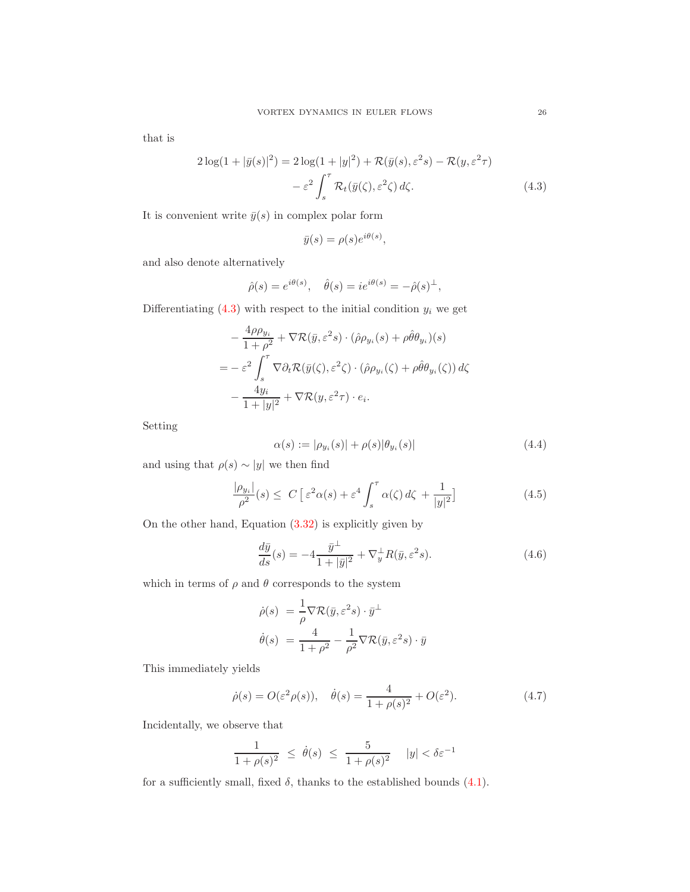that is

$$
\begin{aligned}
2\log(1+|\bar y(s)|^2) = 2\log(1+|y|^2) &+ \mathcal{R}(\bar y(s), \varepsilon^2 s) - \mathcal{R}(y, \varepsilon^2 \tau) \\
&- \varepsilon^2 \int_s^\tau \mathcal{R}_t(\bar y(\zeta), \varepsilon^2 \zeta)\, d\zeta. 
\end{aligned} \tag{4.3}
$$

It is convenient write $\bar y(s)$ in complex polar form

$$
\bar y(s) = \rho(s) e^{i\theta(s)},
$$

and also denote alternatively

$$
\hat\rho(s) = e^{i\theta(s)}, \quad \hat\theta(s) = i e^{i\theta(s)} = -\hat\rho(s)^\perp,
$$

Differentiating (4.3) with respect to the initial condition $y_i$ we get

$$
\begin{aligned}
&-\frac{4\rho\rho_{y_i}}{1+\rho^2} + \nabla \mathcal{R}(\bar y, \varepsilon^2 s)\cdot(\hat\rho\rho_{y_i}(s) + \rho\hat\theta\theta_{y_i})(s) \\
&= -\varepsilon^2 \int_s^\tau \nabla \partial_t \mathcal{R}(\bar y(\zeta), \varepsilon^2\zeta)\cdot(\hat\rho\rho_{y_i}(\zeta) + \rho\hat\theta\theta_{y_i}(\zeta))\, d\zeta \\
&\quad - \frac{4y_i}{1+|y|^2} + \nabla\mathcal{R}(y, \varepsilon^2\tau)\cdot e_i.
\end{aligned}
$$

Setting

$$
\alpha(s) := |\rho_{y_i}(s)| + \rho(s)|\theta_{y_i}(s)| \tag{4.4}
$$

and using that $\rho(s) \sim |y|$ we then find

$$
\frac{|\rho_{y_i}|}{\rho^2}(s) \le\ C\left[\, \varepsilon^2\alpha(s) + \varepsilon^4 \int_s^\tau \alpha(\zeta)\, d\zeta\ + \frac{1}{|y|^2}\right] \tag{4.5}
$$

On the other hand, Equation (3.32) is explicitly given by

$$
\frac{d\bar y}{ds}(s) = -4\frac{\bar y^\perp}{1+|\bar y|^2} + \nabla_y^\perp R(\bar y, \varepsilon^2 s). \tag{4.6}
$$

which in terms of $\rho$ and $\theta$ corresponds to the system

$$
\begin{aligned}
\dot\rho(s)\ &= \frac{1}{\rho}\nabla\mathcal{R}(\bar y, \varepsilon^2 s)\cdot \bar y^\perp \\
\dot\theta(s)\ &= \frac{4}{1+\rho^2} - \frac{1}{\rho^2}\nabla\mathcal{R}(\bar y, \varepsilon^2 s)\cdot \bar y
\end{aligned}
$$

This immediately yields

$$
\dot\rho(s) = O(\varepsilon^2\rho(s)), \quad \dot\theta(s) = \frac{4}{1+\rho(s)^2} + O(\varepsilon^2). \tag{4.7}
$$

Incidentally, we observe that

$$
\frac{1}{1+\rho(s)^2}\ \le\ \dot\theta(s)\ \le\ \frac{5}{1+\rho(s)^2} \qquad |y| < \delta\varepsilon^{-1}
$$

for a sufficiently small, fixed $\delta$, thanks to the established bounds (4.1).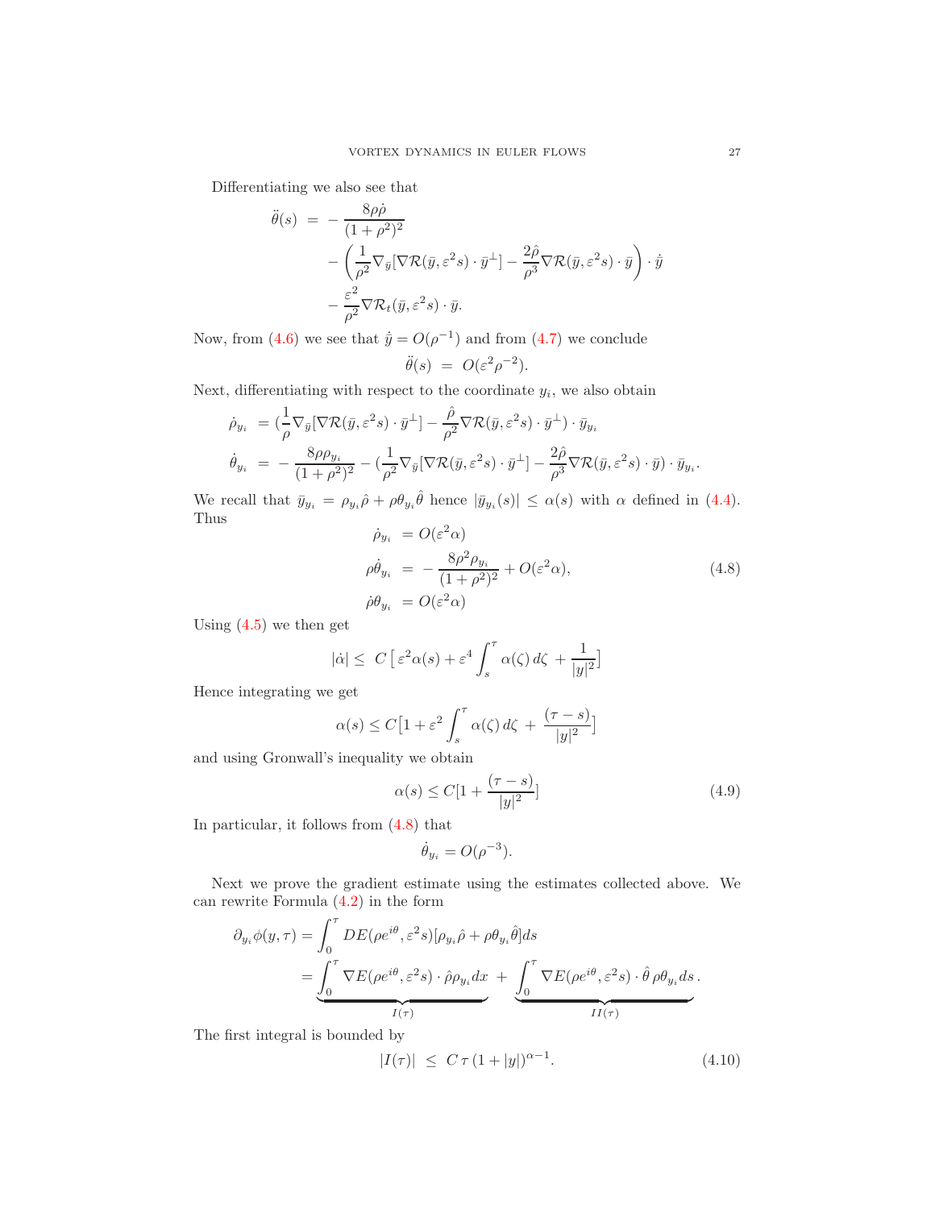Differentiating we also see that

$$
\begin{aligned}
\ddot\theta(s) \ &= \ -\frac{8\rho\dot\rho}{(1+\rho^2)^2} \\
&\quad - \left( \frac{1}{\rho^2}\nabla_{\bar y}[\nabla\mathcal{R}(\bar y, \varepsilon^2 s)\cdot \bar y^\perp] - \frac{2\hat\rho}{\rho^3}\nabla\mathcal{R}(\bar y, \varepsilon^2 s)\cdot \bar y \right)\cdot \dot{\bar y} \\
&\quad - \frac{\varepsilon^2}{\rho^2}\nabla\mathcal{R}_t(\bar y, \varepsilon^2 s)\cdot \bar y.
\end{aligned}
$$

Now, from (4.6) we see that $\dot{\bar y} = O(\rho^{-1})$ and from (4.7) we conclude

$$
\ddot\theta(s) \ = \ O(\varepsilon^2\rho^{-2}).
$$

Next, differentiating with respect to the coordinate $y_i$, we also obtain

$$
\begin{aligned}
\dot\rho_{y_i} \ &= (\frac{1}{\rho}\nabla_{\bar y}[\nabla\mathcal{R}(\bar y, \varepsilon^2 s)\cdot \bar y^\perp] - \frac{\hat\rho}{\rho^2}\nabla\mathcal{R}(\bar y, \varepsilon^2 s)\cdot \bar y^\perp)\cdot \bar y_{y_i} \\
\dot\theta_{y_i} \ &= \ -\frac{8\rho\rho_{y_i}}{(1+\rho^2)^2} - (\frac{1}{\rho^2}\nabla_{\bar y}[\nabla\mathcal{R}(\bar y, \varepsilon^2 s)\cdot \bar y^\perp] - \frac{2\hat\rho}{\rho^3}\nabla\mathcal{R}(\bar y, \varepsilon^2 s)\cdot \bar y)\cdot \bar y_{y_i}.
\end{aligned}
$$

We recall that $\bar y_{y_i} = \rho_{y_i}\hat\rho + \rho\theta_{y_i}\hat\theta$ hence $|\bar y_{y_i}(s)| \le \alpha(s)$ with $\alpha$ defined in (4.4). Thus

$$
\begin{aligned}
\dot\rho_{y_i} \ &= O(\varepsilon^2\alpha) \\
\rho\dot\theta_{y_i} \ &= \ -\frac{8\rho^2\rho_{y_i}}{(1+\rho^2)^2} + O(\varepsilon^2\alpha), \\
\dot\rho\theta_{y_i} \ &= O(\varepsilon^2\alpha)
\end{aligned}
\tag{4.8}
$$

Using (4.5) we then get

$$
|\dot\alpha| \le \ C\left[\,\varepsilon^2\alpha(s) + \varepsilon^4\int_s^\tau \alpha(\zeta)\,d\zeta \ + \frac{1}{|y|^2}\right]
$$

Hence integrating we get

$$
\alpha(s) \le C\big[1 + \varepsilon^2\int_s^\tau \alpha(\zeta)\,d\zeta \ + \ \frac{(\tau - s)}{|y|^2}\big]
$$

and using Gronwall's inequality we obtain

$$
\alpha(s) \le C[1 + \frac{(\tau - s)}{|y|^2}]
\tag{4.9}
$$

In particular, it follows from (4.8) that

$$
\dot\theta_{y_i} = O(\rho^{-3}).
$$

Next we prove the gradient estimate using the estimates collected above. We can rewrite Formula (4.2) in the form

$$
\begin{aligned}
\partial_{y_i}\phi(y,\tau) &= \int_0^\tau DE(\rho e^{i\theta}, \varepsilon^2 s)[\rho_{y_i}\hat\rho + \rho\theta_{y_i}\hat\theta]ds \\
&= \underbrace{\int_0^\tau \nabla E(\rho e^{i\theta}, \varepsilon^2 s)\cdot\hat\rho\rho_{y_i}dx}_{I(\tau)} \ + \ \underbrace{\int_0^\tau \nabla E(\rho e^{i\theta}, \varepsilon^2 s)\cdot\hat\theta\,\rho\theta_{y_i}\,ds}_{II(\tau)}.
\end{aligned}
$$

The first integral is bounded by

$$
|I(\tau)| \ \le \ C\,\tau\,(1+|y|)^{\alpha-1}.
\tag{4.10}
$$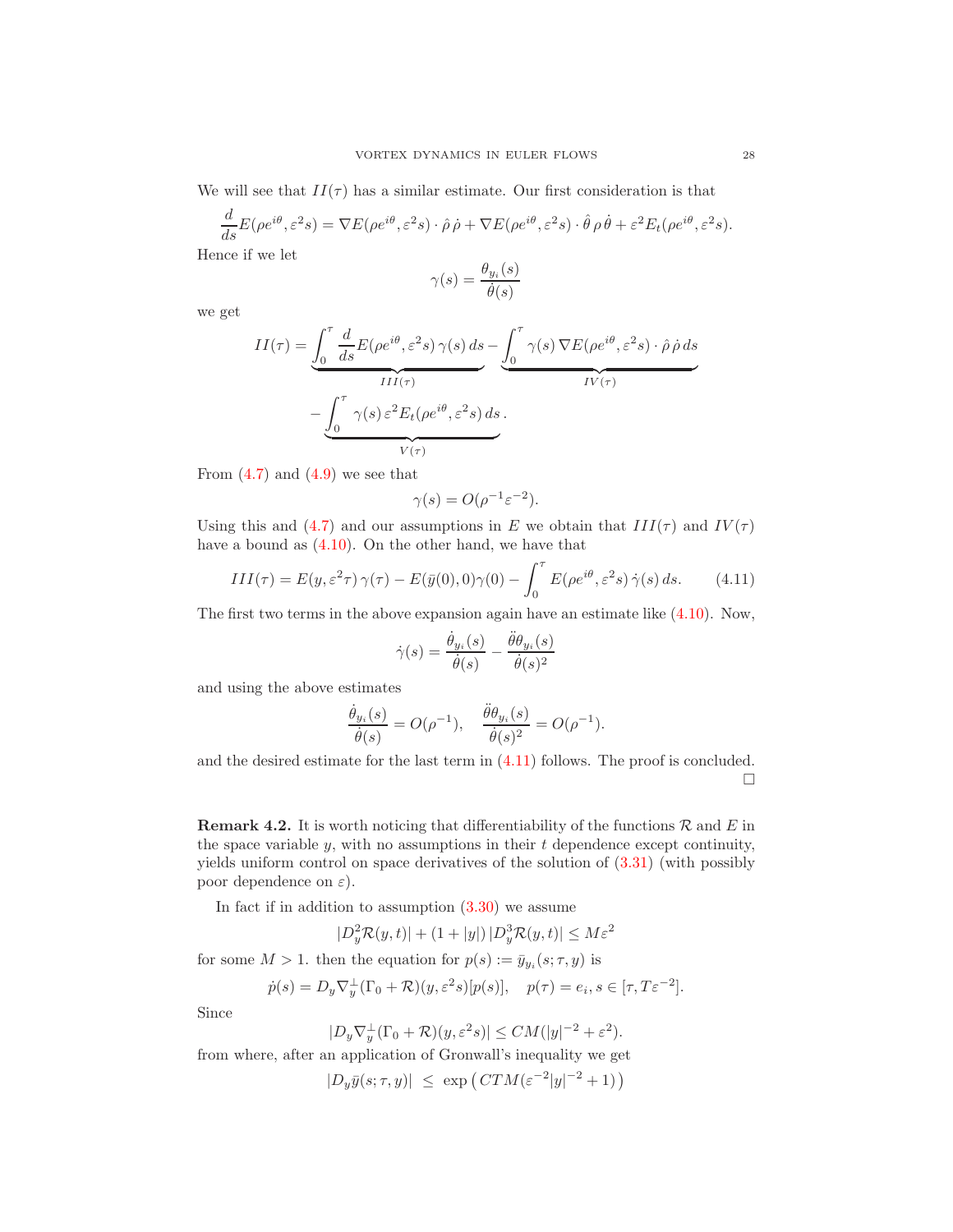We will see that $II(\tau)$ has a similar estimate. Our first consideration is that

$$
\frac{d}{ds} E(\rho e^{i\theta}, \varepsilon^2 s) = \nabla E(\rho e^{i\theta}, \varepsilon^2 s) \cdot \hat{\rho}\, \dot{\rho} + \nabla E(\rho e^{i\theta}, \varepsilon^2 s) \cdot \hat{\theta}\, \rho\, \dot{\theta} + \varepsilon^2 E_t(\rho e^{i\theta}, \varepsilon^2 s).
$$

Hence if we let

$$
\gamma(s) = \frac{\theta_{y_i}(s)}{\dot{\theta}(s)}
$$

we get

$$
II(\tau) = \underbrace{\int_0^\tau \frac{d}{ds} E(\rho e^{i\theta}, \varepsilon^2 s)\, \gamma(s)\, ds}_{III(\tau)} - \underbrace{\int_0^\tau \gamma(s)\, \nabla E(\rho e^{i\theta}, \varepsilon^2 s) \cdot \hat{\rho}\, \dot{\rho}\, ds}_{IV(\tau)}
$$
$$
- \underbrace{\int_0^\tau \gamma(s)\, \varepsilon^2 E_t(\rho e^{i\theta}, \varepsilon^2 s)\, ds}_{V(\tau)}.
$$

From (4.7) and (4.9) we see that

$$
\gamma(s) = O(\rho^{-1}\varepsilon^{-2}).
$$

Using this and (4.7) and our assumptions in $E$ we obtain that $III(\tau)$ and $IV(\tau)$ have a bound as (4.10). On the other hand, we have that

$$
III(\tau) = E(y, \varepsilon^2\tau)\, \gamma(\tau) - E(\bar{y}(0), 0)\gamma(0) - \int_0^\tau E(\rho e^{i\theta}, \varepsilon^2 s)\, \dot{\gamma}(s)\, ds. \tag{4.11}
$$

The first two terms in the above expansion again have an estimate like (4.10). Now,

$$
\dot{\gamma}(s) = \frac{\dot{\theta}_{y_i}(s)}{\dot{\theta}(s)} - \frac{\ddot{\theta}\theta_{y_i}(s)}{\dot{\theta}(s)^2}
$$

and using the above estimates

$$
\frac{\dot{\theta}_{y_i}(s)}{\dot{\theta}(s)} = O(\rho^{-1}), \quad \frac{\ddot{\theta}\theta_{y_i}(s)}{\dot{\theta}(s)^2} = O(\rho^{-1}).
$$

and the desired estimate for the last term in (4.11) follows. The proof is concluded. □

**Remark 4.2.** It is worth noticing that differentiability of the functions $\mathcal{R}$ and $E$ in the space variable $y$, with no assumptions in their $t$ dependence except continuity, yields uniform control on space derivatives of the solution of (3.31) (with possibly poor dependence on $\varepsilon$).

In fact if in addition to assumption (3.30) we assume

$$
|D_y^2 \mathcal{R}(y,t)| + (1+|y|)\, |D_y^3 \mathcal{R}(y,t)| \le M\varepsilon^2
$$

for some $M > 1$. then the equation for $p(s) := \bar{y}_{y_i}(s; \tau, y)$ is

$$
\dot{p}(s) = D_y \nabla_y^\perp (\Gamma_0 + \mathcal{R})(y, \varepsilon^2 s)[p(s)], \quad p(\tau) = e_i, s \in [\tau, T\varepsilon^{-2}].
$$

Since

$$
|D_y \nabla_y^\perp (\Gamma_0 + \mathcal{R})(y, \varepsilon^2 s)| \le CM(|y|^{-2} + \varepsilon^2).
$$

from where, after an application of Gronwall's inequality we get

$$
|D_y \bar{y}(s; \tau, y)| \ \le \ \exp\left( CTM(\varepsilon^{-2}|y|^{-2} + 1) \right)
$$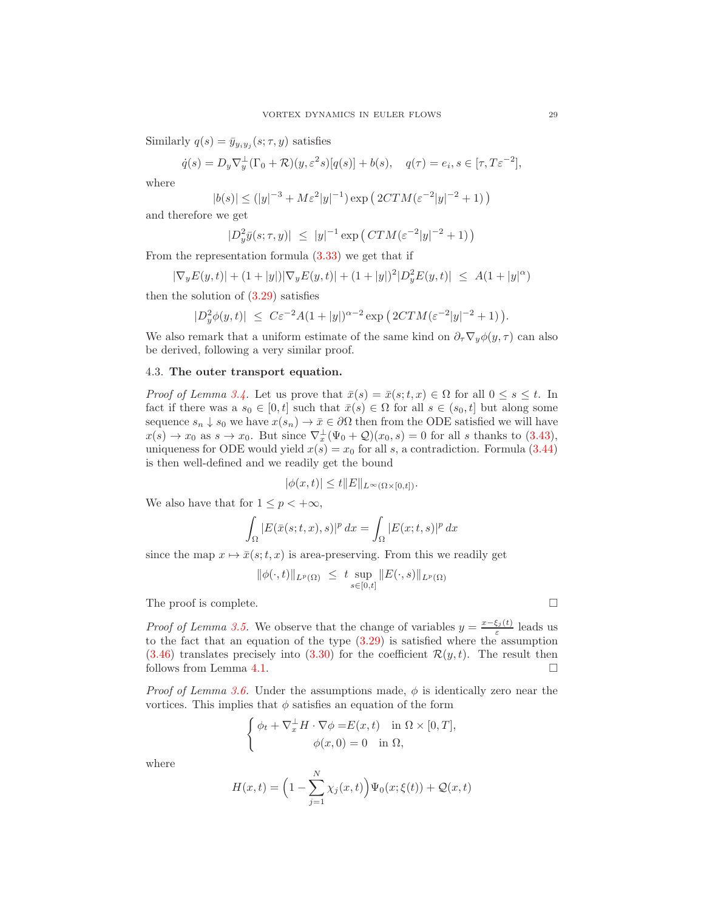Similarly $q(s) = \bar{y}_{y_i y_j}(s;\tau,y)$ satisfies

$$\dot{q}(s) = D_y \nabla_y^{\perp}(\Gamma_0 + \mathcal{R})(y, \varepsilon^2 s)[q(s)] + b(s), \quad q(\tau) = e_i, s \in [\tau, T\varepsilon^{-2}],$$

where

$$|b(s)| \le (|y|^{-3} + M\varepsilon^2 |y|^{-1}) \exp\big(\, 2CTM(\varepsilon^{-2}|y|^{-2} + 1)\,\big)$$

and therefore we get

$$|D_y^2 \bar{y}(s;\tau,y)| \ \le\ |y|^{-1} \exp\big(\, CTM(\varepsilon^{-2}|y|^{-2} + 1)\,\big)$$

From the representation formula (3.33) we get that if

$$|\nabla_y E(y,t)| + (1+|y|)|\nabla_y E(y,t)| + (1+|y|)^2 |D_y^2 E(y,t)| \ \le\ A(1+|y|^{\alpha})$$

then the solution of (3.29) satisfies

$$|D_y^2 \phi(y,t)| \ \le\ C\varepsilon^{-2} A (1+|y|)^{\alpha-2} \exp\big(\, 2CTM(\varepsilon^{-2}|y|^{-2} + 1)\,\big).$$

We also remark that a uniform estimate of the same kind on $\partial_\tau \nabla_y \phi(y,\tau)$ can also be derived, following a very similar proof.

### 4.3. **The outer transport equation.**

*Proof of Lemma 3.4.* Let us prove that $\bar{x}(s) = \bar{x}(s;t,x) \in \Omega$ for all $0 \le s \le t$. In fact if there was a $s_0 \in [0,t]$ such that $\bar{x}(s) \in \Omega$ for all $s \in (s_0, t]$ but along some sequence $s_n \downarrow s_0$ we have $x(s_n) \to \bar{x} \in \partial\Omega$ then from the ODE satisfied we will have $x(s) \to x_0$ as $s \to x_0$. But since $\nabla_x^{\perp}(\Psi_0 + \mathcal{Q})(x_0, s) = 0$ for all $s$ thanks to (3.43), uniqueness for ODE would yield $x(s) = x_0$ for all $s$, a contradiction. Formula (3.44) is then well-defined and we readily get the bound

$$|\phi(x,t)| \le t\|E\|_{L^\infty(\Omega\times[0,t])}.$$

We also have that for $1 \le p < +\infty$,

$$\int_\Omega |E(\bar{x}(s;t,x),s)|^p \, dx = \int_\Omega |E(x;t,s)|^p \, dx$$

since the map $x \mapsto \bar{x}(s;t,x)$ is area-preserving. From this we readily get

$$\|\phi(\cdot,t)\|_{L^p(\Omega)} \ \le\ t \sup_{s\in[0,t]} \|E(\cdot,s)\|_{L^p(\Omega)}$$

The proof is complete. □

*Proof of Lemma 3.5.* We observe that the change of variables $y = \frac{x-\xi_j(t)}{\varepsilon}$ leads us to the fact that an equation of the type (3.29) is satisfied where the assumption (3.46) translates precisely into (3.30) for the coefficient $\mathcal{R}(y,t)$. The result then follows from Lemma 4.1. □

*Proof of Lemma 3.6.* Under the assumptions made, $\phi$ is identically zero near the vortices. This implies that $\phi$ satisfies an equation of the form

$$\begin{cases} \phi_t + \nabla_x^{\perp} H \cdot \nabla\phi = E(x,t) & \text{in } \Omega\times[0,T], \\ \phi(x,0) = 0 & \text{in } \Omega, \end{cases}$$

where

$$H(x,t) = \Big(1 - \sum_{j=1}^N \chi_j(x,t)\Big)\Psi_0(x;\xi(t)) + \mathcal{Q}(x,t)$$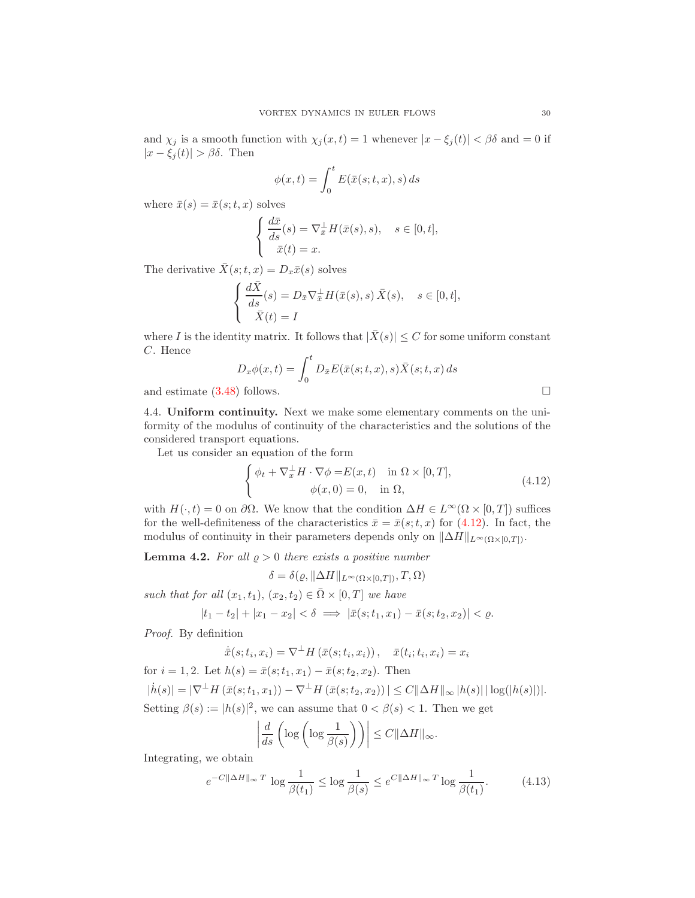and $\chi_j$ is a smooth function with $\chi_j(x,t) = 1$ whenever $|x - \xi_j(t)| < \beta\delta$ and $= 0$ if $|x - \xi_j(t)| > \beta\delta$. Then

$$\phi(x,t) = \int_0^t E(\bar{x}(s;t,x), s)\, ds$$

where $\bar{x}(s) = \bar{x}(s;t,x)$ solves

$$\begin{cases} \dfrac{d\bar{x}}{ds}(s) = \nabla^{\perp}_{\bar{x}} H(\bar{x}(s), s), \quad s \in [0,t], \\ \bar{x}(t) = x. \end{cases}$$

The derivative $\bar{X}(s;t,x) = D_x \bar{x}(s)$ solves

$$\begin{cases} \dfrac{d\bar{X}}{ds}(s) = D_{\bar{x}} \nabla^{\perp}_{\bar{x}} H(\bar{x}(s), s)\, \bar{X}(s), \quad s \in [0,t], \\ \bar{X}(t) = I \end{cases}$$

where $I$ is the identity matrix. It follows that $|\bar{X}(s)| \le C$ for some uniform constant $C$. Hence

$$D_x \phi(x,t) = \int_0^t D_{\bar{x}} E(\bar{x}(s;t,x), s) \bar{X}(s;t,x)\, ds$$

and estimate (3.48) follows. $\square$

4.4. **Uniform continuity.** Next we make some elementary comments on the uniformity of the modulus of continuity of the characteristics and the solutions of the considered transport equations.

Let us consider an equation of the form

$$\begin{cases} \phi_t + \nabla^{\perp}_x H \cdot \nabla \phi = E(x,t) \quad \text{in } \Omega \times [0,T], \\ \phi(x,0) = 0, \quad \text{in } \Omega, \end{cases} \tag{4.12}$$

with $H(\cdot, t) = 0$ on $\partial\Omega$. We know that the condition $\Delta H \in L^\infty(\Omega \times [0,T])$ suffices for the well-definiteness of the characteristics $\bar{x} = \bar{x}(s;t,x)$ for (4.12). In fact, the modulus of continuity in their parameters depends only on $\|\Delta H\|_{L^\infty(\Omega\times[0,T])}$.

**Lemma 4.2.** *For all $\varrho > 0$ there exists a positive number*

$$\delta = \delta(\varrho, \|\Delta H\|_{L^\infty(\Omega\times[0,T])}, T, \Omega)$$

*such that for all $(x_1,t_1)$, $(x_2,t_2) \in \bar{\Omega} \times [0,T]$ we have*

$$|t_1 - t_2| + |x_1 - x_2| < \delta \implies |\bar{x}(s;t_1,x_1) - \bar{x}(s;t_2,x_2)| < \varrho.$$

*Proof.* By definition

$$\dot{\bar{x}}(s;t_i,x_i) = \nabla^{\perp} H\left(\bar{x}(s;t_i,x_i)\right), \quad \bar{x}(t_i;t_i,x_i) = x_i$$

for $i = 1,2$. Let $h(s) = \bar{x}(s;t_1,x_1) - \bar{x}(s;t_2,x_2)$. Then

$$|\dot{h}(s)| = |\nabla^{\perp} H\left(\bar{x}(s;t_1,x_1)\right) - \nabla^{\perp} H\left(\bar{x}(s;t_2,x_2)\right)| \le C\|\Delta H\|_\infty |h(s)|\, |\log(|h(s)|)|.$$

Setting $\beta(s) := |h(s)|^2$, we can assume that $0 < \beta(s) < 1$. Then we get

$$\left| \frac{d}{ds} \left( \log \left( \log \frac{1}{\beta(s)} \right) \right) \right| \le C\|\Delta H\|_\infty.$$

Integrating, we obtain

$$e^{-C\|\Delta H\|_\infty T} \log \frac{1}{\beta(t_1)} \le \log \frac{1}{\beta(s)} \le e^{C\|\Delta H\|_\infty T} \log \frac{1}{\beta(t_1)}. \tag{4.13}$$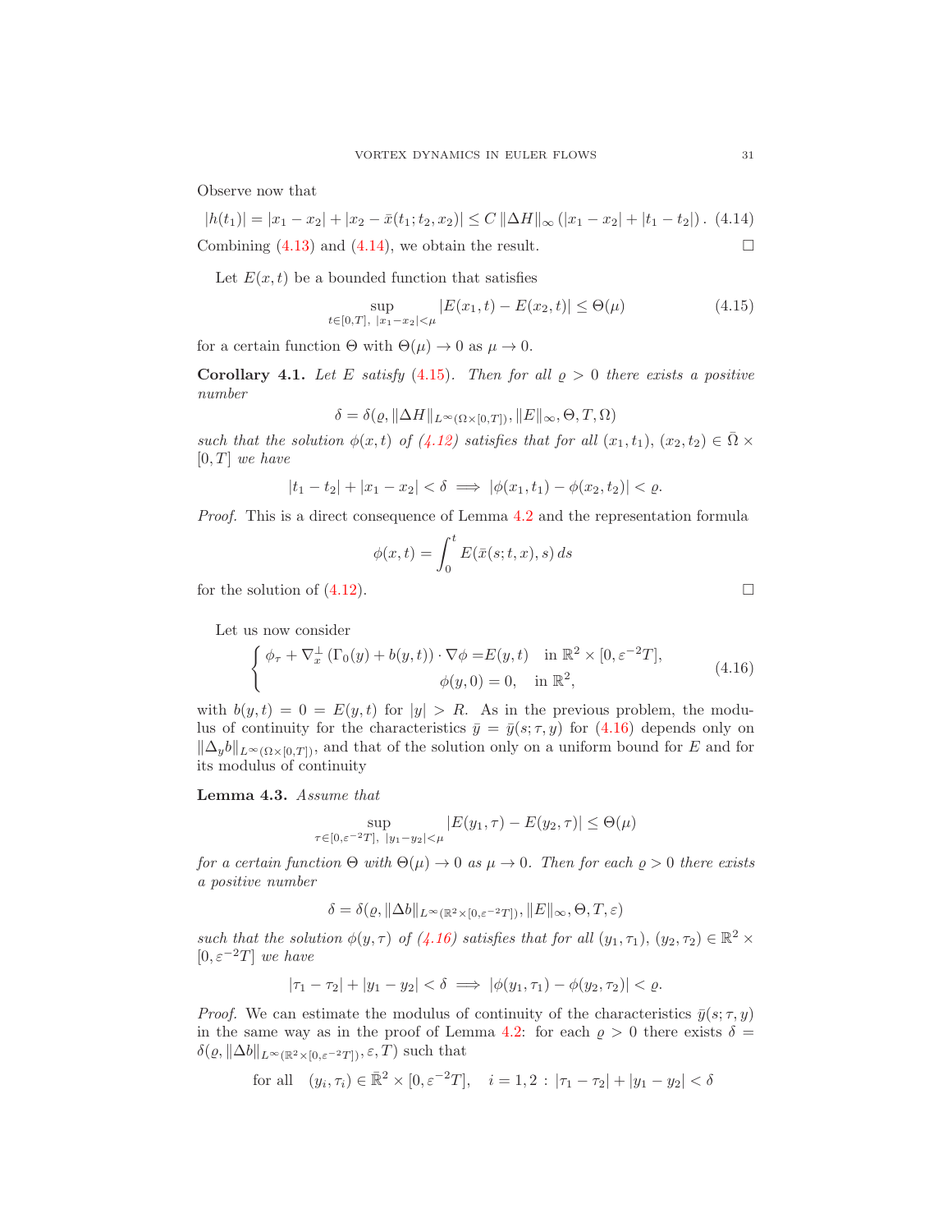Observe now that

$$|h(t_1)| = |x_1 - x_2| + |x_2 - \bar{x}(t_1; t_2, x_2)| \leq C \, \|\Delta H\|_\infty \left(|x_1 - x_2| + |t_1 - t_2|\right). \quad (4.14)$$

Combining (4.13) and (4.14), we obtain the result. $\square$

Let $E(x,t)$ be a bounded function that satisfies

$$\sup_{t \in [0,T], \ |x_1 - x_2| < \mu} |E(x_1, t) - E(x_2, t)| \leq \Theta(\mu) \quad (4.15)$$

for a certain function $\Theta$ with $\Theta(\mu) \to 0$ as $\mu \to 0$.

**Corollary 4.1.** *Let $E$ satisfy (4.15). Then for all $\varrho > 0$ there exists a positive number*

$$\delta = \delta(\varrho, \|\Delta H\|_{L^\infty(\Omega \times [0,T])}, \|E\|_\infty, \Theta, T, \Omega)$$

*such that the solution $\phi(x,t)$ of (4.12) satisfies that for all $(x_1, t_1), (x_2, t_2) \in \bar{\Omega} \times [0, T]$ we have*

$$|t_1 - t_2| + |x_1 - x_2| < \delta \implies |\phi(x_1, t_1) - \phi(x_2, t_2)| < \varrho.$$

*Proof.* This is a direct consequence of Lemma 4.2 and the representation formula

$$\phi(x,t) = \int_0^t E(\bar{x}(s; t, x), s) \, ds$$

for the solution of (4.12). $\square$

Let us now consider

$$\begin{cases} \phi_\tau + \nabla_x^\perp \left(\Gamma_0(y) + b(y,t)\right) \cdot \nabla \phi = E(y,t) & \text{in } \mathbb{R}^2 \times [0, \varepsilon^{-2} T], \\ \phi(y, 0) = 0, & \text{in } \mathbb{R}^2, \end{cases} \quad (4.16)$$

with $b(y,t) = 0 = E(y,t)$ for $|y| > R$. As in the previous problem, the modulus of continuity for the characteristics $\bar{y} = \bar{y}(s; \tau, y)$ for (4.16) depends only on $\|\Delta_y b\|_{L^\infty(\Omega \times [0,T])}$, and that of the solution only on a uniform bound for $E$ and for its modulus of continuity

**Lemma 4.3.** *Assume that*

$$\sup_{\tau \in [0, \varepsilon^{-2} T], \ |y_1 - y_2| < \mu} |E(y_1, \tau) - E(y_2, \tau)| \leq \Theta(\mu)$$

*for a certain function $\Theta$ with $\Theta(\mu) \to 0$ as $\mu \to 0$. Then for each $\varrho > 0$ there exists a positive number*

$$\delta = \delta(\varrho, \|\Delta b\|_{L^\infty(\mathbb{R}^2 \times [0, \varepsilon^{-2} T])}, \|E\|_\infty, \Theta, T, \varepsilon)$$

*such that the solution $\phi(y, \tau)$ of (4.16) satisfies that for all $(y_1, \tau_1), (y_2, \tau_2) \in \mathbb{R}^2 \times [0, \varepsilon^{-2} T]$ we have*

$$|\tau_1 - \tau_2| + |y_1 - y_2| < \delta \implies |\phi(y_1, \tau_1) - \phi(y_2, \tau_2)| < \varrho.$$

*Proof.* We can estimate the modulus of continuity of the characteristics $\bar{y}(s; \tau, y)$ in the same way as in the proof of Lemma 4.2: for each $\varrho > 0$ there exists $\delta = \delta(\varrho, \|\Delta b\|_{L^\infty(\mathbb{R}^2 \times [0, \varepsilon^{-2} T])}, \varepsilon, T)$ such that

$$\text{for all} \quad (y_i, \tau_i) \in \bar{\mathbb{R}}^2 \times [0, \varepsilon^{-2} T], \quad i = 1, 2 : |\tau_1 - \tau_2| + |y_1 - y_2| < \delta$$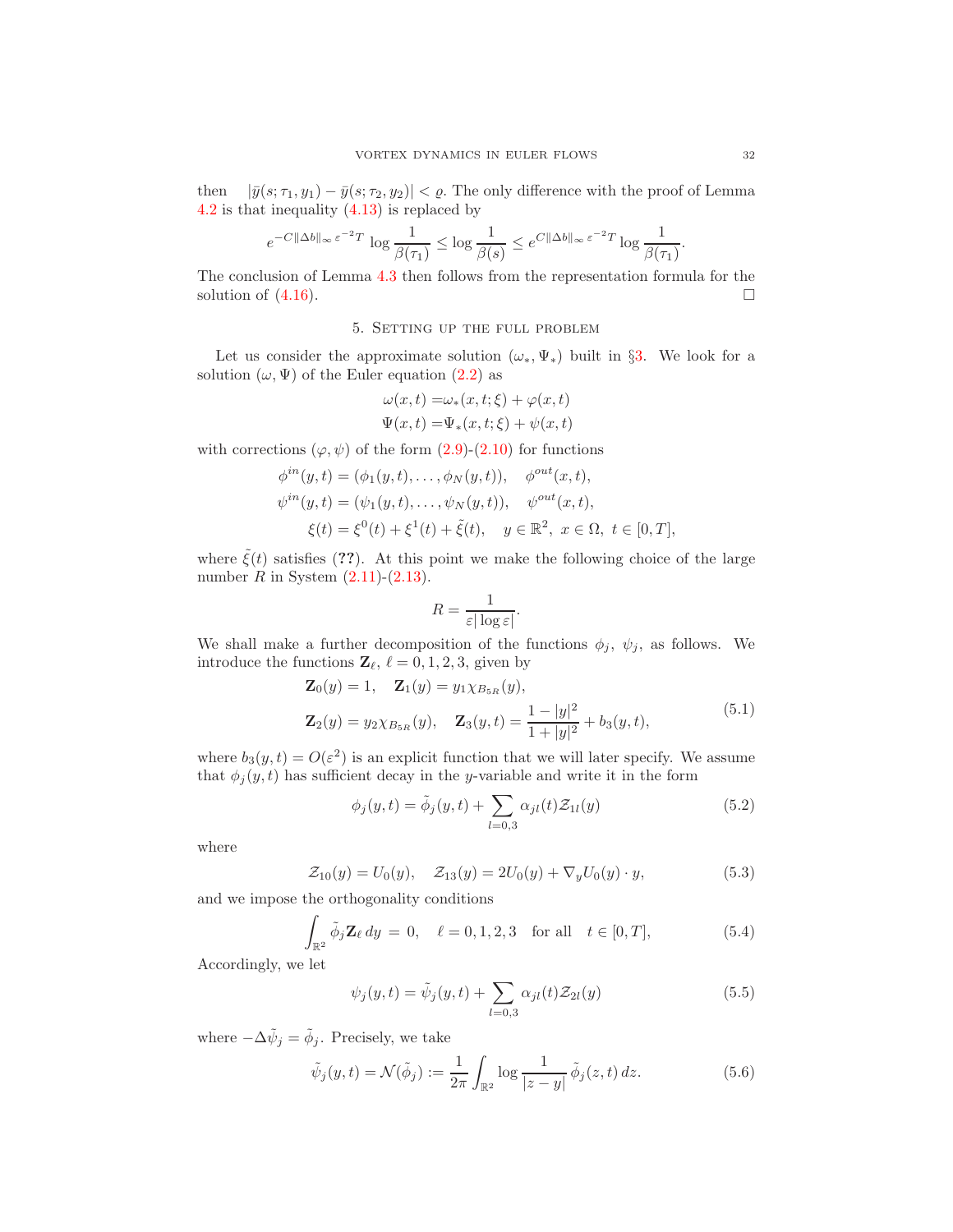then $|\bar{y}(s;\tau_1,y_1) - \bar{y}(s;\tau_2,y_2)| < \varrho$. The only difference with the proof of Lemma 4.2 is that inequality (4.13) is replaced by

$$e^{-C\|\Delta b\|_\infty \varepsilon^{-2}T} \log \frac{1}{\beta(\tau_1)} \le \log \frac{1}{\beta(s)} \le e^{C\|\Delta b\|_\infty \varepsilon^{-2}T} \log \frac{1}{\beta(\tau_1)}.$$

The conclusion of Lemma 4.3 then follows from the representation formula for the solution of (4.16). □

## 5. Setting up the full problem

Let us consider the approximate solution $(\omega_*, \Psi_*)$ built in §3. We look for a solution $(\omega, \Psi)$ of the Euler equation (2.2) as

$$\begin{aligned}
\omega(x,t) =& \omega_*(x,t;\xi) + \varphi(x,t)\\
\Psi(x,t) =& \Psi_*(x,t;\xi) + \psi(x,t)
\end{aligned}$$

with corrections $(\varphi, \psi)$ of the form (2.9)-(2.10) for functions

$$\begin{aligned}
\phi^{in}(y,t) &= (\phi_1(y,t),\dots,\phi_N(y,t)), \quad \phi^{out}(x,t),\\
\psi^{in}(y,t) &= (\psi_1(y,t),\dots,\psi_N(y,t)), \quad \psi^{out}(x,t),\\
\xi(t) &= \xi^0(t) + \xi^1(t) + \tilde{\xi}(t), \quad y \in \mathbb{R}^2,\ x\in\Omega,\ t\in[0,T],
\end{aligned}$$

where $\tilde{\xi}(t)$ satisfies (**??**). At this point we make the following choice of the large number $R$ in System (2.11)-(2.13).

$$R = \frac{1}{\varepsilon|\log\varepsilon|}.$$

We shall make a further decomposition of the functions $\phi_j$, $\psi_j$, as follows. We introduce the functions $\mathbf{Z}_\ell$, $\ell = 0,1,2,3$, given by

$$\begin{aligned}
&\mathbf{Z}_0(y) = 1, \quad \mathbf{Z}_1(y) = y_1\chi_{B_{5R}}(y),\\
&\mathbf{Z}_2(y) = y_2\chi_{B_{5R}}(y), \quad \mathbf{Z}_3(y,t) = \frac{1-|y|^2}{1+|y|^2} + b_3(y,t),
\end{aligned} \tag{5.1}$$

where $b_3(y,t) = O(\varepsilon^2)$ is an explicit function that we will later specify. We assume that $\phi_j(y,t)$ has sufficient decay in the $y$-variable and write it in the form

$$\phi_j(y,t) = \tilde{\phi}_j(y,t) + \sum_{l=0,3} \alpha_{jl}(t)\mathcal{Z}_{1l}(y) \tag{5.2}$$

where

$$\mathcal{Z}_{10}(y) = U_0(y), \quad \mathcal{Z}_{13}(y) = 2U_0(y) + \nabla_y U_0(y)\cdot y, \tag{5.3}$$

and we impose the orthogonality conditions

$$\int_{\mathbb{R}^2} \tilde{\phi}_j \mathbf{Z}_\ell \, dy \;=\; 0, \quad \ell = 0,1,2,3 \quad \text{for all} \quad t\in[0,T], \tag{5.4}$$

Accordingly, we let

$$\psi_j(y,t) = \tilde{\psi}_j(y,t) + \sum_{l=0,3} \alpha_{jl}(t)\mathcal{Z}_{2l}(y) \tag{5.5}$$

where $-\Delta\tilde{\psi}_j = \tilde{\phi}_j$. Precisely, we take

$$\tilde{\psi}_j(y,t) = \mathcal{N}(\tilde{\phi}_j) := \frac{1}{2\pi}\int_{\mathbb{R}^2} \log\frac{1}{|z-y|}\,\tilde{\phi}_j(z,t)\,dz. \tag{5.6}$$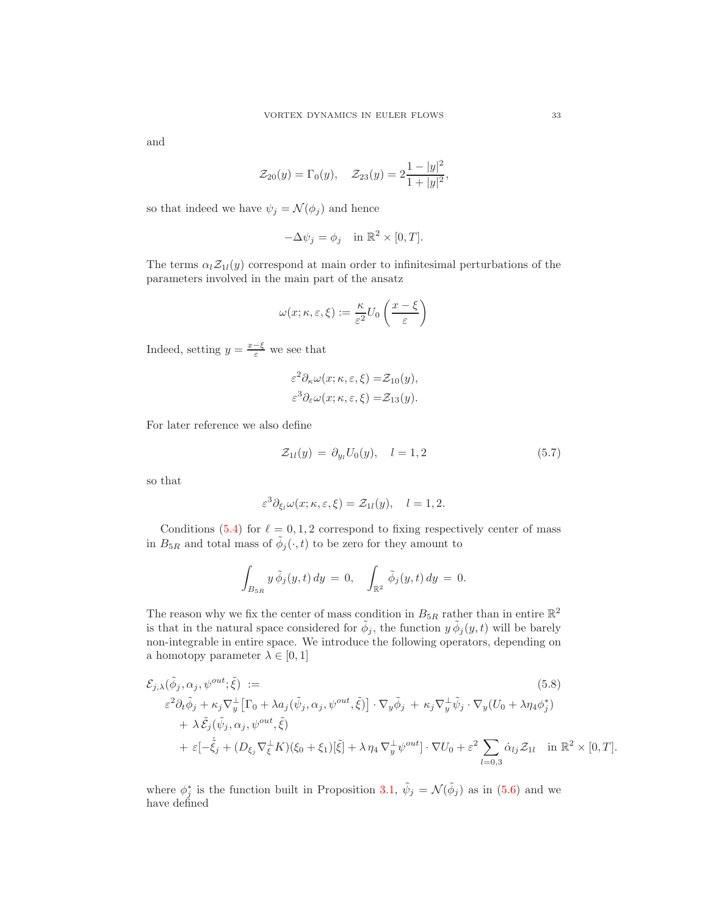and

$$\mathcal{Z}_{20}(y) = \Gamma_0(y), \quad \mathcal{Z}_{23}(y) = 2\frac{1-|y|^2}{1+|y|^2},$$

so that indeed we have $\psi_j = \mathcal{N}(\phi_j)$ and hence

$$-\Delta\psi_j = \phi_j \quad \text{in } \mathbb{R}^2 \times [0,T].$$

The terms $\alpha_l \mathcal{Z}_{1l}(y)$ correspond at main order to infinitesimal perturbations of the parameters involved in the main part of the ansatz

$$\omega(x;\kappa,\varepsilon,\xi) := \frac{\kappa}{\varepsilon^2} U_0\left(\frac{x-\xi}{\varepsilon}\right)$$

Indeed, setting $y = \frac{x-\xi}{\varepsilon}$ we see that

$$\begin{aligned}
\varepsilon^2 \partial_\kappa \omega(x;\kappa,\varepsilon,\xi) =& \mathcal{Z}_{10}(y), \\
\varepsilon^3 \partial_\varepsilon \omega(x;\kappa,\varepsilon,\xi) =& \mathcal{Z}_{13}(y).
\end{aligned}$$

For later reference we also define

$$\mathcal{Z}_{1l}(y) \,=\, \partial_{y_l} U_0(y), \quad l = 1,2 \tag{5.7}$$

so that

$$\varepsilon^3 \partial_{\xi_l} \omega(x;\kappa,\varepsilon,\xi) = \mathcal{Z}_{1l}(y), \quad l = 1,2.$$

Conditions (5.4) for $\ell = 0,1,2$ correspond to fixing respectively center of mass in $B_{5R}$ and total mass of $\tilde\phi_j(\cdot,t)$ to be zero for they amount to

$$\int_{B_{5R}} y\,\tilde\phi_j(y,t)\,dy \,=\, 0, \quad \int_{\mathbb{R}^2} \tilde\phi_j(y,t)\,dy \,=\, 0.$$

The reason why we fix the center of mass condition in $B_{5R}$ rather than in entire $\mathbb{R}^2$ is that in the natural space considered for $\tilde\phi_j$, the function $y\,\tilde\phi_j(y,t)$ will be barely non-integrable in entire space. We introduce the following operators, depending on a homotopy parameter $\lambda \in [0,1]$

$$\begin{aligned}
&\mathcal{E}_{j,\lambda}(\tilde\phi_j, \alpha_j, \psi^{out}; \tilde\xi) \;:= \\
&\quad \varepsilon^2 \partial_t \tilde\phi_j + \kappa_j \nabla_y^\perp\big[\Gamma_0 + \lambda a_j(\tilde\psi_j, \alpha_j, \psi^{out}, \tilde\xi)\big] \cdot \nabla_y \tilde\phi_j \,+\, \kappa_j \nabla_y^\perp \tilde\psi_j \cdot \nabla_y (U_0 + \lambda \eta_4 \phi_j^*) \\
&\qquad +\, \lambda\, \tilde{\mathcal{E}}_j(\tilde\psi_j, \alpha_j, \psi^{out}, \tilde\xi) \\
&\qquad +\, \varepsilon[-\dot{\tilde\xi}_j + (D_{\xi_j} \nabla_\xi^\perp K)(\xi_0 + \xi_1)[\tilde\xi] + \lambda\, \eta_4\, \nabla_y^\perp \psi^{out}] \cdot \nabla U_0 + \varepsilon^2 \sum_{l=0,3} \dot\alpha_{lj} \mathcal{Z}_{1l} \quad \text{in } \mathbb{R}^2 \times [0,T].
\end{aligned} \tag{5.8}$$

where $\phi_j^*$ is the function built in Proposition 3.1, $\tilde\psi_j = \mathcal{N}(\tilde\phi_j)$ as in (5.6) and we have defined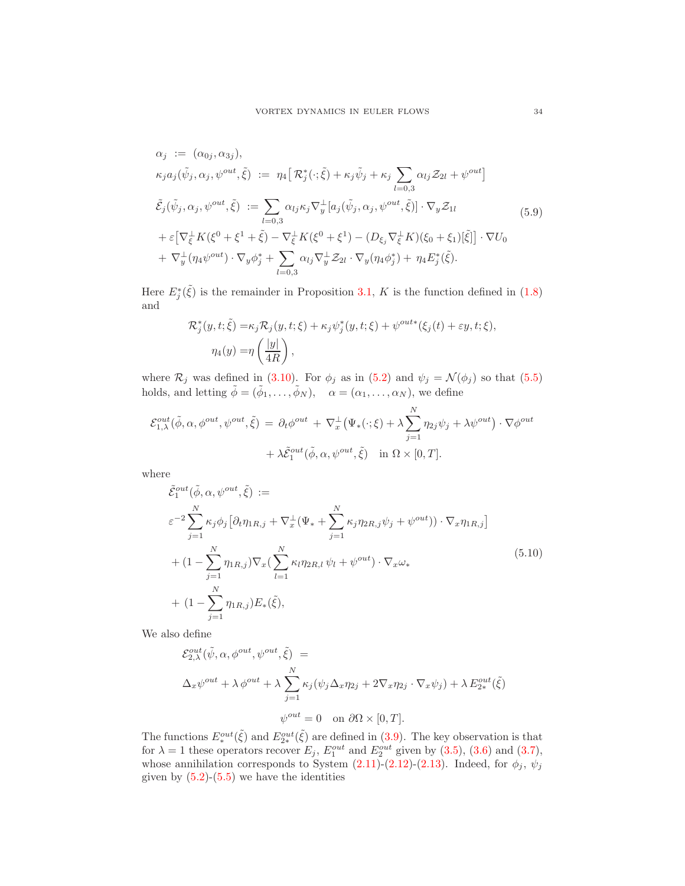$$
\begin{aligned}
\alpha_j \;&:=\; (\alpha_{0j}, \alpha_{3j}),\\
\kappa_j a_j(\tilde\psi_j, \alpha_j, \psi^{out}, \tilde\xi) \;&:=\; \eta_4\big[\, \mathcal{R}_j^*(\cdot;\tilde\xi) + \kappa_j \tilde\psi_j + \kappa_j \sum_{l=0,3} \alpha_{lj} \mathcal{Z}_{2l} + \psi^{out}\big]\\
\tilde{\mathcal{E}}_j(\tilde\psi_j, \alpha_j, \psi^{out}, \tilde\xi) \;&:= \sum_{l=0,3} \alpha_{lj}\kappa_j \nabla_y^{\perp}[a_j(\tilde\psi_j, \alpha_j, \psi^{out}, \tilde\xi)]\cdot \nabla_y \mathcal{Z}_{1l}\\
&+ \varepsilon\big[\nabla_{\xi}^{\perp} K(\xi^0+\xi^1+\tilde\xi) - \nabla_{\xi}^{\perp} K(\xi^0+\xi^1) - (D_{\xi_j}\nabla_{\xi}^{\perp} K)(\xi_0+\xi_1)[\tilde\xi]\big]\cdot \nabla U_0\\
&+ \nabla_y^{\perp}(\eta_4 \psi^{out})\cdot \nabla_y \phi_j^* + \sum_{l=0,3} \alpha_{lj} \nabla_y^{\perp} \mathcal{Z}_{2l}\cdot \nabla_y(\eta_4 \phi_j^*) + \eta_4 E_j^*(\tilde\xi).
\end{aligned}
\tag{5.9}
$$

Here $E_j^*(\tilde\xi)$ is the remainder in Proposition 3.1, $K$ is the function defined in (1.8) and

$$
\begin{aligned}
\mathcal{R}_j^*(y,t;\tilde\xi) =& \kappa_j \mathcal{R}_j(y,t;\xi) + \kappa_j \psi_j^*(y,t;\xi) + \psi^{out*}(\xi_j(t)+\varepsilon y, t;\xi),\\
\eta_4(y) =& \eta\left(\frac{|y|}{4R}\right),
\end{aligned}
$$

where $\mathcal{R}_j$ was defined in (3.10). For $\phi_j$ as in (5.2) and $\psi_j = \mathcal{N}(\phi_j)$ so that (5.5) holds, and letting $\tilde\phi = (\tilde\phi_1,\dots,\tilde\phi_N)$, $\quad \alpha = (\alpha_1,\dots,\alpha_N)$, we define

$$
\begin{aligned}
\mathcal{E}_{1,\lambda}^{out}(\tilde\phi, \alpha, \phi^{out}, \psi^{out}, \tilde\xi) \;=\;& \partial_t \phi^{out} \;+\; \nabla_x^{\perp}\big(\Psi_*(\cdot;\xi) + \lambda \sum_{j=1}^N \eta_{2j}\psi_j + \lambda \psi^{out}\big)\cdot \nabla \phi^{out}\\
&+ \lambda \tilde{\mathcal{E}}_1^{out}(\tilde\phi, \alpha, \psi^{out}, \tilde\xi) \quad \text{in } \Omega\times[0,T].
\end{aligned}
$$

where

$$
\begin{aligned}
&\tilde{\mathcal{E}}_1^{out}(\tilde\phi, \alpha, \psi^{out}, \tilde\xi) :=\\
&\varepsilon^{-2}\sum_{j=1}^N \kappa_j \phi_j \big[\partial_t \eta_{1R,j} + \nabla_x^{\perp}(\Psi_* + \sum_{j=1}^N \kappa_j \eta_{2R,j}\psi_j + \psi^{out}))\cdot \nabla_x \eta_{1R,j}\big]\\
&+ (1-\sum_{j=1}^N \eta_{1R,j})\nabla_x(\sum_{l=1}^N \kappa_l \eta_{2R,l}\,\psi_l + \psi^{out})\cdot \nabla_x \omega_*\\
&+ (1-\sum_{j=1}^N \eta_{1R,j}) E_*(\tilde\xi),
\end{aligned}
\tag{5.10}
$$

We also define

$$
\begin{aligned}
&\mathcal{E}_{2,\lambda}^{out}(\tilde\psi, \alpha, \phi^{out}, \psi^{out}, \tilde\xi) \;=\\
&\Delta_x \psi^{out} + \lambda\, \phi^{out} + \lambda \sum_{j=1}^N \kappa_j(\psi_j \Delta_x \eta_{2j} + 2\nabla_x \eta_{2j}\cdot \nabla_x \psi_j) + \lambda\, E_{2*}^{out}(\tilde\xi)\\
&\qquad\qquad \psi^{out} = 0 \quad \text{on } \partial\Omega\times[0,T].
\end{aligned}
$$

The functions $E_*^{out}(\tilde\xi)$ and $E_{2*}^{out}(\tilde\xi)$ are defined in (3.9). The key observation is that for $\lambda = 1$ these operators recover $E_j$, $E_1^{out}$ and $E_2^{out}$ given by (3.5), (3.6) and (3.7), whose annihilation corresponds to System (2.11)-(2.12)-(2.13). Indeed, for $\phi_j$, $\psi_j$ given by (5.2)-(5.5) we have the identities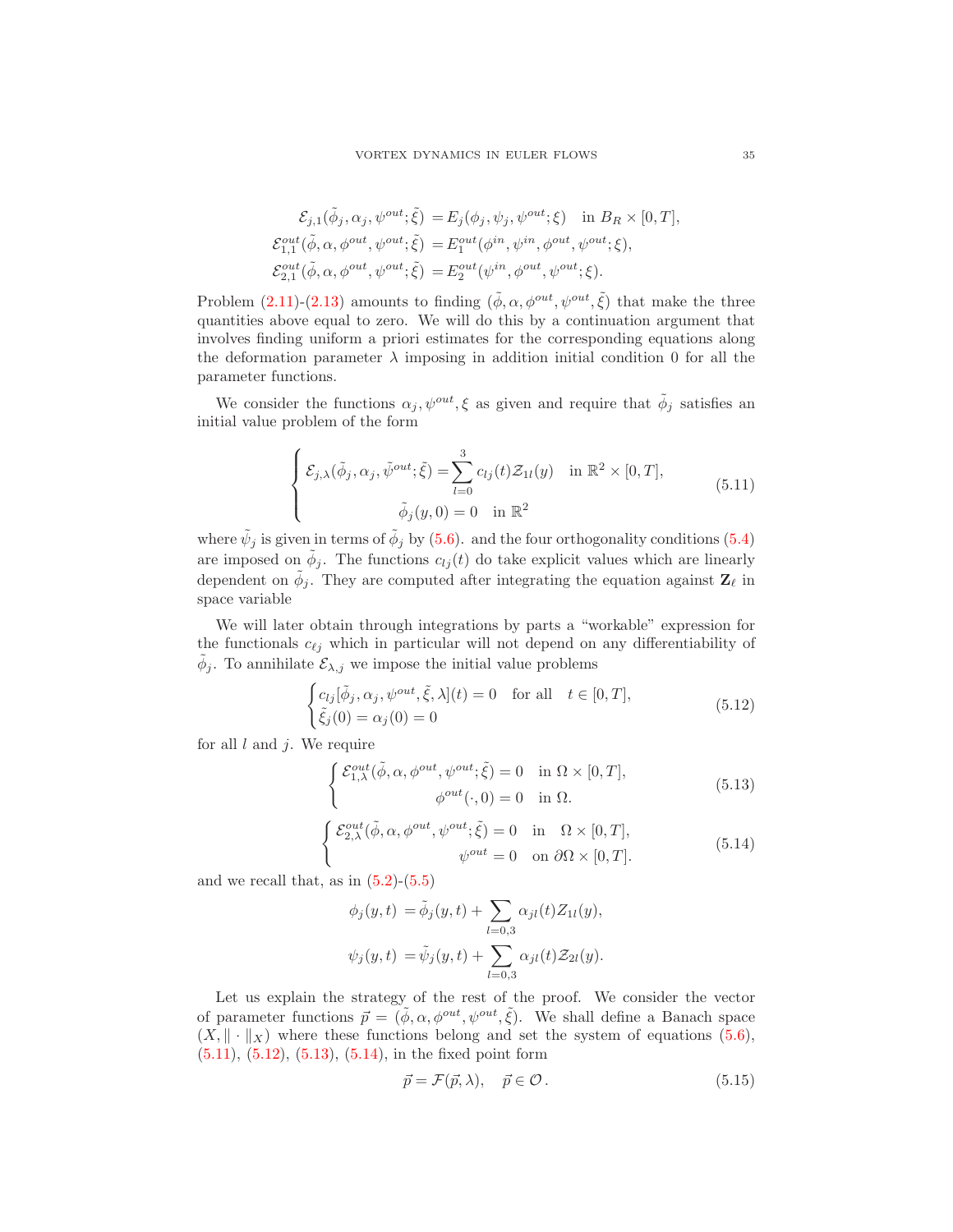$$
\begin{aligned}
\mathcal{E}_{j,1}(\tilde\phi_j,\alpha_j,\psi^{out};\tilde\xi) &= E_j(\phi_j,\psi_j,\psi^{out};\xi) \quad \text{in } B_R\times[0,T],\\
\mathcal{E}^{out}_{1,1}(\tilde\phi,\alpha,\phi^{out},\psi^{out};\tilde\xi) &= E^{out}_1(\phi^{in},\psi^{in},\phi^{out},\psi^{out};\xi),\\
\mathcal{E}^{out}_{2,1}(\tilde\phi,\alpha,\phi^{out},\psi^{out};\tilde\xi) &= E^{out}_2(\psi^{in},\phi^{out},\psi^{out};\xi).
\end{aligned}
$$

Problem (2.11)-(2.13) amounts to finding $(\tilde\phi,\alpha,\phi^{out},\psi^{out},\tilde\xi)$ that make the three quantities above equal to zero. We will do this by a continuation argument that involves finding uniform a priori estimates for the corresponding equations along the deformation parameter $\lambda$ imposing in addition initial condition 0 for all the parameter functions.

We consider the functions $\alpha_j,\psi^{out},\xi$ as given and require that $\tilde\phi_j$ satisfies an initial value problem of the form

$$
\begin{cases}
\mathcal{E}_{j,\lambda}(\tilde\phi_j,\alpha_j,\tilde\psi^{out};\tilde\xi) = \displaystyle\sum_{l=0}^{3} c_{lj}(t)\mathcal{Z}_{1l}(y) \quad \text{in } \mathbb{R}^2\times[0,T],\\
\tilde\phi_j(y,0)=0 \quad \text{in } \mathbb{R}^2
\end{cases}
\tag{5.11}
$$

where $\tilde\psi_j$ is given in terms of $\tilde\phi_j$ by (5.6). and the four orthogonality conditions (5.4) are imposed on $\tilde\phi_j$. The functions $c_{lj}(t)$ do take explicit values which are linearly dependent on $\tilde\phi_j$. They are computed after integrating the equation against $\mathbf{Z}_\ell$ in space variable

We will later obtain through integrations by parts a "workable" expression for the functionals $c_{\ell j}$ which in particular will not depend on any differentiability of $\tilde\phi_j$. To annihilate $\mathcal{E}_{\lambda,j}$ we impose the initial value problems

$$
\begin{cases}
c_{lj}[\tilde\phi_j,\alpha_j,\psi^{out},\tilde\xi,\lambda](t)=0 \quad \text{for all} \quad t\in[0,T],\\
\tilde\xi_j(0)=\alpha_j(0)=0
\end{cases}
\tag{5.12}
$$

for all $l$ and $j$. We require

$$
\begin{cases}
\mathcal{E}^{out}_{1,\lambda}(\tilde\phi,\alpha,\phi^{out},\psi^{out};\tilde\xi)=0 \quad \text{in } \Omega\times[0,T],\\
\phi^{out}(\cdot,0)=0 \quad \text{in } \Omega.
\end{cases}
\tag{5.13}
$$

$$
\begin{cases}
\mathcal{E}^{out}_{2,\lambda}(\tilde\phi,\alpha,\phi^{out},\psi^{out};\tilde\xi)=0 \quad \text{in} \quad \Omega\times[0,T],\\
\psi^{out}=0 \quad \text{on } \partial\Omega\times[0,T].
\end{cases}
\tag{5.14}
$$

and we recall that, as in (5.2)-(5.5)

$$
\begin{aligned}
\phi_j(y,t) &= \tilde\phi_j(y,t)+\sum_{l=0,3}\alpha_{jl}(t)Z_{1l}(y),\\
\psi_j(y,t) &= \tilde\psi_j(y,t)+\sum_{l=0,3}\alpha_{jl}(t)\mathcal{Z}_{2l}(y).
\end{aligned}
$$

Let us explain the strategy of the rest of the proof. We consider the vector of parameter functions $\vec p=(\tilde\phi,\alpha,\phi^{out},\psi^{out},\tilde\xi)$. We shall define a Banach space $(X,\|\cdot\|_X)$ where these functions belong and set the system of equations (5.6), (5.11), (5.12), (5.13), (5.14), in the fixed point form

$$
\vec p=\mathcal{F}(\vec p,\lambda), \quad \vec p\in\mathcal{O}\,. \tag{5.15}
$$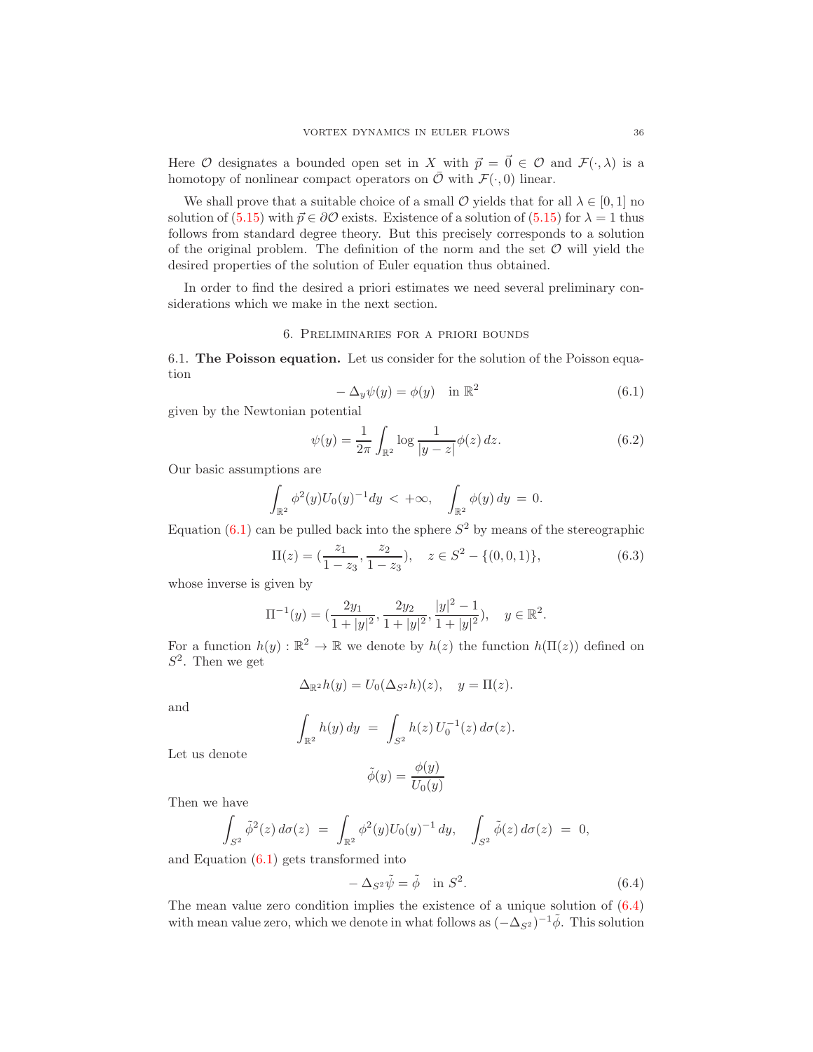Here $\mathcal{O}$ designates a bounded open set in $X$ with $\vec{p} = \vec{0} \in \mathcal{O}$ and $\mathcal{F}(\cdot, \lambda)$ is a homotopy of nonlinear compact operators on $\bar{\mathcal{O}}$ with $\mathcal{F}(\cdot, 0)$ linear.

We shall prove that a suitable choice of a small $\mathcal{O}$ yields that for all $\lambda \in [0, 1]$ no solution of (5.15) with $\vec{p} \in \partial\mathcal{O}$ exists. Existence of a solution of (5.15) for $\lambda = 1$ thus follows from standard degree theory. But this precisely corresponds to a solution of the original problem. The definition of the norm and the set $\mathcal{O}$ will yield the desired properties of the solution of Euler equation thus obtained.

In order to find the desired a priori estimates we need several preliminary considerations which we make in the next section.

## 6. Preliminaries for a priori bounds

**6.1. The Poisson equation.** Let us consider for the solution of the Poisson equation

$$- \Delta_y \psi(y) = \phi(y) \quad \text{in } \mathbb{R}^2 \tag{6.1}$$

given by the Newtonian potential

$$\psi(y) = \frac{1}{2\pi} \int_{\mathbb{R}^2} \log \frac{1}{|y - z|} \phi(z)\, dz. \tag{6.2}$$

Our basic assumptions are

$$\int_{\mathbb{R}^2} \phi^2(y) U_0(y)^{-1} dy \,<\, +\infty, \quad \int_{\mathbb{R}^2} \phi(y)\, dy \,=\, 0.$$

Equation (6.1) can be pulled back into the sphere $S^2$ by means of the stereographic

$$\Pi(z) = \left(\frac{z_1}{1 - z_3}, \frac{z_2}{1 - z_3}\right), \quad z \in S^2 - \{(0, 0, 1)\}, \tag{6.3}$$

whose inverse is given by

$$\Pi^{-1}(y) = \left(\frac{2y_1}{1 + |y|^2}, \frac{2y_2}{1 + |y|^2}, \frac{|y|^2 - 1}{1 + |y|^2}\right), \quad y \in \mathbb{R}^2.$$

For a function $h(y) : \mathbb{R}^2 \to \mathbb{R}$ we denote by $h(z)$ the function $h(\Pi(z))$ defined on $S^2$. Then we get

$$\Delta_{\mathbb{R}^2} h(y) = U_0 (\Delta_{S^2} h)(z), \quad y = \Pi(z).$$

and

$$\int_{\mathbb{R}^2} h(y)\, dy \;=\; \int_{S^2} h(z)\, U_0^{-1}(z)\, d\sigma(z).$$

Let us denote

$$\tilde{\phi}(y) = \frac{\phi(y)}{U_0(y)}$$

Then we have

$$\int_{S^2} \tilde{\phi}^2(z)\, d\sigma(z) \;=\; \int_{\mathbb{R}^2} \phi^2(y) U_0(y)^{-1}\, dy, \quad \int_{S^2} \tilde{\phi}(z)\, d\sigma(z) \;=\; 0,$$

and Equation (6.1) gets transformed into

$$- \Delta_{S^2} \tilde{\psi} = \tilde{\phi} \quad \text{in } S^2. \tag{6.4}$$

The mean value zero condition implies the existence of a unique solution of (6.4) with mean value zero, which we denote in what follows as $(-\Delta_{S^2})^{-1}\tilde{\phi}$. This solution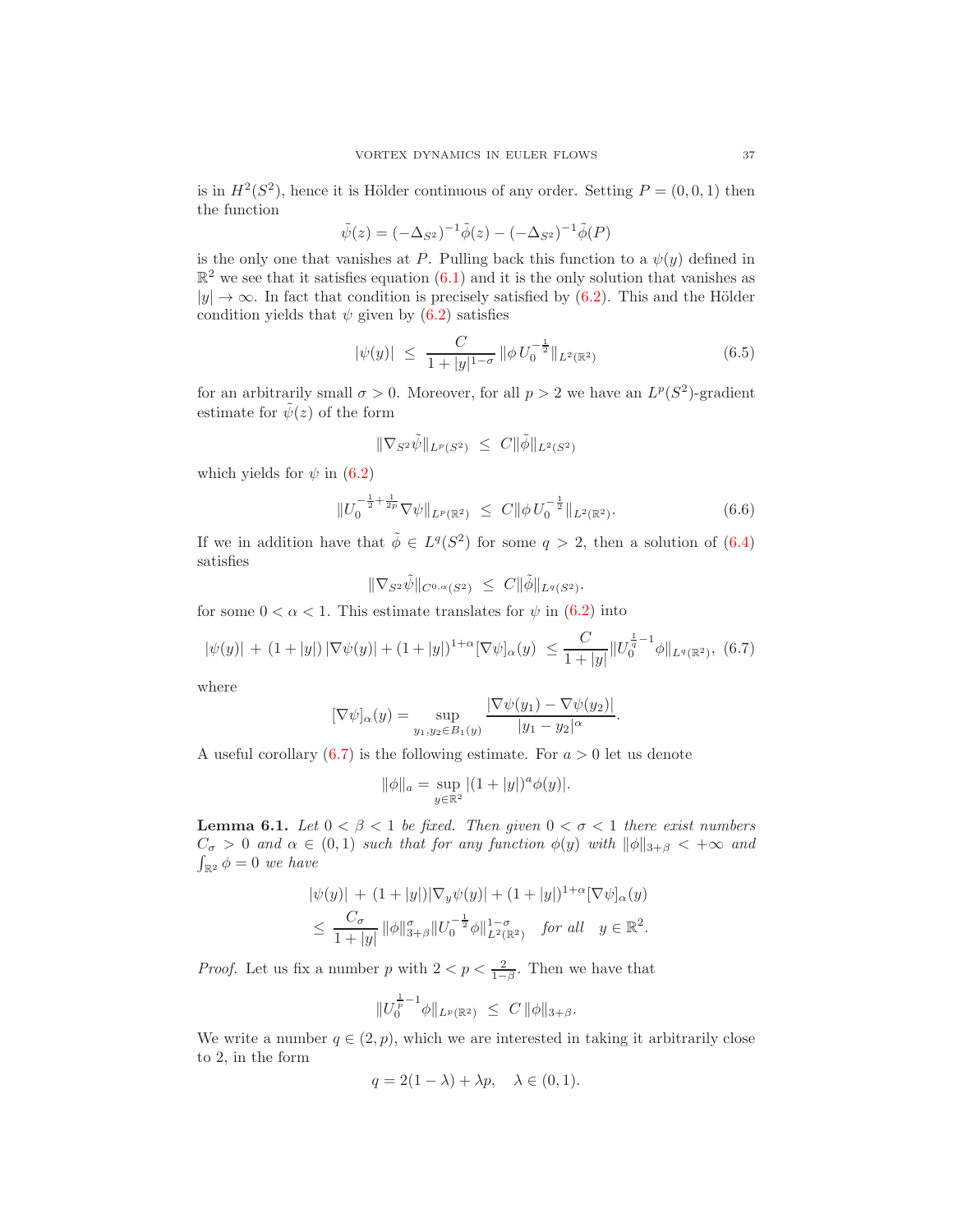is in $H^2(S^2)$, hence it is Hölder continuous of any order. Setting $P = (0,0,1)$ then the function

$$\tilde\psi(z) = (-\Delta_{S^2})^{-1}\tilde\phi(z) - (-\Delta_{S^2})^{-1}\tilde\phi(P)$$

is the only one that vanishes at $P$. Pulling back this function to a $\psi(y)$ defined in $\mathbb{R}^2$ we see that it satisfies equation (6.1) and it is the only solution that vanishes as $|y| \to \infty$. In fact that condition is precisely satisfied by (6.2). This and the Hölder condition yields that $\psi$ given by (6.2) satisfies

$$|\psi(y)| \ \le\ \frac{C}{1+|y|^{1-\sigma}}\,\|\phi\, U_0^{-\frac12}\|_{L^2(\mathbb{R}^2)} \tag{6.5}$$

for an arbitrarily small $\sigma > 0$. Moreover, for all $p > 2$ we have an $L^p(S^2)$-gradient estimate for $\tilde\psi(z)$ of the form

$$\|\nabla_{S^2}\tilde\psi\|_{L^p(S^2)} \ \le\ C\|\tilde\phi\|_{L^2(S^2)}$$

which yields for $\psi$ in (6.2)

$$\|U_0^{-\frac12+\frac{1}{2p}}\nabla\psi\|_{L^p(\mathbb{R}^2)} \ \le\ C\|\phi\, U_0^{-\frac12}\|_{L^2(\mathbb{R}^2)}. \tag{6.6}$$

If we in addition have that $\tilde\phi \in L^q(S^2)$ for some $q > 2$, then a solution of (6.4) satisfies

$$\|\nabla_{S^2}\tilde\psi\|_{C^{0,\alpha}(S^2)} \ \le\ C\|\tilde\phi\|_{L^q(S^2)}.$$

for some $0 < \alpha < 1$. This estimate translates for $\psi$ in (6.2) into

$$|\psi(y)| \,+\, (1+|y|)\,|\nabla\psi(y)| + (1+|y|)^{1+\alpha}[\nabla\psi]_\alpha(y) \ \le \frac{C}{1+|y|}\|U_0^{\frac1q-1}\phi\|_{L^q(\mathbb{R}^2)}, \tag{6.7}$$

where

$$[\nabla\psi]_\alpha(y) = \sup_{y_1,y_2\in B_1(y)}\frac{|\nabla\psi(y_1)-\nabla\psi(y_2)|}{|y_1-y_2|^\alpha}.$$

A useful corollary (6.7) is the following estimate. For $a > 0$ let us denote

$$\|\phi\|_a = \sup_{y\in\mathbb{R}^2}|(1+|y|)^a\phi(y)|.$$

**Lemma 6.1.** *Let $0 < \beta < 1$ be fixed. Then given $0 < \sigma < 1$ there exist numbers $C_\sigma > 0$ and $\alpha \in (0,1)$ such that for any function $\phi(y)$ with $\|\phi\|_{3+\beta} < +\infty$ and $\int_{\mathbb{R}^2}\phi = 0$ we have*

$$\begin{aligned} &|\psi(y)| \,+\, (1+|y|)|\nabla_y\psi(y)| + (1+|y|)^{1+\alpha}[\nabla\psi]_\alpha(y) \\ &\le\ \frac{C_\sigma}{1+|y|}\,\|\phi\|_{3+\beta}^\sigma\|U_0^{-\frac12}\phi\|_{L^2(\mathbb{R}^2)}^{1-\sigma} \quad \text{for all} \quad y\in\mathbb{R}^2. \end{aligned}$$

*Proof.* Let us fix a number $p$ with $2 < p < \frac{2}{1-\beta}$. Then we have that

$$\|U_0^{\frac1p-1}\phi\|_{L^p(\mathbb{R}^2)} \ \le\ C\,\|\phi\|_{3+\beta}.$$

We write a number $q \in (2,p)$, which we are interested in taking it arbitrarily close to 2, in the form

$$q = 2(1-\lambda) + \lambda p, \quad \lambda \in (0,1).$$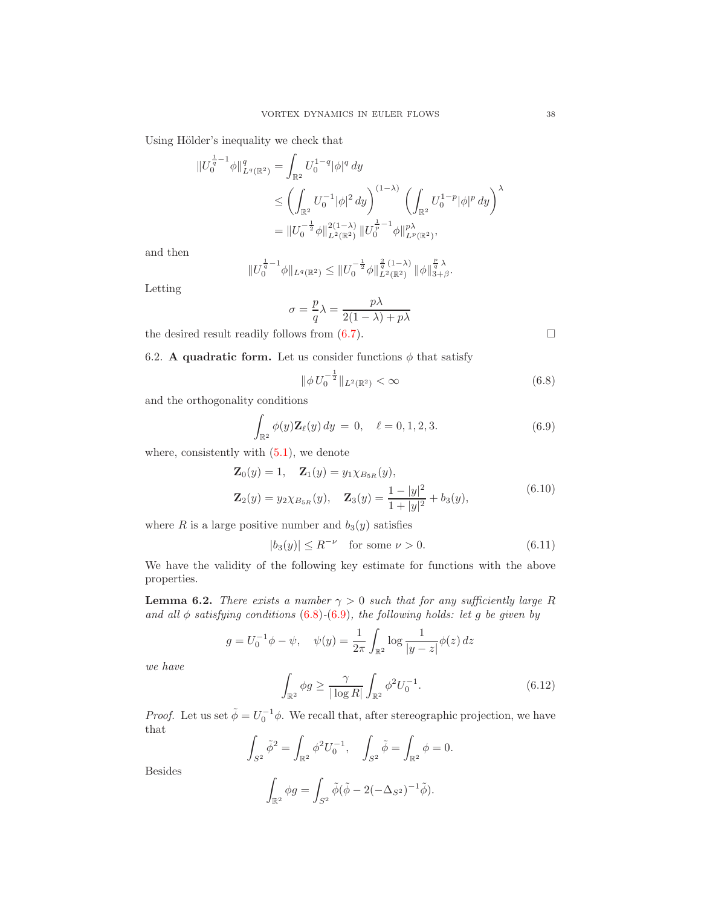Using Hölder's inequality we check that

$$
\begin{aligned}
\|U_0^{\frac{1}{q}-1}\phi\|_{L^q(\mathbb{R}^2)}^q &= \int_{\mathbb{R}^2} U_0^{1-q}|\phi|^q\,dy \\
&\le \left(\int_{\mathbb{R}^2} U_0^{-1}|\phi|^2\,dy\right)^{(1-\lambda)} \left(\int_{\mathbb{R}^2} U_0^{1-p}|\phi|^p\,dy\right)^{\lambda} \\
&= \|U_0^{-\frac{1}{2}}\phi\|_{L^2(\mathbb{R}^2)}^{2(1-\lambda)}\,\|U_0^{\frac{1}{p}-1}\phi\|_{L^p(\mathbb{R}^2)}^{p\lambda},
\end{aligned}
$$

and then

$$
\|U_0^{\frac{1}{q}-1}\phi\|_{L^q(\mathbb{R}^2)} \le \|U_0^{-\frac{1}{2}}\phi\|_{L^2(\mathbb{R}^2)}^{\frac{2}{q}(1-\lambda)}\,\|\phi\|_{3+\beta}^{\frac{p}{q}\lambda}.
$$

Letting

$$
\sigma = \frac{p}{q}\lambda = \frac{p\lambda}{2(1-\lambda)+p\lambda}
$$

the desired result readily follows from (6.7). $\square$

6.2. **A quadratic form.** Let us consider functions $\phi$ that satisfy

$$
\|\phi\, U_0^{-\frac{1}{2}}\|_{L^2(\mathbb{R}^2)} < \infty \tag{6.8}
$$

and the orthogonality conditions

$$
\int_{\mathbb{R}^2} \phi(y)\mathbf{Z}_\ell(y)\,dy \;=\; 0, \quad \ell = 0,1,2,3. \tag{6.9}
$$

where, consistently with (5.1), we denote

$$
\begin{aligned}
&\mathbf{Z}_0(y) = 1, \quad \mathbf{Z}_1(y) = y_1\chi_{B_{5R}}(y), \\
&\mathbf{Z}_2(y) = y_2\chi_{B_{5R}}(y), \quad \mathbf{Z}_3(y) = \frac{1-|y|^2}{1+|y|^2} + b_3(y),
\end{aligned} \tag{6.10}
$$

where $R$ is a large positive number and $b_3(y)$ satisfies

$$
|b_3(y)| \le R^{-\nu} \quad \text{for some } \nu > 0. \tag{6.11}
$$

We have the validity of the following key estimate for functions with the above properties.

**Lemma 6.2.** *There exists a number $\gamma > 0$ such that for any sufficiently large $R$ and all $\phi$ satisfying conditions (6.8)-(6.9), the following holds: let $g$ be given by*

$$
g = U_0^{-1}\phi - \psi, \quad \psi(y) = \frac{1}{2\pi}\int_{\mathbb{R}^2} \log\frac{1}{|y-z|}\phi(z)\,dz
$$

*we have*

$$
\int_{\mathbb{R}^2} \phi g \ge \frac{\gamma}{|\log R|}\int_{\mathbb{R}^2} \phi^2 U_0^{-1}. \tag{6.12}
$$

*Proof.* Let us set $\tilde\phi = U_0^{-1}\phi$. We recall that, after stereographic projection, we have that

$$
\int_{S^2} \tilde\phi^2 = \int_{\mathbb{R}^2} \phi^2 U_0^{-1}, \quad \int_{S^2} \tilde\phi = \int_{\mathbb{R}^2} \phi = 0.
$$

Besides

$$
\int_{\mathbb{R}^2} \phi g = \int_{S^2} \tilde\phi(\tilde\phi - 2(-\Delta_{S^2})^{-1}\tilde\phi).
$$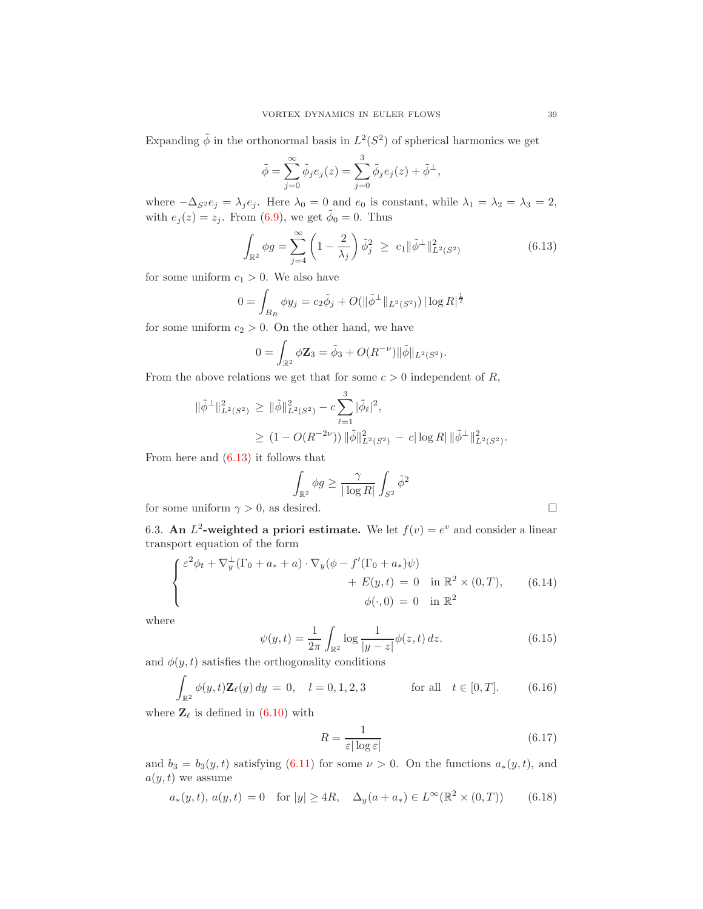Expanding $\tilde\phi$ in the orthonormal basis in $L^2(S^2)$ of spherical harmonics we get

$$
\tilde\phi = \sum_{j=0}^{\infty} \tilde\phi_j e_j(z) = \sum_{j=0}^{3} \tilde\phi_j e_j(z) + \tilde\phi^{\perp},
$$

where $-\Delta_{S^2} e_j = \lambda_j e_j$. Here $\lambda_0 = 0$ and $e_0$ is constant, while $\lambda_1 = \lambda_2 = \lambda_3 = 2$, with $e_j(z) = z_j$. From (6.9), we get $\tilde\phi_0 = 0$. Thus

$$
\int_{\mathbb{R}^2} \phi g = \sum_{j=4}^{\infty} \left(1 - \frac{2}{\lambda_j}\right) \tilde\phi_j^2 \ \ge\ c_1 \|\tilde\phi^{\perp}\|^2_{L^2(S^2)} \tag{6.13}
$$

for some uniform $c_1 > 0$. We also have

$$
0 = \int_{B_R} \phi y_j = c_2 \tilde\phi_j + O(\|\tilde\phi^{\perp}\|_{L^2(S^2)}) \, |\log R|^{\frac12}
$$

for some uniform $c_2 > 0$. On the other hand, we have

$$
0 = \int_{\mathbb{R}^2} \phi \mathbf{Z}_3 = \tilde\phi_3 + O(R^{-\nu}) \|\tilde\phi\|_{L^2(S^2)}.
$$

From the above relations we get that for some $c > 0$ independent of $R$,

$$
\begin{aligned}
\|\tilde\phi^{\perp}\|^2_{L^2(S^2)} \ &\ge\ \|\tilde\phi\|^2_{L^2(S^2)} - c \sum_{\ell=1}^{3} |\tilde\phi_\ell|^2, \\
&\ge\ (1 - O(R^{-2\nu})) \, \|\tilde\phi\|^2_{L^2(S^2)} \ -\ c |\log R| \, \|\tilde\phi^{\perp}\|^2_{L^2(S^2)}.
\end{aligned}
$$

From here and (6.13) it follows that

$$
\int_{\mathbb{R}^2} \phi g \ge \frac{\gamma}{|\log R|} \int_{S^2} \tilde\phi^2
$$

for some uniform $\gamma > 0$, as desired. $\square$

6.3. **An $L^2$-weighted a priori estimate.** We let $f(v) = e^v$ and consider a linear transport equation of the form

$$
\left\{
\begin{aligned}
\varepsilon^2 \phi_t + \nabla_y^{\perp}(\Gamma_0 + a_* + a) \cdot \nabla_y (\phi - f'(\Gamma_0 + a_*)\psi) & \\
+\ E(y,t) \ &=\ 0 \quad \text{in } \mathbb{R}^2 \times (0,T), \\
\phi(\cdot, 0) \ &=\ 0 \quad \text{in } \mathbb{R}^2
\end{aligned}
\right. \tag{6.14}
$$

where

$$
\psi(y,t) = \frac{1}{2\pi} \int_{\mathbb{R}^2} \log \frac{1}{|y-z|} \phi(z,t) \, dz. \tag{6.15}
$$

and $\phi(y,t)$ satisfies the orthogonality conditions

$$
\int_{\mathbb{R}^2} \phi(y,t) \mathbf{Z}_\ell(y) \, dy \ =\ 0, \quad l = 0,1,2,3 \qquad\qquad \text{for all} \quad t \in [0,T]. \tag{6.16}
$$

where $\mathbf{Z}_\ell$ is defined in (6.10) with

$$
R = \frac{1}{\varepsilon |\log \varepsilon|} \tag{6.17}
$$

and $b_3 = b_3(y,t)$ satisfying (6.11) for some $\nu > 0$. On the functions $a_*(y,t)$, and $a(y,t)$ we assume

$$
a_*(y,t),\, a(y,t) \ =\ 0 \quad \text{for } |y| \ge 4R, \quad \Delta_y (a + a_*) \in L^\infty(\mathbb{R}^2 \times (0,T)) \tag{6.18}
$$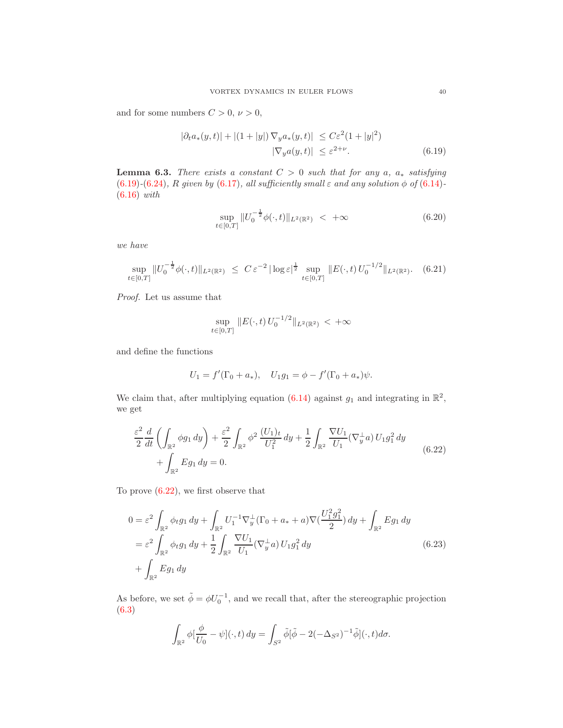and for some numbers $C > 0$, $\nu > 0$,

$$
\begin{aligned}
|\partial_t a_*(y,t)| + |(1+|y|)\,\nabla_y a_*(y,t)| \ &\leq C\varepsilon^2(1+|y|^2) \\
|\nabla_y a(y,t)| \ &\leq \varepsilon^{2+\nu}.
\end{aligned} \tag{6.19}
$$

**Lemma 6.3.** *There exists a constant $C > 0$ such that for any $a$, $a_*$ satisfying (6.19)-(6.24), $R$ given by (6.17), all sufficiently small $\varepsilon$ and any solution $\phi$ of (6.14)-(6.16) with*

$$
\sup_{t\in[0,T]} \|U_0^{-\frac{1}{2}}\phi(\cdot,t)\|_{L^2(\mathbb{R}^2)} \ < \ +\infty \tag{6.20}
$$

*we have*

$$
\sup_{t\in[0,T]} \|U_0^{-\frac{1}{2}}\phi(\cdot,t)\|_{L^2(\mathbb{R}^2)} \ \leq \ C\,\varepsilon^{-2}\,|\log\varepsilon|^{\frac{1}{2}} \sup_{t\in[0,T]} \|E(\cdot,t)\,U_0^{-1/2}\|_{L^2(\mathbb{R}^2)}. \tag{6.21}
$$

*Proof.* Let us assume that

$$
\sup_{t\in[0,T]} \|E(\cdot,t)\,U_0^{-1/2}\|_{L^2(\mathbb{R}^2)} \ < \ +\infty
$$

and define the functions

$$
U_1 = f'(\Gamma_0 + a_*), \quad U_1 g_1 = \phi - f'(\Gamma_0 + a_*)\psi.
$$

We claim that, after multiplying equation (6.14) against $g_1$ and integrating in $\mathbb{R}^2$, we get

$$
\begin{aligned}
&\frac{\varepsilon^2}{2}\frac{d}{dt}\left(\int_{\mathbb{R}^2}\phi g_1\,dy\right) + \frac{\varepsilon^2}{2}\int_{\mathbb{R}^2}\phi^2\,\frac{(U_1)_t}{U_1^2}\,dy + \frac{1}{2}\int_{\mathbb{R}^2}\frac{\nabla U_1}{U_1}(\nabla_y^\perp a)\,U_1 g_1^2\,dy \\
&\qquad + \int_{\mathbb{R}^2} E g_1\,dy = 0.
\end{aligned} \tag{6.22}
$$

To prove (6.22), we first observe that

$$
\begin{aligned}
0 &= \varepsilon^2\int_{\mathbb{R}^2}\phi_t g_1\,dy + \int_{\mathbb{R}^2}U_1^{-1}\nabla_y^\perp(\Gamma_0 + a_* + a)\nabla(\frac{U_1^2 g_1^2}{2})\,dy + \int_{\mathbb{R}^2}E g_1\,dy \\
&= \varepsilon^2\int_{\mathbb{R}^2}\phi_t g_1\,dy + \frac{1}{2}\int_{\mathbb{R}^2}\frac{\nabla U_1}{U_1}(\nabla_y^\perp a)\,U_1 g_1^2\,dy \\
&+ \int_{\mathbb{R}^2}E g_1\,dy
\end{aligned} \tag{6.23}
$$

As before, we set $\tilde\phi = \phi U_0^{-1}$, and we recall that, after the stereographic projection (6.3)

$$
\int_{\mathbb{R}^2}\phi[\frac{\phi}{U_0} - \psi](\cdot,t)\,dy = \int_{S^2}\tilde\phi[\tilde\phi - 2(-\Delta_{S^2})^{-1}\tilde\phi](\cdot,t)d\sigma.
$$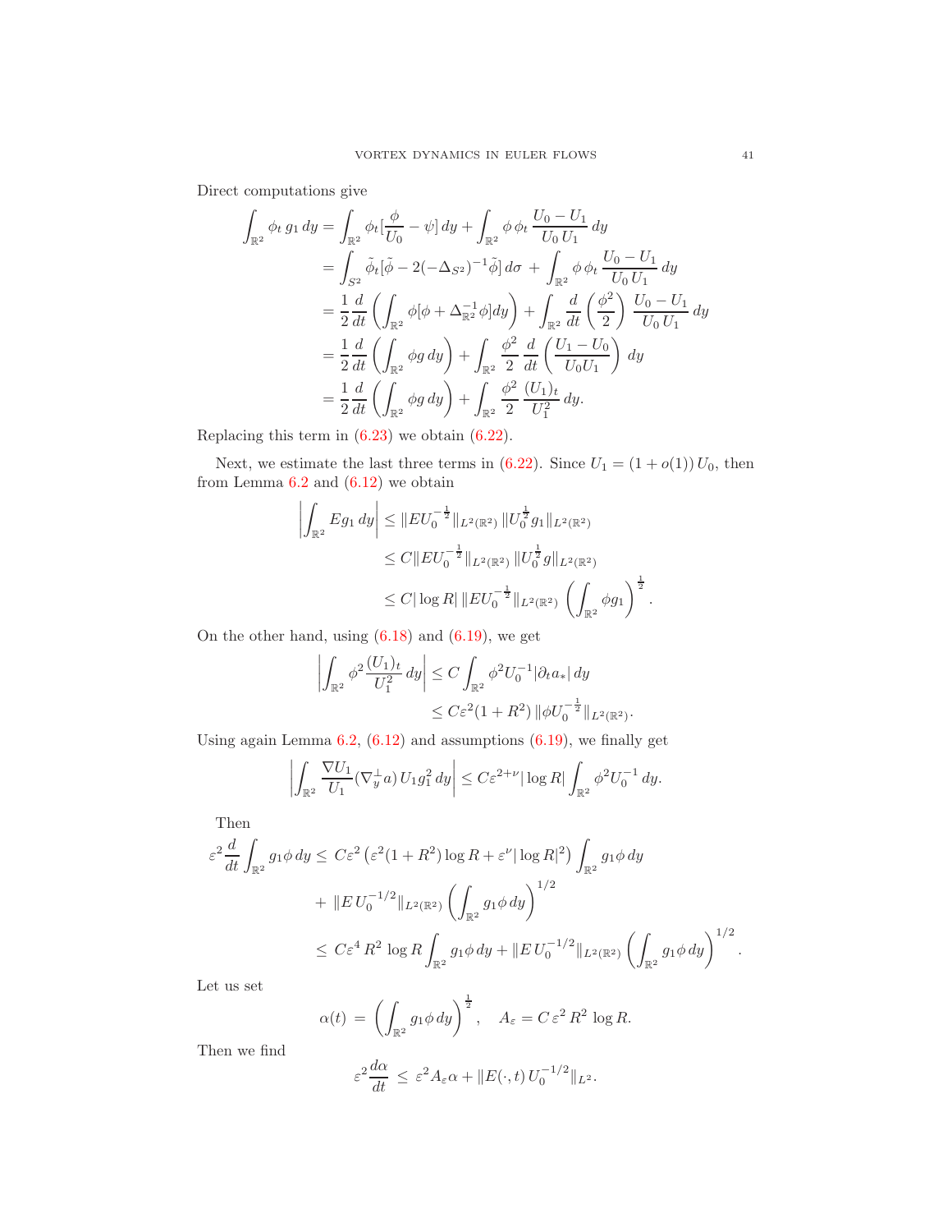Direct computations give

$$
\begin{aligned}
\int_{\mathbb{R}^2} \phi_t \, g_1 \, dy &= \int_{\mathbb{R}^2} \phi_t [\frac{\phi}{U_0} - \psi] \, dy + \int_{\mathbb{R}^2} \phi \, \phi_t \, \frac{U_0 - U_1}{U_0 \, U_1} \, dy \\
&= \int_{S^2} \tilde{\phi}_t [\tilde{\phi} - 2(-\Delta_{S^2})^{-1} \tilde{\phi}] \, d\sigma \, + \int_{\mathbb{R}^2} \phi \, \phi_t \, \frac{U_0 - U_1}{U_0 \, U_1} \, dy \\
&= \frac{1}{2} \frac{d}{dt} \left( \int_{\mathbb{R}^2} \phi [\phi + \Delta_{\mathbb{R}^2}^{-1} \phi] dy \right) + \int_{\mathbb{R}^2} \frac{d}{dt} \left( \frac{\phi^2}{2} \right) \, \frac{U_0 - U_1}{U_0 \, U_1} \, dy \\
&= \frac{1}{2} \frac{d}{dt} \left( \int_{\mathbb{R}^2} \phi g \, dy \right) + \int_{\mathbb{R}^2} \frac{\phi^2}{2} \, \frac{d}{dt} \left( \frac{U_1 - U_0}{U_0 U_1} \right) \, dy \\
&= \frac{1}{2} \frac{d}{dt} \left( \int_{\mathbb{R}^2} \phi g \, dy \right) + \int_{\mathbb{R}^2} \frac{\phi^2}{2} \, \frac{(U_1)_t}{U_1^2} \, dy.
\end{aligned}
$$

Replacing this term in (6.23) we obtain (6.22).

Next, we estimate the last three terms in (6.22). Since $U_1 = (1 + o(1)) \, U_0$, then from Lemma 6.2 and (6.12) we obtain

$$
\begin{aligned}
\left| \int_{\mathbb{R}^2} E g_1 \, dy \right| &\le \| E U_0^{-\frac{1}{2}} \|_{L^2(\mathbb{R}^2)} \, \| U_0^{\frac{1}{2}} g_1 \|_{L^2(\mathbb{R}^2)} \\
&\le C \| E U_0^{-\frac{1}{2}} \|_{L^2(\mathbb{R}^2)} \, \| U_0^{\frac{1}{2}} g \|_{L^2(\mathbb{R}^2)} \\
&\le C |\log R| \, \| E U_0^{-\frac{1}{2}} \|_{L^2(\mathbb{R}^2)} \, \left( \int_{\mathbb{R}^2} \phi g_1 \right)^{\frac{1}{2}}.
\end{aligned}
$$

On the other hand, using (6.18) and (6.19), we get

$$
\begin{aligned}
\left| \int_{\mathbb{R}^2} \phi^2 \frac{(U_1)_t}{U_1^2} \, dy \right| &\le C \int_{\mathbb{R}^2} \phi^2 U_0^{-1} |\partial_t a_*| \, dy \\
&\le C \varepsilon^2 (1 + R^2) \, \| \phi U_0^{-\frac{1}{2}} \|_{L^2(\mathbb{R}^2)}.
\end{aligned}
$$

Using again Lemma 6.2, (6.12) and assumptions (6.19), we finally get

$$
\left| \int_{\mathbb{R}^2} \frac{\nabla U_1}{U_1} (\nabla_y^\perp a) \, U_1 g_1^2 \, dy \right| \le C \varepsilon^{2+\nu} |\log R| \int_{\mathbb{R}^2} \phi^2 U_0^{-1} \, dy.
$$

Then

$$
\begin{aligned}
\varepsilon^2 \frac{d}{dt} \int_{\mathbb{R}^2} g_1 \phi \, dy \le & \; C \varepsilon^2 \left( \varepsilon^2 (1 + R^2) \log R + \varepsilon^\nu |\log R|^2 \right) \int_{\mathbb{R}^2} g_1 \phi \, dy \\
& + \; \| E \, U_0^{-1/2} \|_{L^2(\mathbb{R}^2)} \left( \int_{\mathbb{R}^2} g_1 \phi \, dy \right)^{1/2} \\
\le & \; C \varepsilon^4 \, R^2 \, \log R \int_{\mathbb{R}^2} g_1 \phi \, dy + \| E \, U_0^{-1/2} \|_{L^2(\mathbb{R}^2)} \left( \int_{\mathbb{R}^2} g_1 \phi \, dy \right)^{1/2}.
\end{aligned}
$$

Let us set

$$
\alpha(t) \, = \, \left( \int_{\mathbb{R}^2} g_1 \phi \, dy \right)^{\frac{1}{2}}, \quad A_\varepsilon = C \, \varepsilon^2 \, R^2 \, \log R.
$$

Then we find

$$
\varepsilon^2 \frac{d\alpha}{dt} \, \le \, \varepsilon^2 A_\varepsilon \alpha + \| E(\cdot, t) \, U_0^{-1/2} \|_{L^2}.
$$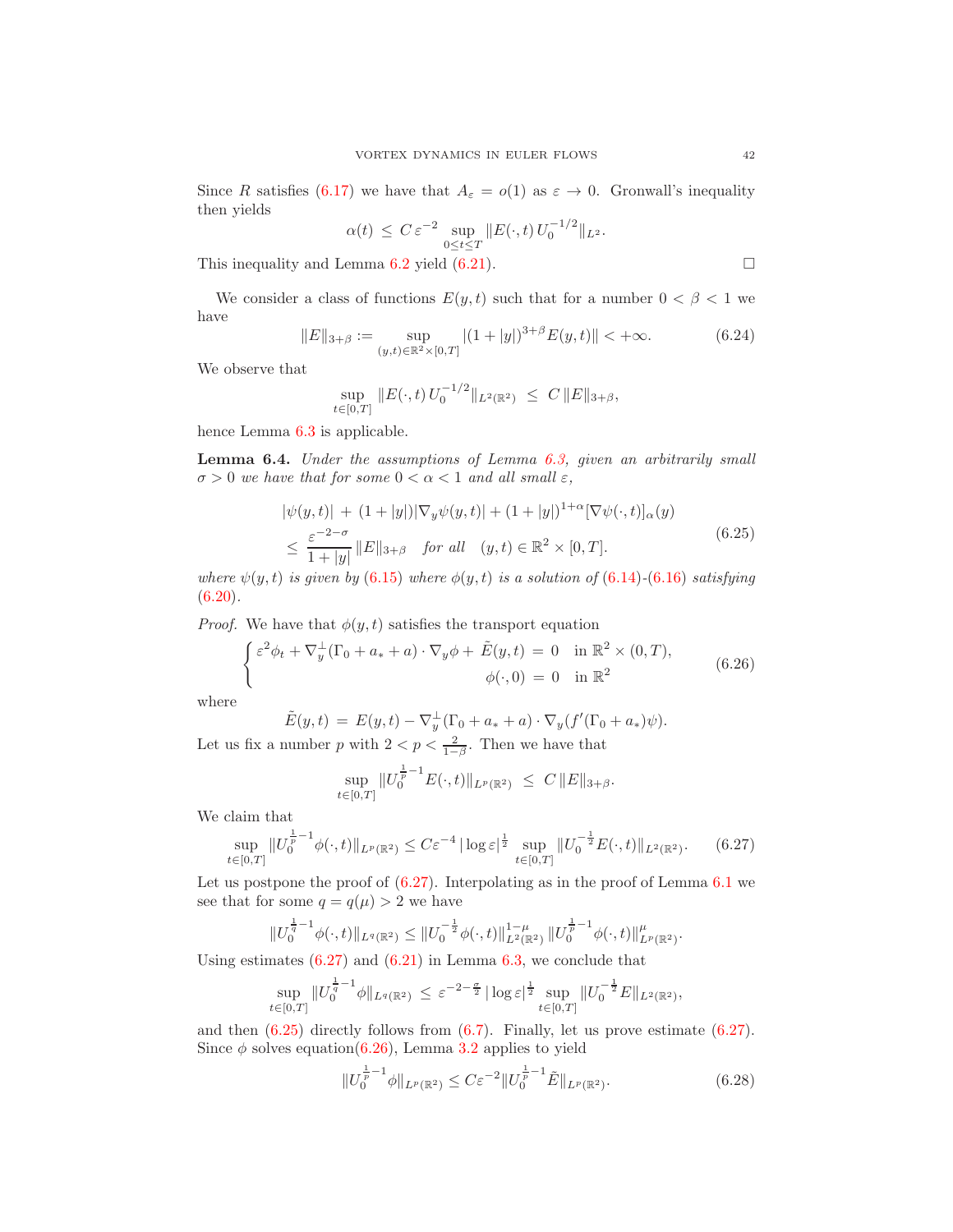Since $R$ satisfies (6.17) we have that $A_\varepsilon = o(1)$ as $\varepsilon \to 0$. Gronwall's inequality then yields

$$\alpha(t) \le C\,\varepsilon^{-2} \sup_{0\le t\le T} \|E(\cdot,t)\,U_0^{-1/2}\|_{L^2}.$$

This inequality and Lemma 6.2 yield (6.21). □

We consider a class of functions $E(y,t)$ such that for a number $0<\beta<1$ we have

$$\|E\|_{3+\beta} := \sup_{(y,t)\in\mathbb{R}^2\times[0,T]} |(1+|y|)^{3+\beta} E(y,t)\| < +\infty. \tag{6.24}$$

We observe that

$$\sup_{t\in[0,T]} \|E(\cdot,t)\,U_0^{-1/2}\|_{L^2(\mathbb{R}^2)} \le C\,\|E\|_{3+\beta},$$

hence Lemma 6.3 is applicable.

**Lemma 6.4.** *Under the assumptions of Lemma 6.3, given an arbitrarily small $\sigma>0$ we have that for some $0<\alpha<1$ and all small $\varepsilon$,*

$$\begin{aligned} &|\psi(y,t)| + (1+|y|)|\nabla_y\psi(y,t)| + (1+|y|)^{1+\alpha}[\nabla\psi(\cdot,t)]_\alpha(y) \\ &\le \frac{\varepsilon^{-2-\sigma}}{1+|y|}\,\|E\|_{3+\beta} \quad \text{for all} \quad (y,t)\in\mathbb{R}^2\times[0,T]. \end{aligned} \tag{6.25}$$

*where $\psi(y,t)$ is given by (6.15) where $\phi(y,t)$ is a solution of (6.14)-(6.16) satisfying (6.20).*

*Proof.* We have that $\phi(y,t)$ satisfies the transport equation

$$\begin{cases} \varepsilon^2\phi_t + \nabla_y^\perp(\Gamma_0+a_*+a)\cdot\nabla_y\phi + \tilde E(y,t) = 0 & \text{in } \mathbb{R}^2\times(0,T), \\ \phi(\cdot,0) = 0 & \text{in } \mathbb{R}^2 \end{cases} \tag{6.26}$$

where

$$\tilde E(y,t) = E(y,t) - \nabla_y^\perp(\Gamma_0+a_*+a)\cdot\nabla_y(f'(\Gamma_0+a_*)\psi).$$

Let us fix a number $p$ with $2<p<\frac{2}{1-\beta}$. Then we have that

$$\sup_{t\in[0,T]} \|U_0^{\frac1p-1}E(\cdot,t)\|_{L^p(\mathbb{R}^2)} \le C\,\|E\|_{3+\beta}.$$

We claim that

$$\sup_{t\in[0,T]} \|U_0^{\frac1p-1}\phi(\cdot,t)\|_{L^p(\mathbb{R}^2)} \le C\varepsilon^{-4}\,|\log\varepsilon|^{\frac12} \sup_{t\in[0,T]} \|U_0^{-\frac12}E(\cdot,t)\|_{L^2(\mathbb{R}^2)}. \tag{6.27}$$

Let us postpone the proof of (6.27). Interpolating as in the proof of Lemma 6.1 we see that for some $q=q(\mu)>2$ we have

$$\|U_0^{\frac1q-1}\phi(\cdot,t)\|_{L^q(\mathbb{R}^2)} \le \|U_0^{-\frac12}\phi(\cdot,t)\|_{L^2(\mathbb{R}^2)}^{1-\mu}\, \|U_0^{\frac1p-1}\phi(\cdot,t)\|_{L^p(\mathbb{R}^2)}^{\mu}.$$

Using estimates (6.27) and (6.21) in Lemma 6.3, we conclude that

$$\sup_{t\in[0,T]} \|U_0^{\frac1q-1}\phi\|_{L^q(\mathbb{R}^2)} \le \varepsilon^{-2-\frac{\sigma}{2}}\,|\log\varepsilon|^{\frac12} \sup_{t\in[0,T]} \|U_0^{-\frac12}E\|_{L^2(\mathbb{R}^2)},$$

and then (6.25) directly follows from (6.7). Finally, let us prove estimate (6.27). Since $\phi$ solves equation(6.26), Lemma 3.2 applies to yield

$$\|U_0^{\frac1p-1}\phi\|_{L^p(\mathbb{R}^2)} \le C\varepsilon^{-2}\|U_0^{\frac1p-1}\tilde E\|_{L^p(\mathbb{R}^2)}. \tag{6.28}$$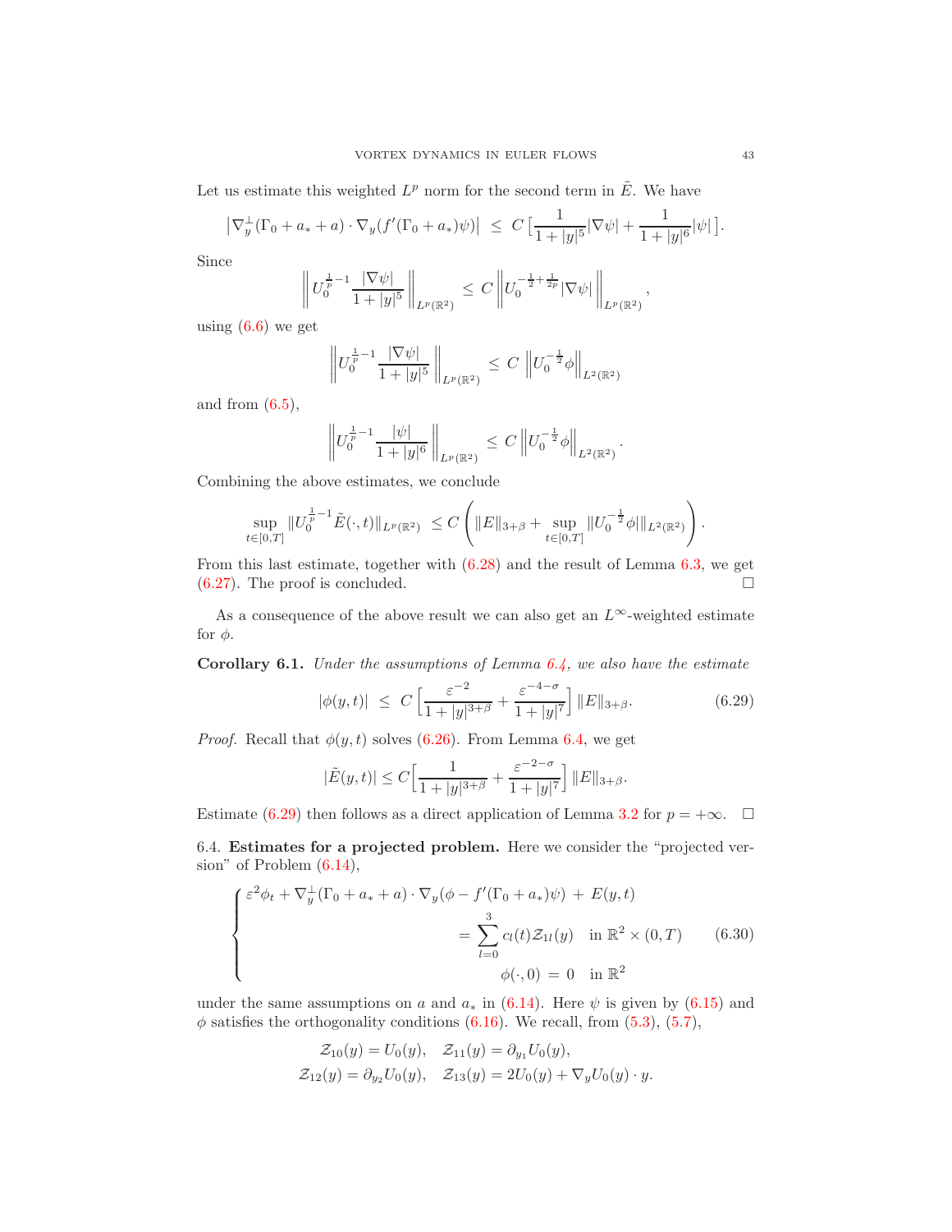Let us estimate this weighted $L^p$ norm for the second term in $\tilde E$. We have

$$\left|\nabla_y^\perp(\Gamma_0+a_*+a)\cdot\nabla_y(f'(\Gamma_0+a_*)\psi)\right| \ \le\ C\left[\frac{1}{1+|y|^5}|\nabla\psi|+\frac{1}{1+|y|^6}|\psi|\right].$$

Since

$$\left\|U_0^{\frac1p-1}\frac{|\nabla\psi|}{1+|y|^5}\right\|_{L^p(\mathbb R^2)} \ \le\ C\left\|U_0^{-\frac12+\frac1{2p}}|\nabla\psi|\right\|_{L^p(\mathbb R^2)},$$

using (6.6) we get

$$\left\|U_0^{\frac1p-1}\frac{|\nabla\psi|}{1+|y|^5}\right\|_{L^p(\mathbb R^2)} \ \le\ C\ \left\|U_0^{-\frac12}\phi\right\|_{L^2(\mathbb R^2)}$$

and from (6.5),

$$\left\|U_0^{\frac1p-1}\frac{|\psi|}{1+|y|^6}\right\|_{L^p(\mathbb R^2)} \ \le\ C\ \left\|U_0^{-\frac12}\phi\right\|_{L^2(\mathbb R^2)}.$$

Combining the above estimates, we conclude

$$\sup_{t\in[0,T]}\|U_0^{\frac1p-1}\tilde E(\cdot,t)\|_{L^p(\mathbb R^2)} \ \le C\left(\|E\|_{3+\beta}+\sup_{t\in[0,T]}\|U_0^{-\frac12}\phi\|_{L^2(\mathbb R^2)}\right).$$

From this last estimate, together with (6.28) and the result of Lemma 6.3, we get (6.27). The proof is concluded. $\square$

As a consequence of the above result we can also get an $L^\infty$-weighted estimate for $\phi$.

**Corollary 6.1.** *Under the assumptions of Lemma 6.4, we also have the estimate*

$$|\phi(y,t)| \ \le\ C\left[\frac{\varepsilon^{-2}}{1+|y|^{3+\beta}}+\frac{\varepsilon^{-4-\sigma}}{1+|y|^7}\right]\|E\|_{3+\beta}. \tag{6.29}$$

*Proof.* Recall that $\phi(y,t)$ solves (6.26). From Lemma 6.4, we get

$$|\tilde E(y,t)|\le C\Big[\frac{1}{1+|y|^{3+\beta}}+\frac{\varepsilon^{-2-\sigma}}{1+|y|^7}\Big]\|E\|_{3+\beta}.$$

Estimate (6.29) then follows as a direct application of Lemma 3.2 for $p=+\infty$. $\square$

6.4. **Estimates for a projected problem.** Here we consider the "projected version" of Problem (6.14),

$$\left\{\begin{aligned}\varepsilon^2\phi_t+\nabla_y^\perp(\Gamma_0+a_*+a)\cdot\nabla_y(\phi-f'(\Gamma_0+a_*)\psi)\ +\ E(y,t)&\\ =\sum_{l=0}^{3}c_l(t)\mathcal Z_{1l}(y)\quad &\text{in } \mathbb R^2\times(0,T)\\ \phi(\cdot,0)\ =\ 0\quad &\text{in } \mathbb R^2\end{aligned}\right. \tag{6.30}$$

under the same assumptions on $a$ and $a_*$ in (6.14). Here $\psi$ is given by (6.15) and $\phi$ satisfies the orthogonality conditions (6.16). We recall, from (5.3), (5.7),

$$\mathcal Z_{10}(y)=U_0(y),\quad \mathcal Z_{11}(y)=\partial_{y_1}U_0(y),$$
$$\mathcal Z_{12}(y)=\partial_{y_2}U_0(y),\quad \mathcal Z_{13}(y)=2U_0(y)+\nabla_yU_0(y)\cdot y.$$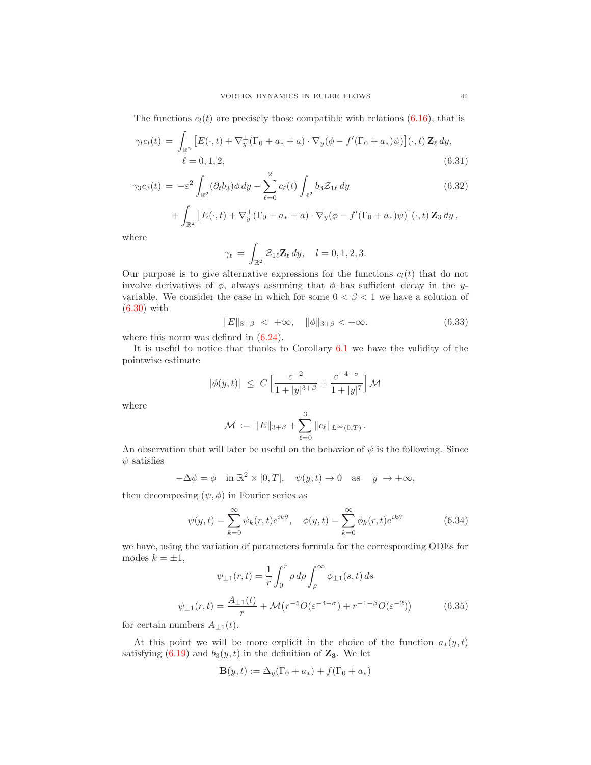The functions $c_l(t)$ are precisely those compatible with relations (6.16), that is

$$
\gamma_l c_l(t) \,=\, \int_{\mathbb{R}^2} \big[ E(\cdot,t) + \nabla_y^{\perp}(\Gamma_0 + a_* + a)\cdot \nabla_y(\phi - f'(\Gamma_0 + a_*)\psi)\big](\cdot,t)\, \mathbf{Z}_\ell \, dy, \qquad \ell = 0,1,2, \tag{6.31}
$$

$$
\gamma_3 c_3(t) \,=\, -\varepsilon^2 \int_{\mathbb{R}^2} (\partial_t b_3)\phi \, dy - \sum_{\ell=0}^{2} c_\ell(t)\int_{\mathbb{R}^2} b_3 \mathcal{Z}_{1\ell}\, dy \tag{6.32}
$$

$$
+ \int_{\mathbb{R}^2} \big[ E(\cdot,t) + \nabla_y^{\perp}(\Gamma_0 + a_* + a)\cdot \nabla_y(\phi - f'(\Gamma_0 + a_*)\psi)\big](\cdot,t)\, \mathbf{Z}_3 \, dy\,.
$$

where

$$
\gamma_\ell \,=\, \int_{\mathbb{R}^2} \mathcal{Z}_{1\ell}\mathbf{Z}_\ell \, dy, \quad l = 0,1,2,3.
$$

Our purpose is to give alternative expressions for the functions $c_l(t)$ that do not involve derivatives of $\phi$, always assuming that $\phi$ has sufficient decay in the $y$-variable. We consider the case in which for some $0<\beta<1$ we have a solution of (6.30) with

$$
\|E\|_{3+\beta} \,<\, +\infty, \quad \|\phi\|_{3+\beta} < +\infty. \tag{6.33}
$$

where this norm was defined in (6.24).

It is useful to notice that thanks to Corollary 6.1 we have the validity of the pointwise estimate

$$
|\phi(y,t)| \,\le\, C\Big[\frac{\varepsilon^{-2}}{1+|y|^{3+\beta}} + \frac{\varepsilon^{-4-\sigma}}{1+|y|^7}\Big]\mathcal{M}
$$

where

$$
\mathcal{M} \,:=\, \|E\|_{3+\beta} + \sum_{\ell=0}^{3} \|c_\ell\|_{L^\infty(0,T)}\,.
$$

An observation that will later be useful on the behavior of $\psi$ is the following. Since $\psi$ satisfies

$$
-\Delta\psi = \phi \quad \text{in } \mathbb{R}^2\times[0,T], \quad \psi(y,t)\to 0 \quad \text{as} \quad |y|\to+\infty,
$$

then decomposing $(\psi,\phi)$ in Fourier series as

$$
\psi(y,t) = \sum_{k=0}^{\infty}\psi_k(r,t)e^{ik\theta}, \quad \phi(y,t) = \sum_{k=0}^{\infty}\phi_k(r,t)e^{ik\theta} \tag{6.34}
$$

we have, using the variation of parameters formula for the corresponding ODEs for modes $k=\pm1$,

$$
\psi_{\pm1}(r,t) = \frac{1}{r}\int_0^r \rho\, d\rho \int_\rho^\infty \phi_{\pm1}(s,t)\, ds
$$

$$
\psi_{\pm1}(r,t) = \frac{A_{\pm1}(t)}{r} + \mathcal{M}\big(r^{-5}O(\varepsilon^{-4-\sigma}) + r^{-1-\beta}O(\varepsilon^{-2})\big) \tag{6.35}
$$

for certain numbers $A_{\pm1}(t)$.

At this point we will be more explicit in the choice of the function $a_*(y,t)$ satisfying (6.19) and $b_3(y,t)$ in the definition of $\mathbf{Z_3}$. We let

$$
\mathbf{B}(y,t) := \Delta_y(\Gamma_0 + a_*) + f(\Gamma_0 + a_*)
$$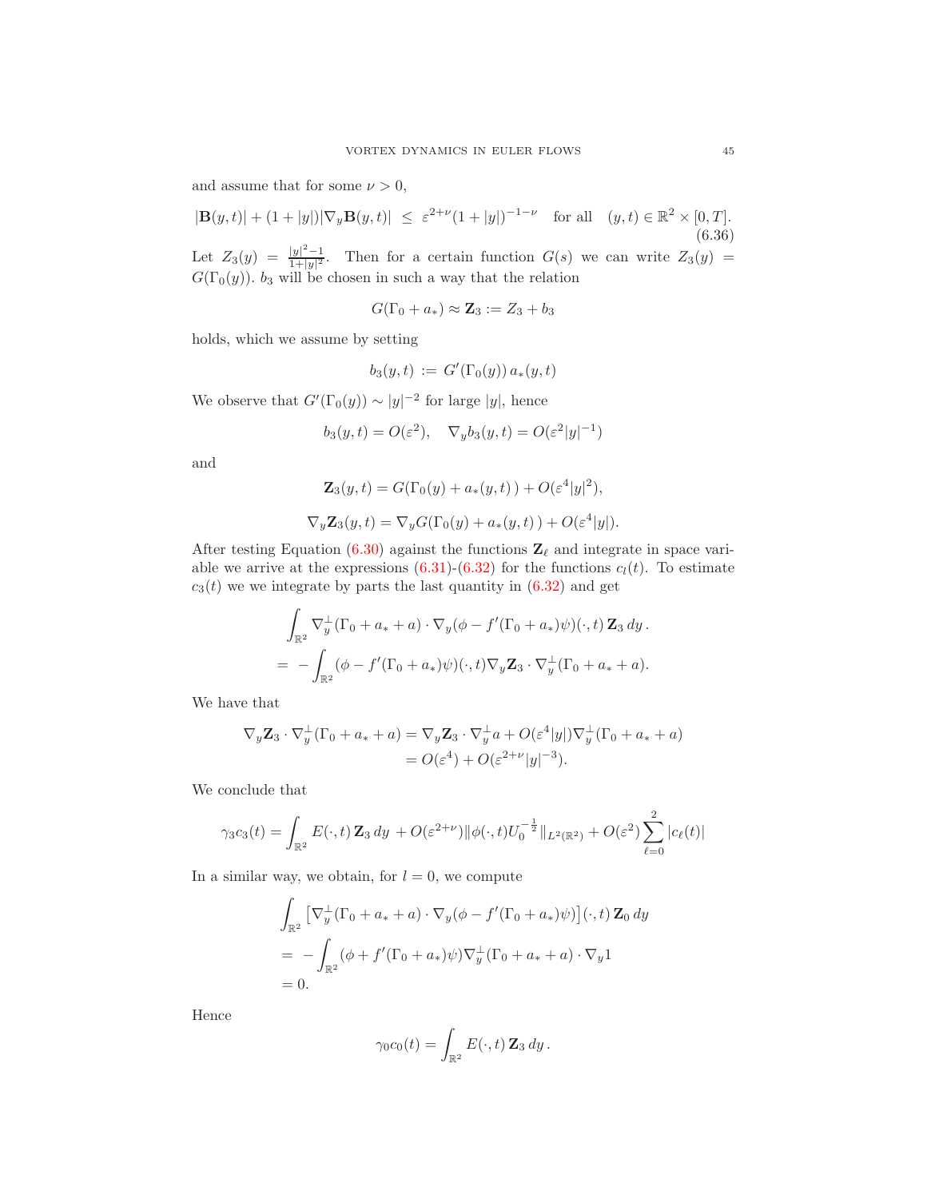and assume that for some $\nu > 0$,

$$|\mathbf{B}(y,t)| + (1+|y|)|\nabla_y \mathbf{B}(y,t)| \ \le\ \varepsilon^{2+\nu}(1+|y|)^{-1-\nu} \quad \text{for all} \quad (y,t) \in \mathbb{R}^2 \times [0,T]. \tag{6.36}$$

Let $Z_3(y) = \frac{|y|^2-1}{1+|y|^2}$. Then for a certain function $G(s)$ we can write $Z_3(y) = G(\Gamma_0(y))$. $b_3$ will be chosen in such a way that the relation

$$G(\Gamma_0 + a_*) \approx \mathbf{Z}_3 := Z_3 + b_3$$

holds, which we assume by setting

$$b_3(y,t) \,:=\, G'(\Gamma_0(y))\, a_*(y,t)$$

We observe that $G'(\Gamma_0(y)) \sim |y|^{-2}$ for large $|y|$, hence

$$b_3(y,t) = O(\varepsilon^2), \quad \nabla_y b_3(y,t) = O(\varepsilon^2 |y|^{-1})$$

and

$$\mathbf{Z}_3(y,t) = G(\Gamma_0(y) + a_*(y,t)\,) + O(\varepsilon^4|y|^2),$$

$$\nabla_y \mathbf{Z}_3(y,t) = \nabla_y G(\Gamma_0(y) + a_*(y,t)\,) + O(\varepsilon^4|y|).$$

After testing Equation (6.30) against the functions $\mathbf{Z}_\ell$ and integrate in space variable we arrive at the expressions (6.31)-(6.32) for the functions $c_l(t)$. To estimate $c_3(t)$ we we integrate by parts the last quantity in (6.32) and get

$$\begin{aligned}
&\int_{\mathbb{R}^2} \nabla_y^{\perp}(\Gamma_0 + a_* + a)\cdot \nabla_y(\phi - f'(\Gamma_0 + a_*)\psi)(\cdot,t)\, \mathbf{Z}_3\, dy\,.\\
&= \ -\int_{\mathbb{R}^2} (\phi - f'(\Gamma_0 + a_*)\psi)(\cdot,t) \nabla_y \mathbf{Z}_3 \cdot \nabla_y^{\perp}(\Gamma_0 + a_* + a).
\end{aligned}$$

We have that

$$\begin{aligned}
\nabla_y \mathbf{Z}_3 \cdot \nabla_y^{\perp}(\Gamma_0 + a_* + a) &= \nabla_y \mathbf{Z}_3 \cdot \nabla_y^{\perp} a + O(\varepsilon^4|y|)\nabla_y^{\perp}(\Gamma_0 + a_* + a)\\
&= O(\varepsilon^4) + O(\varepsilon^{2+\nu}|y|^{-3}).
\end{aligned}$$

We conclude that

$$\gamma_3 c_3(t) = \int_{\mathbb{R}^2} E(\cdot,t)\, \mathbf{Z}_3\, dy \ + O(\varepsilon^{2+\nu})\|\phi(\cdot,t) U_0^{-\frac{1}{2}}\|_{L^2(\mathbb{R}^2)} + O(\varepsilon^2)\sum_{\ell=0}^{2}|c_\ell(t)|$$

In a similar way, we obtain, for $l = 0$, we compute

$$\begin{aligned}
&\int_{\mathbb{R}^2} \left[\nabla_y^{\perp}(\Gamma_0 + a_* + a)\cdot \nabla_y(\phi - f'(\Gamma_0 + a_*)\psi)\right](\cdot,t)\, \mathbf{Z}_0\, dy\\
&= \ -\int_{\mathbb{R}^2} (\phi + f'(\Gamma_0 + a_*)\psi) \nabla_y^{\perp}(\Gamma_0 + a_* + a)\cdot \nabla_y 1\\
&= 0.
\end{aligned}$$

Hence

$$\gamma_0 c_0(t) = \int_{\mathbb{R}^2} E(\cdot,t)\, \mathbf{Z}_3\, dy\,.$$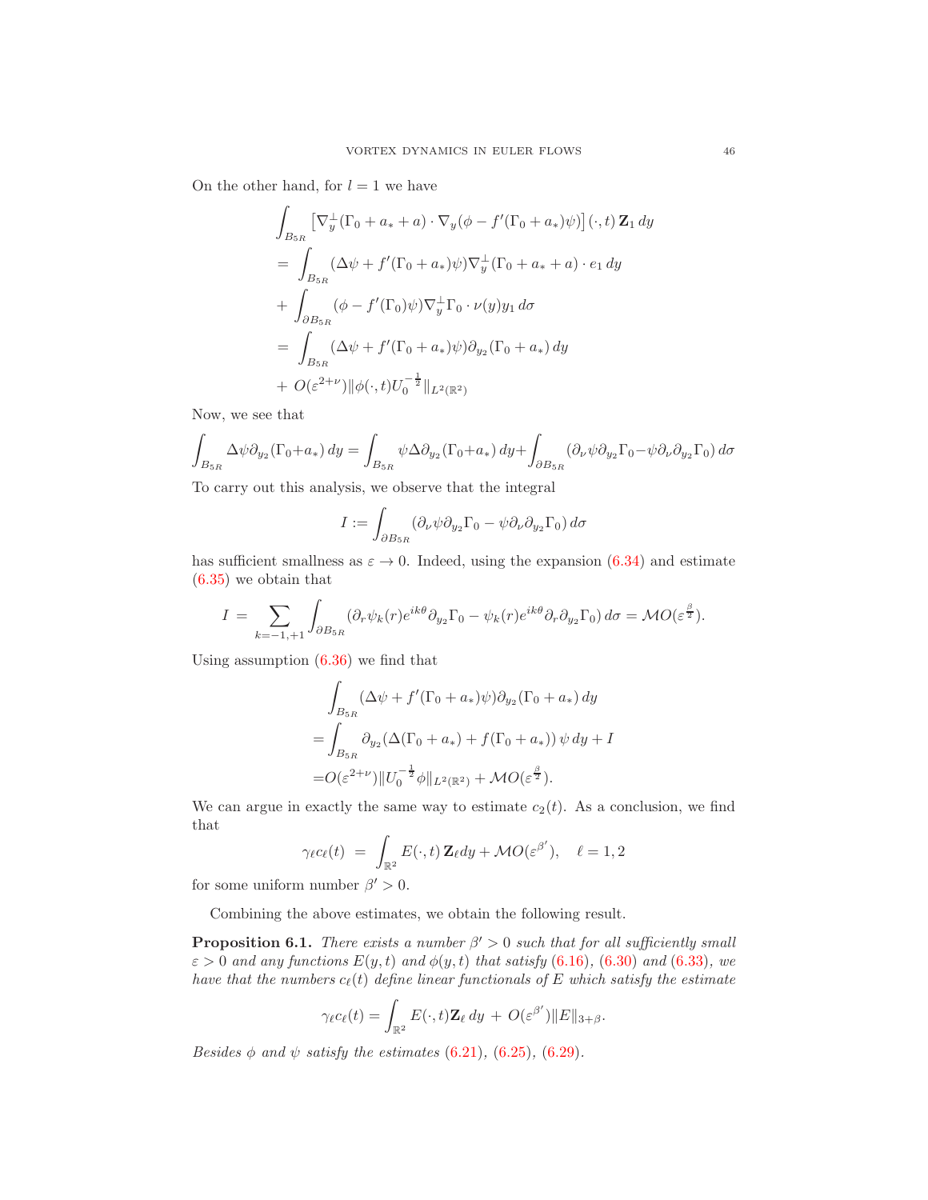On the other hand, for $l = 1$ we have

$$
\begin{aligned}
&\int_{B_{5R}} \left[\nabla_y^{\perp}(\Gamma_0 + a_* + a) \cdot \nabla_y(\phi - f'(\Gamma_0 + a_*)\psi)\right](\cdot, t)\, \mathbf{Z}_1\, dy \\
&= \int_{B_{5R}} (\Delta\psi + f'(\Gamma_0 + a_*)\psi)\nabla_y^{\perp}(\Gamma_0 + a_* + a) \cdot e_1\, dy \\
&+ \int_{\partial B_{5R}} (\phi - f'(\Gamma_0)\psi)\nabla_y^{\perp}\Gamma_0 \cdot \nu(y) y_1\, d\sigma \\
&= \int_{B_{5R}} (\Delta\psi + f'(\Gamma_0 + a_*)\psi)\partial_{y_2}(\Gamma_0 + a_*)\, dy \\
&+ O(\varepsilon^{2+\nu})\|\phi(\cdot, t)U_0^{-\frac{1}{2}}\|_{L^2(\mathbb{R}^2)}
\end{aligned}
$$

Now, we see that

$$
\int_{B_{5R}} \Delta\psi \partial_{y_2}(\Gamma_0 + a_*)\, dy = \int_{B_{5R}} \psi \Delta \partial_{y_2}(\Gamma_0 + a_*)\, dy + \int_{\partial B_{5R}} (\partial_\nu \psi \partial_{y_2}\Gamma_0 - \psi \partial_\nu \partial_{y_2}\Gamma_0)\, d\sigma
$$

To carry out this analysis, we observe that the integral

$$
I := \int_{\partial B_{5R}} (\partial_\nu \psi \partial_{y_2}\Gamma_0 - \psi \partial_\nu \partial_{y_2}\Gamma_0)\, d\sigma
$$

has sufficient smallness as $\varepsilon \to 0$. Indeed, using the expansion (6.34) and estimate (6.35) we obtain that

$$
I = \sum_{k=-1,+1} \int_{\partial B_{5R}} (\partial_r \psi_k(r) e^{ik\theta} \partial_{y_2}\Gamma_0 - \psi_k(r) e^{ik\theta} \partial_r \partial_{y_2}\Gamma_0)\, d\sigma = \mathcal{M}O(\varepsilon^{\frac{\beta}{2}}).
$$

Using assumption (6.36) we find that

$$
\begin{aligned}
&\int_{B_{5R}} (\Delta\psi + f'(\Gamma_0 + a_*)\psi)\partial_{y_2}(\Gamma_0 + a_*)\, dy \\
=&\int_{B_{5R}} \partial_{y_2}(\Delta(\Gamma_0 + a_*) + f(\Gamma_0 + a_*))\, \psi\, dy + I \\
=&O(\varepsilon^{2+\nu})\|U_0^{-\frac{1}{2}}\phi\|_{L^2(\mathbb{R}^2)} + \mathcal{M}O(\varepsilon^{\frac{\beta}{2}}).
\end{aligned}
$$

We can argue in exactly the same way to estimate $c_2(t)$. As a conclusion, we find that

$$
\gamma_\ell c_\ell(t) \ = \ \int_{\mathbb{R}^2} E(\cdot, t)\, \mathbf{Z}_\ell dy + \mathcal{M}O(\varepsilon^{\beta'}), \quad \ell = 1, 2
$$

for some uniform number $\beta' > 0$.

Combining the above estimates, we obtain the following result.

**Proposition 6.1.** *There exists a number $\beta' > 0$ such that for all sufficiently small $\varepsilon > 0$ and any functions $E(y, t)$ and $\phi(y, t)$ that satisfy (6.16), (6.30) and (6.33), we have that the numbers $c_\ell(t)$ define linear functionals of $E$ which satisfy the estimate*

$$
\gamma_\ell c_\ell(t) = \int_{\mathbb{R}^2} E(\cdot, t)\mathbf{Z}_\ell\, dy \ + \ O(\varepsilon^{\beta'})\|E\|_{3+\beta}.
$$

*Besides $\phi$ and $\psi$ satisfy the estimates (6.21), (6.25), (6.29).*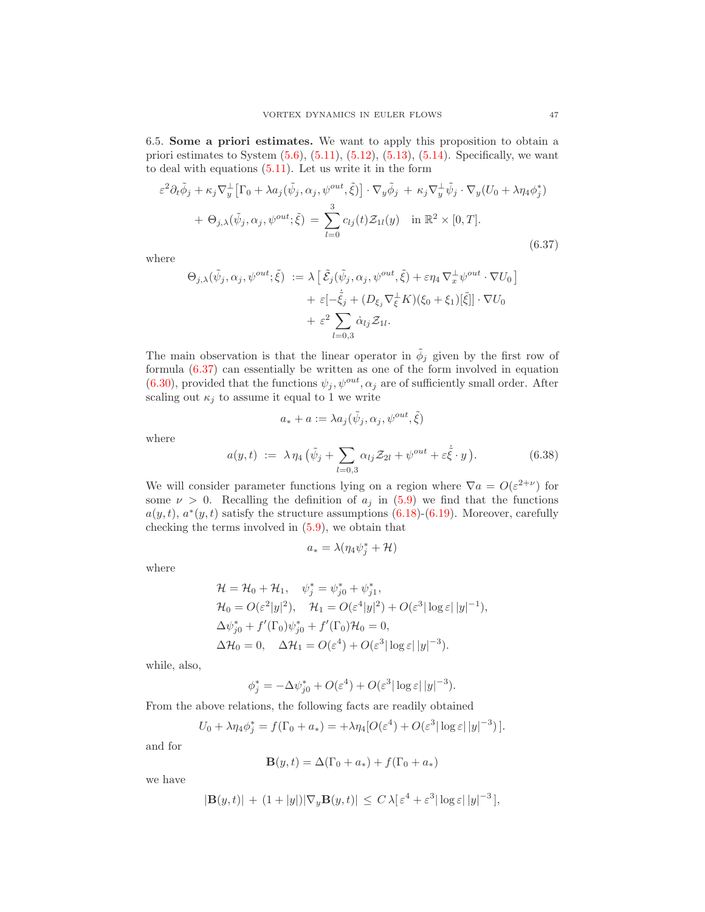6.5. **Some a priori estimates.** We want to apply this proposition to obtain a priori estimates to System (5.6), (5.11), (5.12), (5.13), (5.14). Specifically, we want to deal with equations (5.11). Let us write it in the form

$$
\begin{aligned}
\varepsilon^2\partial_t\tilde\phi_j &+ \kappa_j\nabla_y^\perp\big[\Gamma_0+\lambda a_j(\tilde\psi_j,\alpha_j,\psi^{out},\tilde\xi)\big]\cdot\nabla_y\tilde\phi_j \;+\; \kappa_j\nabla_y^\perp\tilde\psi_j\cdot\nabla_y(U_0+\lambda\eta_4\phi_j^*)\\
&+\;\Theta_{j,\lambda}(\tilde\psi_j,\alpha_j,\psi^{out};\tilde\xi) \;=\; \sum_{l=0}^{3}c_{lj}(t)\mathcal{Z}_{1l}(y)\quad \text{in } \mathbb{R}^2\times[0,T].
\end{aligned}
\tag{6.37}
$$

where

$$
\begin{aligned}
\Theta_{j,\lambda}(\tilde\psi_j,\alpha_j,\psi^{out};\tilde\xi) \;:=\; &\lambda\big[\,\tilde{\mathcal{E}}_j(\tilde\psi_j,\alpha_j,\psi^{out},\tilde\xi)+\varepsilon\eta_4\,\nabla_x^\perp\psi^{out}\cdot\nabla U_0\,\big]\\
&+\;\varepsilon[-\dot{\tilde\xi}_j+(D_{\xi_j}\nabla_\xi^\perp K)(\xi_0+\xi_1)[\tilde\xi]]\cdot\nabla U_0\\
&+\;\varepsilon^2\sum_{l=0,3}\dot\alpha_{lj}\mathcal{Z}_{1l}.
\end{aligned}
$$

The main observation is that the linear operator in $\tilde\phi_j$ given by the first row of formula (6.37) can essentially be written as one of the form involved in equation (6.30), provided that the functions $\psi_j,\psi^{out},\alpha_j$ are of sufficiently small order. After scaling out $\kappa_j$ to assume it equal to 1 we write

$$
a_*+a:=\lambda a_j(\tilde\psi_j,\alpha_j,\psi^{out},\tilde\xi)
$$

where

$$
a(y,t)\;:=\;\lambda\,\eta_4\,\big(\tilde\psi_j+\sum_{l=0,3}\alpha_{lj}\mathcal{Z}_{2l}+\psi^{out}+\varepsilon\dot{\tilde\xi}\cdot y\,\big).
\tag{6.38}
$$

We will consider parameter functions lying on a region where $\nabla a=O(\varepsilon^{2+\nu})$ for some $\nu>0$. Recalling the definition of $a_j$ in (5.9) we find that the functions $a(y,t)$, $a^*(y,t)$ satisfy the structure assumptions (6.18)-(6.19). Moreover, carefully checking the terms involved in (5.9), we obtain that

$$
a_*=\lambda(\eta_4\psi_j^*+\mathcal{H})
$$

where

$$
\begin{aligned}
&\mathcal{H}=\mathcal{H}_0+\mathcal{H}_1,\quad \psi_j^*=\psi_{j0}^*+\psi_{j1}^*,\\
&\mathcal{H}_0=O(\varepsilon^2|y|^2),\quad \mathcal{H}_1=O(\varepsilon^4|y|^2)+O(\varepsilon^3|\log\varepsilon|\,|y|^{-1}),\\
&\Delta\psi_{j0}^*+f'(\Gamma_0)\psi_{j0}^*+f'(\Gamma_0)\mathcal{H}_0=0,\\
&\Delta\mathcal{H}_0=0,\quad \Delta\mathcal{H}_1=O(\varepsilon^4)+O(\varepsilon^3|\log\varepsilon|\,|y|^{-3}).
\end{aligned}
$$

while, also,

$$
\phi_j^*=-\Delta\psi_{j0}^*+O(\varepsilon^4)+O(\varepsilon^3|\log\varepsilon|\,|y|^{-3}).
$$

From the above relations, the following facts are readily obtained

$$
U_0+\lambda\eta_4\phi_j^*=f(\Gamma_0+a_*)=+\lambda\eta_4[O(\varepsilon^4)+O(\varepsilon^3|\log\varepsilon|\,|y|^{-3})\,].
$$

and for

$$
\mathbf{B}(y,t)=\Delta(\Gamma_0+a_*)+f(\Gamma_0+a_*)
$$

we have

$$
|\mathbf{B}(y,t)|\;+\;(1+|y|)|\nabla_y\mathbf{B}(y,t)|\;\le\;C\,\lambda[\,\varepsilon^4+\varepsilon^3|\log\varepsilon|\,|y|^{-3}\,],
$$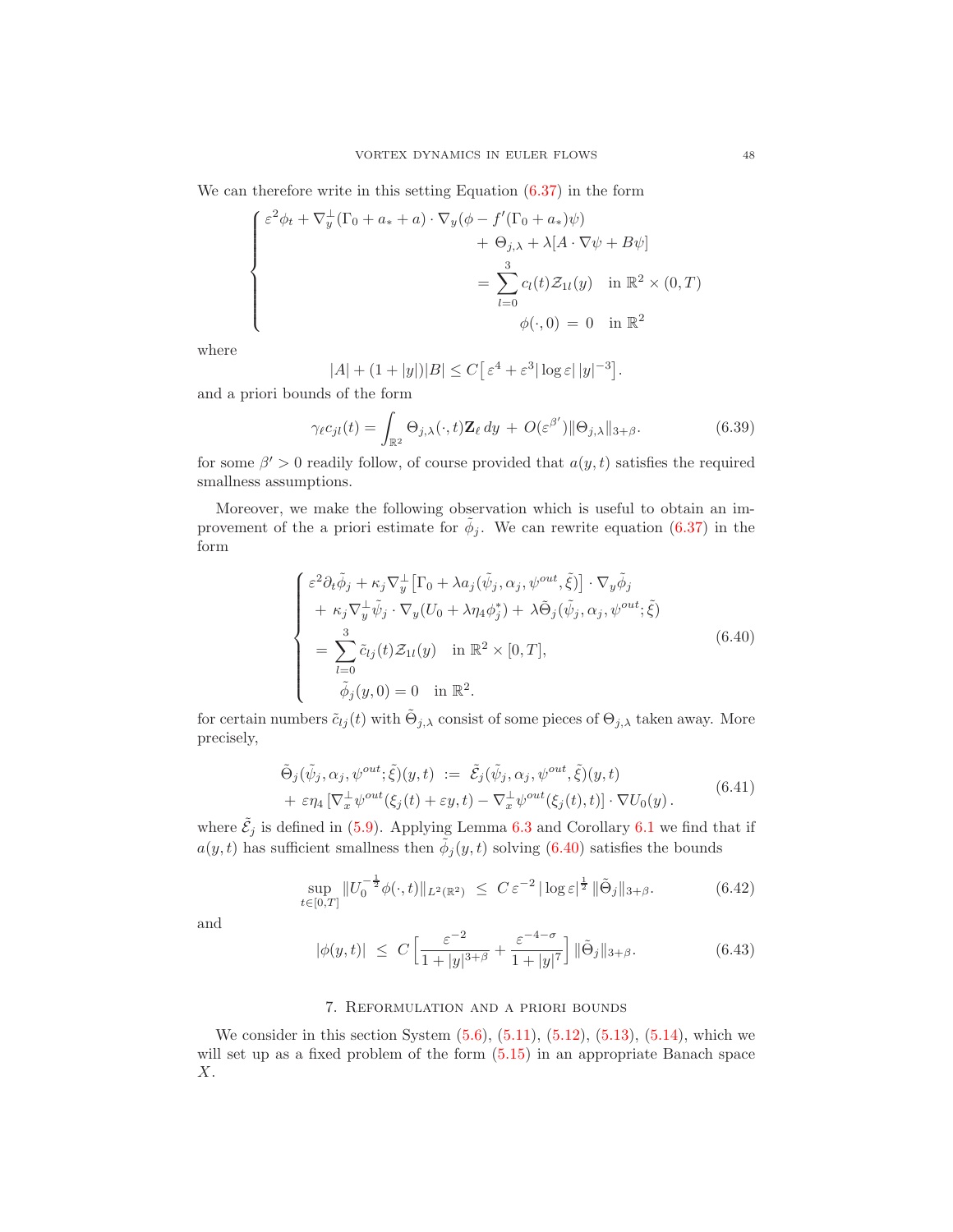We can therefore write in this setting Equation (6.37) in the form

$$
\left\{
\begin{aligned}
\varepsilon^2\phi_t + \nabla_y^\perp(\Gamma_0 + a_* + a)\cdot\nabla_y(\phi - f'(\Gamma_0+a_*)\psi)& \\
+\ \Theta_{j,\lambda} + \lambda[A\cdot\nabla\psi + B\psi]& \\
= \sum_{l=0}^{3} c_l(t)\mathcal{Z}_{1l}(y) \quad &\text{in } \mathbb{R}^2\times(0,T)\\
\phi(\cdot,0) \,=\, 0 \quad &\text{in } \mathbb{R}^2
\end{aligned}
\right.
$$

where

$$
|A| + (1+|y|)|B| \le C\big[\,\varepsilon^4 + \varepsilon^3|\log\varepsilon|\,|y|^{-3}\big].
$$

and a priori bounds of the form

$$
\gamma_\ell c_{jl}(t) = \int_{\mathbb{R}^2}\Theta_{j,\lambda}(\cdot,t)\mathbf{Z}_\ell\,dy \,+\, O(\varepsilon^{\beta'})\|\Theta_{j,\lambda}\|_{3+\beta}. \tag{6.39}
$$

for some $\beta'>0$ readily follow, of course provided that $a(y,t)$ satisfies the required smallness assumptions.

Moreover, we make the following observation which is useful to obtain an improvement of the a priori estimate for $\tilde\phi_j$. We can rewrite equation (6.37) in the form

$$
\left\{
\begin{aligned}
&\varepsilon^2\partial_t\tilde\phi_j + \kappa_j\nabla_y^\perp\big[\Gamma_0 + \lambda a_j(\tilde\psi_j,\alpha_j,\psi^{out},\tilde\xi)\big]\cdot\nabla_y\tilde\phi_j\\
&\ +\ \kappa_j\nabla_y^\perp\tilde\psi_j\cdot\nabla_y(U_0+\lambda\eta_4\phi_j^*) +\ \lambda\tilde\Theta_j(\tilde\psi_j,\alpha_j,\psi^{out};\tilde\xi)\\
&\ = \sum_{l=0}^{3}\tilde c_{lj}(t)\mathcal{Z}_{1l}(y) \quad \text{in } \mathbb{R}^2\times[0,T],\\
&\quad \tilde\phi_j(y,0) = 0 \quad \text{in } \mathbb{R}^2.
\end{aligned}
\right. \tag{6.40}
$$

for certain numbers $\tilde c_{lj}(t)$ with $\tilde\Theta_{j,\lambda}$ consist of some pieces of $\Theta_{j,\lambda}$ taken away. More precisely,

$$
\begin{aligned}
&\tilde\Theta_j(\tilde\psi_j,\alpha_j,\psi^{out};\tilde\xi)(y,t) \ :=\ \tilde{\mathcal{E}}_j(\tilde\psi_j,\alpha_j,\psi^{out},\tilde\xi)(y,t)\\
&+\ \varepsilon\eta_4\,[\nabla_x^\perp\psi^{out}(\xi_j(t)+\varepsilon y,t) - \nabla_x^\perp\psi^{out}(\xi_j(t),t)]\cdot\nabla U_0(y)\,.
\end{aligned} \tag{6.41}
$$

where $\tilde{\mathcal{E}}_j$ is defined in (5.9). Applying Lemma 6.3 and Corollary 6.1 we find that if $a(y,t)$ has sufficient smallness then $\tilde\phi_j(y,t)$ solving (6.40) satisfies the bounds

$$
\sup_{t\in[0,T]}\|U_0^{-\frac12}\phi(\cdot,t)\|_{L^2(\mathbb{R}^2)} \ \le\ C\,\varepsilon^{-2}\,|\log\varepsilon|^{\frac12}\,\|\tilde\Theta_j\|_{3+\beta}. \tag{6.42}
$$

and

$$
|\phi(y,t)| \ \le\ C\left[\frac{\varepsilon^{-2}}{1+|y|^{3+\beta}} + \frac{\varepsilon^{-4-\sigma}}{1+|y|^7}\right]\|\tilde\Theta_j\|_{3+\beta}. \tag{6.43}
$$

## 7. Reformulation and a priori bounds

We consider in this section System (5.6), (5.11), (5.12), (5.13), (5.14), which we will set up as a fixed problem of the form (5.15) in an appropriate Banach space $X$.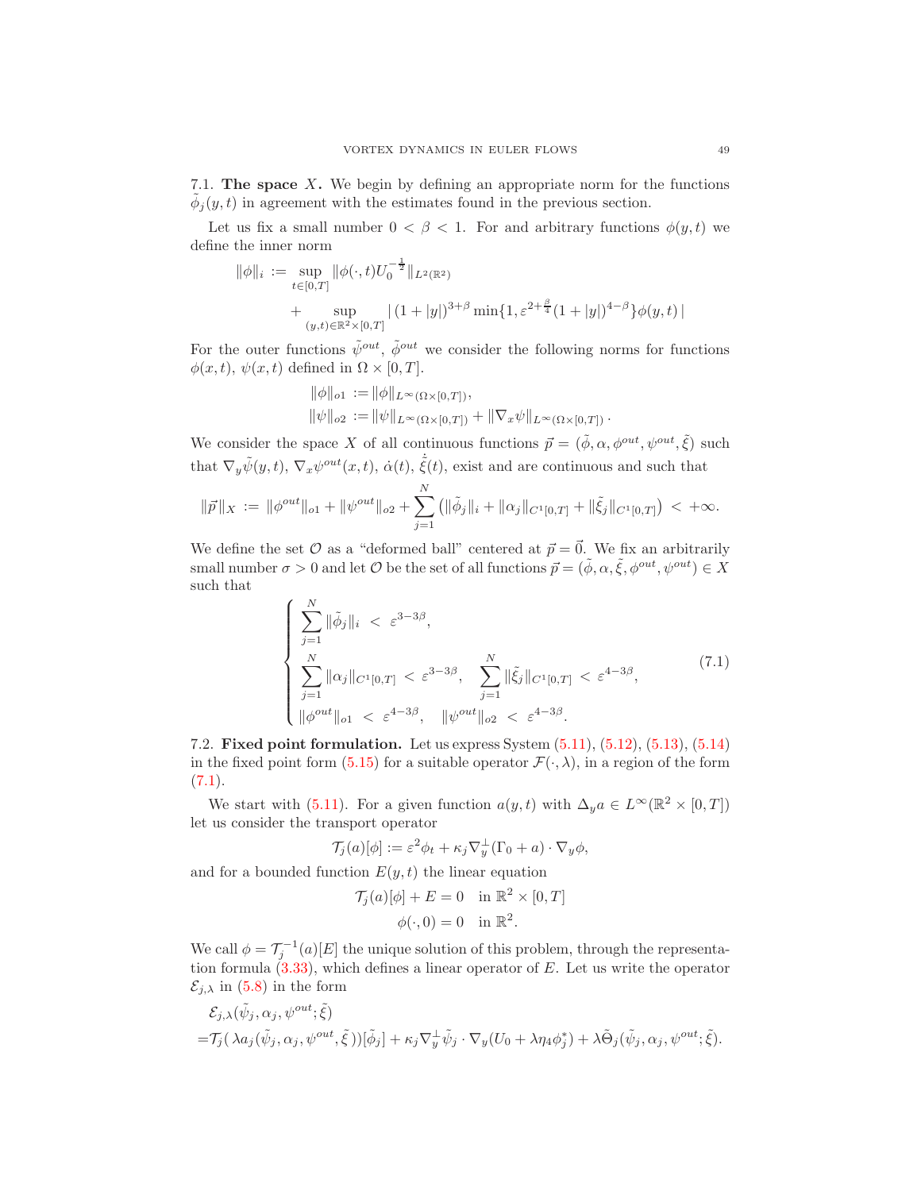7.1. **The space $X$.** We begin by defining an appropriate norm for the functions $\tilde\phi_j(y,t)$ in agreement with the estimates found in the previous section.

Let us fix a small number $0<\beta<1$. For and arbitrary functions $\phi(y,t)$ we define the inner norm

$$
\begin{aligned}
\|\phi\|_i \,:=\, & \sup_{t\in[0,T]} \|\phi(\cdot,t)U_0^{-\frac12}\|_{L^2(\mathbb{R}^2)} \\
& + \sup_{(y,t)\in\mathbb{R}^2\times[0,T]} |\,(1+|y|)^{3+\beta}\min\{1,\varepsilon^{2+\frac{\beta}{4}}(1+|y|)^{4-\beta}\}\phi(y,t)\,|
\end{aligned}
$$

For the outer functions $\tilde\psi^{out}$, $\tilde\phi^{out}$ we consider the following norms for functions $\phi(x,t)$, $\psi(x,t)$ defined in $\Omega\times[0,T]$.

$$
\begin{aligned}
\|\phi\|_{o1} &:= \|\phi\|_{L^\infty(\Omega\times[0,T])},\\
\|\psi\|_{o2} &:= \|\psi\|_{L^\infty(\Omega\times[0,T])} + \|\nabla_x\psi\|_{L^\infty(\Omega\times[0,T])}\,.
\end{aligned}
$$

We consider the space $X$ of all continuous functions $\vec p=(\tilde\phi,\alpha,\phi^{out},\psi^{out},\tilde\xi)$ such that $\nabla_y\tilde\psi(y,t)$, $\nabla_x\psi^{out}(x,t)$, $\dot\alpha(t)$, $\dot{\tilde\xi}(t)$, exist and are continuous and such that

$$
\|\vec p\|_X \,:=\, \|\phi^{out}\|_{o1} + \|\psi^{out}\|_{o2} + \sum_{j=1}^N \left(\|\tilde\phi_j\|_i + \|\alpha_j\|_{C^1[0,T]} + \|\tilde\xi_j\|_{C^1[0,T]}\right) \,<\, +\infty.
$$

We define the set $\mathcal{O}$ as a "deformed ball" centered at $\vec p=\vec 0$. We fix an arbitrarily small number $\sigma>0$ and let $\mathcal{O}$ be the set of all functions $\vec p=(\tilde\phi,\alpha,\tilde\xi,\phi^{out},\psi^{out})\in X$ such that

$$
\left\{
\begin{aligned}
& \sum_{j=1}^N \|\tilde\phi_j\|_i \,<\, \varepsilon^{3-3\beta},\\
& \sum_{j=1}^N \|\alpha_j\|_{C^1[0,T]} \,<\, \varepsilon^{3-3\beta}, \quad \sum_{j=1}^N \|\tilde\xi_j\|_{C^1[0,T]} \,<\, \varepsilon^{4-3\beta},\\
& \|\phi^{out}\|_{o1} \,<\, \varepsilon^{4-3\beta}, \quad \|\psi^{out}\|_{o2} \,<\, \varepsilon^{4-3\beta}.
\end{aligned}
\right.
\tag{7.1}
$$

7.2. **Fixed point formulation.** Let us express System (5.11), (5.12), (5.13), (5.14) in the fixed point form (5.15) for a suitable operator $\mathcal{F}(\cdot,\lambda)$, in a region of the form (7.1).

We start with (5.11). For a given function $a(y,t)$ with $\Delta_y a\in L^\infty(\mathbb{R}^2\times[0,T])$ let us consider the transport operator

$$
\mathcal{T}_j(a)[\phi] := \varepsilon^2\phi_t + \kappa_j\nabla_y^\perp(\Gamma_0+a)\cdot\nabla_y\phi,
$$

and for a bounded function $E(y,t)$ the linear equation

$$
\begin{aligned}
\mathcal{T}_j(a)[\phi] + E = 0 \quad & \text{in } \mathbb{R}^2\times[0,T]\\
\phi(\cdot,0) = 0 \quad & \text{in } \mathbb{R}^2.
\end{aligned}
$$

We call $\phi=\mathcal{T}_j^{-1}(a)[E]$ the unique solution of this problem, through the representation formula (3.33), which defines a linear operator of $E$. Let us write the operator $\mathcal{E}_{j,\lambda}$ in (5.8) in the form

$$
\begin{aligned}
& \mathcal{E}_{j,\lambda}(\tilde\psi_j,\alpha_j,\psi^{out};\tilde\xi)\\
=& \mathcal{T}_j(\,\lambda a_j(\tilde\psi_j,\alpha_j,\psi^{out},\tilde\xi))[\tilde\phi_j] + \kappa_j\nabla_y^\perp\tilde\psi_j\cdot\nabla_y(U_0+\lambda\eta_4\phi_j^*) + \lambda\tilde\Theta(\tilde\psi_j,\alpha_j,\psi^{out};\tilde\xi).
\end{aligned}
$$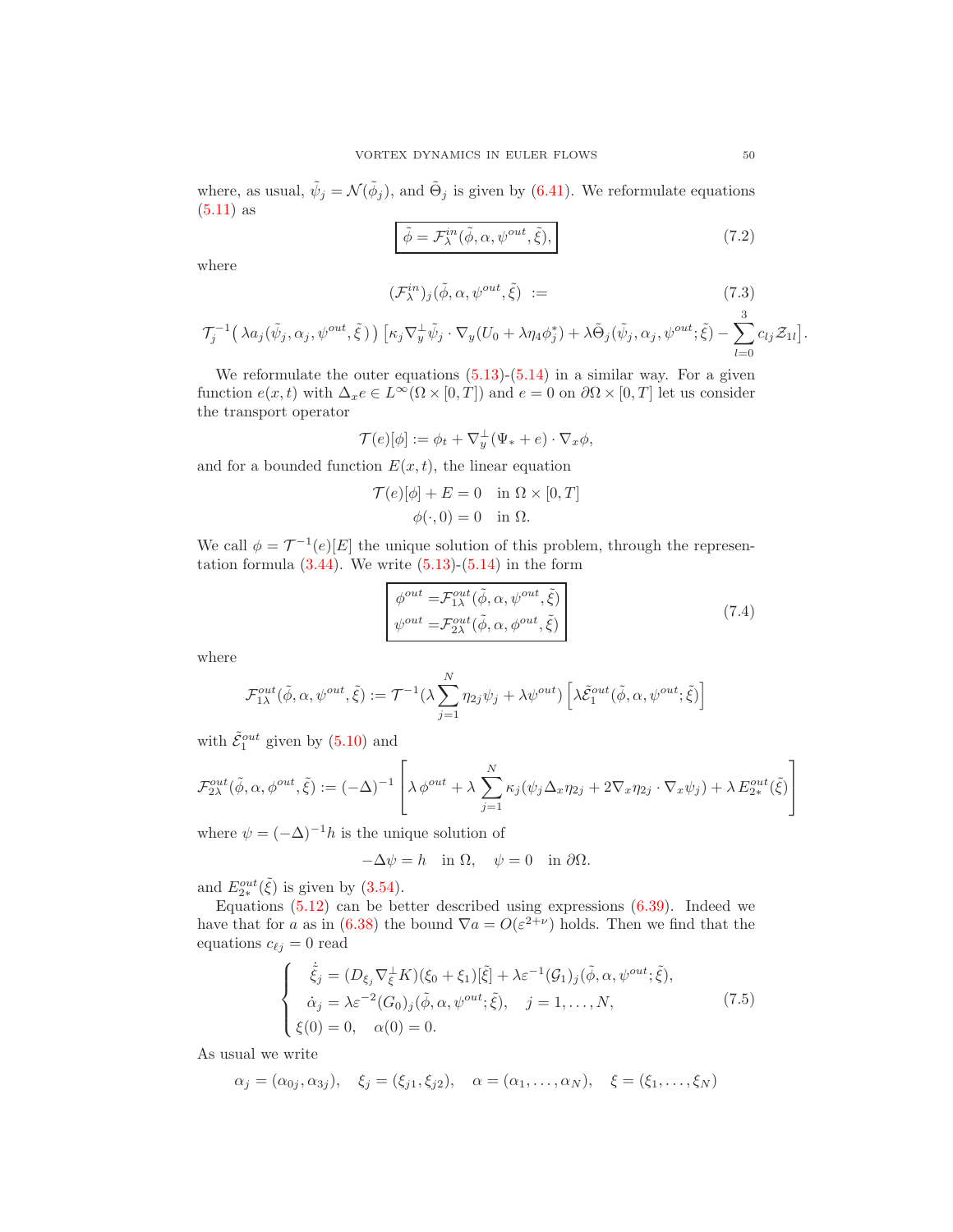where, as usual, $\tilde\psi_j = \mathcal{N}(\tilde\phi_j)$, and $\tilde\Theta_j$ is given by (6.41). We reformulate equations (5.11) as

$$
\boxed{\tilde\phi = \mathcal{F}^{in}_\lambda(\tilde\phi, \alpha, \psi^{out}, \tilde\xi),} \tag{7.2}
$$

where

$$
(\mathcal{F}^{in}_\lambda)_j(\tilde\phi, \alpha, \psi^{out}, \tilde\xi) \ := \tag{7.3}
$$

$$
\mathcal{T}_j^{-1}\big(\, \lambda a_j(\tilde\psi_j, \alpha_j, \psi^{out}, \tilde\xi\,)\big)\left[\kappa_j \nabla_y^\perp \tilde\psi_j \cdot \nabla_y (U_0 + \lambda \eta_4 \phi_j^*) + \lambda \tilde\Theta_j(\tilde\psi_j, \alpha_j, \psi^{out}; \tilde\xi) - \sum_{l=0}^{3} c_{lj} \mathcal{Z}_{1l}\right].
$$

We reformulate the outer equations (5.13)-(5.14) in a similar way. For a given function $e(x,t)$ with $\Delta_x e \in L^\infty(\Omega \times [0,T])$ and $e = 0$ on $\partial\Omega \times [0,T]$ let us consider the transport operator

$$
\mathcal{T}(e)[\phi] := \phi_t + \nabla_y^\perp(\Psi_* + e) \cdot \nabla_x \phi,
$$

and for a bounded function $E(x,t)$, the linear equation

$$
\begin{aligned}
\mathcal{T}(e)[\phi] + E = 0 \quad &\text{in } \Omega \times [0,T] \\
\phi(\cdot, 0) = 0 \quad &\text{in } \Omega.
\end{aligned}
$$

We call $\phi = \mathcal{T}^{-1}(e)[E]$ the unique solution of this problem, through the representation formula (3.44). We write (5.13)-(5.14) in the form

$$
\boxed{\begin{aligned}
\phi^{out} &= \mathcal{F}^{out}_{1\lambda}(\tilde\phi, \alpha, \psi^{out}, \tilde\xi) \\
\psi^{out} &= \mathcal{F}^{out}_{2\lambda}(\tilde\phi, \alpha, \phi^{out}, \tilde\xi)
\end{aligned}} \tag{7.4}
$$

where

$$
\mathcal{F}^{out}_{1\lambda}(\tilde\phi, \alpha, \psi^{out}, \tilde\xi) := \mathcal{T}^{-1}\big(\lambda \sum_{j=1}^N \eta_{2j}\psi_j + \lambda \psi^{out}\big)\left[\lambda \tilde{\mathcal{E}}^{out}_1(\tilde\phi, \alpha, \psi^{out}; \tilde\xi)\right]
$$

with $\tilde{\mathcal{E}}^{out}_1$ given by (5.10) and

$$
\mathcal{F}^{out}_{2\lambda}(\tilde\phi, \alpha, \phi^{out}, \tilde\xi) := (-\Delta)^{-1}\left[\lambda\, \phi^{out} + \lambda \sum_{j=1}^N \kappa_j(\psi_j \Delta_x \eta_{2j} + 2\nabla_x \eta_{2j} \cdot \nabla_x \psi_j) + \lambda\, E^{out}_{2*}(\tilde\xi)\right]
$$

where $\psi = (-\Delta)^{-1} h$ is the unique solution of

$$
-\Delta \psi = h \quad \text{in } \Omega, \quad \psi = 0 \quad \text{in } \partial\Omega.
$$

and $E^{out}_{2*}(\tilde\xi)$ is given by (3.54).

Equations (5.12) can be better described using expressions (6.39). Indeed we have that for $a$ as in (6.38) the bound $\nabla a = O(\varepsilon^{2+\nu})$ holds. Then we find that the equations $c_{\ell j} = 0$ read

$$
\begin{cases}
\ \dot{\tilde\xi}_j = (D_{\xi_j} \nabla_\xi^\perp K)(\xi_0 + \xi_1)[\tilde\xi] + \lambda \varepsilon^{-1} (\mathcal{G}_1)_j(\tilde\phi, \alpha, \psi^{out}; \tilde\xi), \\
\ \dot\alpha_j = \lambda \varepsilon^{-2} (G_0)_j(\tilde\phi, \alpha, \psi^{out}; \tilde\xi), \quad j = 1, \ldots, N, \\
\ \xi(0) = 0, \quad \alpha(0) = 0.
\end{cases} \tag{7.5}
$$

As usual we write

$$
\alpha_j = (\alpha_{0j}, \alpha_{3j}), \quad \xi_j = (\xi_{j1}, \xi_{j2}), \quad \alpha = (\alpha_1, \ldots, \alpha_N), \quad \xi = (\xi_1, \ldots, \xi_N)
$$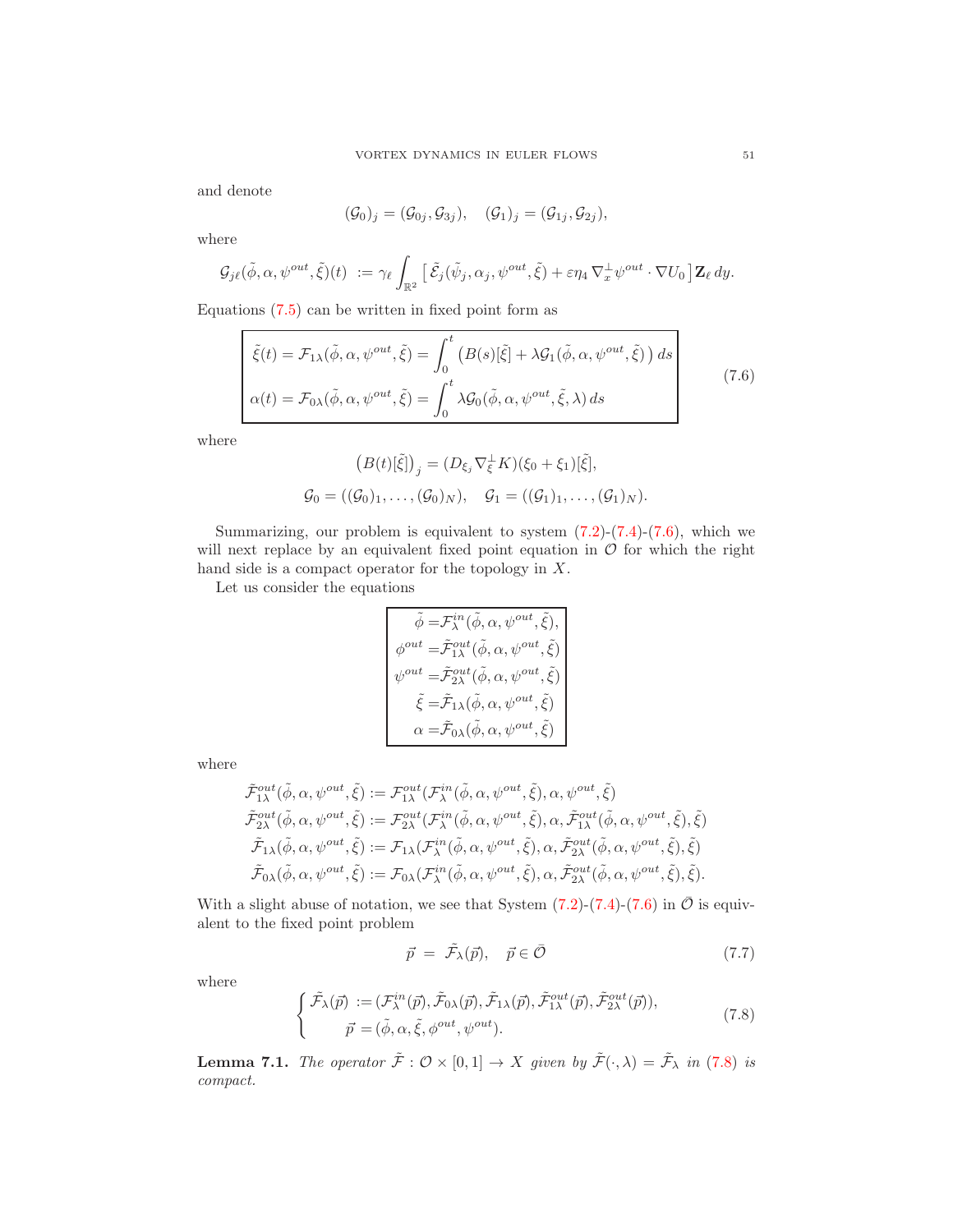and denote

$$(\mathcal{G}_0)_j = (\mathcal{G}_{0j}, \mathcal{G}_{3j}), \quad (\mathcal{G}_1)_j = (\mathcal{G}_{1j}, \mathcal{G}_{2j}),$$

where

$$\mathcal{G}_{j\ell}(\tilde{\phi}, \alpha, \psi^{out}, \tilde{\xi})(t) \ := \gamma_\ell \int_{\mathbb{R}^2} \left[ \tilde{\mathcal{E}}_j(\tilde{\psi}_j, \alpha_j, \psi^{out}, \tilde{\xi}) + \varepsilon \eta_4 \, \nabla_x^\perp \psi^{out} \cdot \nabla U_0 \right] \mathbf{Z}_\ell \, dy.$$

Equations (7.5) can be written in fixed point form as

$$\boxed{\begin{aligned} \tilde{\xi}(t) &= \mathcal{F}_{1\lambda}(\tilde{\phi}, \alpha, \psi^{out}, \tilde{\xi}) = \int_0^t \left( B(s)[\tilde{\xi}] + \lambda \mathcal{G}_1(\tilde{\phi}, \alpha, \psi^{out}, \tilde{\xi}) \right) ds \\ \alpha(t) &= \mathcal{F}_{0\lambda}(\tilde{\phi}, \alpha, \psi^{out}, \tilde{\xi}) = \int_0^t \lambda \mathcal{G}_0(\tilde{\phi}, \alpha, \psi^{out}, \tilde{\xi}, \lambda) \, ds \end{aligned}} \tag{7.6}$$

where

$$\left(B(t)[\tilde{\xi}]\right)_j = (D_{\xi_j} \nabla_\xi^\perp K)(\xi_0 + \xi_1)[\tilde{\xi}],$$

$$\mathcal{G}_0 = ((\mathcal{G}_0)_1, \ldots, (\mathcal{G}_0)_N), \quad \mathcal{G}_1 = ((\mathcal{G}_1)_1, \ldots, (\mathcal{G}_1)_N).$$

Summarizing, our problem is equivalent to system (7.2)-(7.4)-(7.6), which we will next replace by an equivalent fixed point equation in $\mathcal{O}$ for which the right hand side is a compact operator for the topology in $X$.

Let us consider the equations

$$\boxed{\begin{aligned} \tilde{\phi} &= \mathcal{F}_\lambda^{in}(\tilde{\phi}, \alpha, \psi^{out}, \tilde{\xi}), \\ \phi^{out} &= \tilde{\mathcal{F}}_{1\lambda}^{out}(\tilde{\phi}, \alpha, \psi^{out}, \tilde{\xi}) \\ \psi^{out} &= \tilde{\mathcal{F}}_{2\lambda}^{out}(\tilde{\phi}, \alpha, \psi^{out}, \tilde{\xi}) \\ \tilde{\xi} &= \tilde{\mathcal{F}}_{1\lambda}(\tilde{\phi}, \alpha, \psi^{out}, \tilde{\xi}) \\ \alpha &= \tilde{\mathcal{F}}_{0\lambda}(\tilde{\phi}, \alpha, \psi^{out}, \tilde{\xi}) \end{aligned}}$$

where

$$\begin{aligned} \tilde{\mathcal{F}}_{1\lambda}^{out}(\tilde{\phi}, \alpha, \psi^{out}, \tilde{\xi}) &:= \mathcal{F}_{1\lambda}^{out}(\mathcal{F}_\lambda^{in}(\tilde{\phi}, \alpha, \psi^{out}, \tilde{\xi}), \alpha, \psi^{out}, \tilde{\xi}) \\ \tilde{\mathcal{F}}_{2\lambda}^{out}(\tilde{\phi}, \alpha, \psi^{out}, \tilde{\xi}) &:= \mathcal{F}_{2\lambda}^{out}(\mathcal{F}_\lambda^{in}(\tilde{\phi}, \alpha, \psi^{out}, \tilde{\xi}), \alpha, \tilde{\mathcal{F}}_{1\lambda}^{out}(\tilde{\phi}, \alpha, \psi^{out}, \tilde{\xi}), \tilde{\xi}) \\ \tilde{\mathcal{F}}_{1\lambda}(\tilde{\phi}, \alpha, \psi^{out}, \tilde{\xi}) &:= \mathcal{F}_{1\lambda}(\mathcal{F}_\lambda^{in}(\tilde{\phi}, \alpha, \psi^{out}, \tilde{\xi}), \alpha, \tilde{\mathcal{F}}_{2\lambda}^{out}(\tilde{\phi}, \alpha, \psi^{out}, \tilde{\xi}), \tilde{\xi}) \\ \tilde{\mathcal{F}}_{0\lambda}(\tilde{\phi}, \alpha, \psi^{out}, \tilde{\xi}) &:= \mathcal{F}_{0\lambda}(\mathcal{F}_\lambda^{in}(\tilde{\phi}, \alpha, \psi^{out}, \tilde{\xi}), \alpha, \tilde{\mathcal{F}}_{2\lambda}^{out}(\tilde{\phi}, \alpha, \psi^{out}, \tilde{\xi}), \tilde{\xi}). \end{aligned}$$

With a slight abuse of notation, we see that System (7.2)-(7.4)-(7.6) in $\bar{\mathcal{O}}$ is equivalent to the fixed point problem

$$\vec{p} \ = \ \tilde{\mathcal{F}}_\lambda(\vec{p}), \quad \vec{p} \in \bar{\mathcal{O}} \tag{7.7}$$

where

$$\begin{cases} \tilde{\mathcal{F}}_\lambda(\vec{p}) := (\mathcal{F}_\lambda^{in}(\vec{p}), \tilde{\mathcal{F}}_{0\lambda}(\vec{p}), \tilde{\mathcal{F}}_{1\lambda}(\vec{p}), \tilde{\mathcal{F}}_{1\lambda}^{out}(\vec{p}), \tilde{\mathcal{F}}_{2\lambda}^{out}(\vec{p})), \\ \qquad \vec{p} = (\tilde{\phi}, \alpha, \tilde{\xi}, \phi^{out}, \psi^{out}). \end{cases} \tag{7.8}$$

**Lemma 7.1.** *The operator $\tilde{\mathcal{F}} : \mathcal{O} \times [0,1] \to X$ given by $\tilde{\mathcal{F}}(\cdot, \lambda) = \tilde{\mathcal{F}}_\lambda$ in (7.8) is compact.*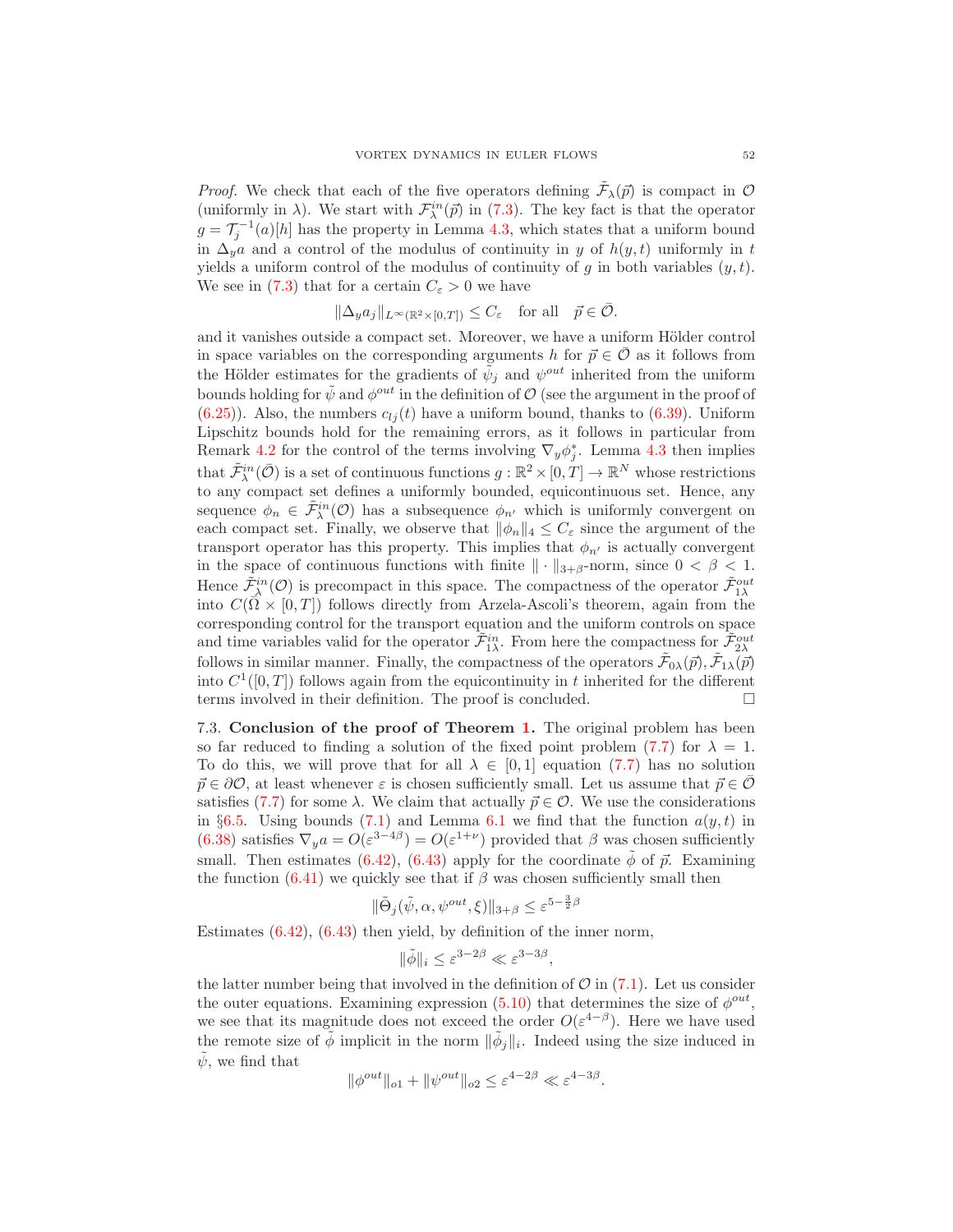*Proof.* We check that each of the five operators defining $\tilde{\mathcal{F}}_\lambda(\vec{p})$ is compact in $\mathcal{O}$ (uniformly in $\lambda$). We start with $\mathcal{F}^{in}_\lambda(\vec{p})$ in (7.3). The key fact is that the operator $g = \mathcal{T}_j^{-1}(a)[h]$ has the property in Lemma 4.3, which states that a uniform bound in $\Delta_y a$ and a control of the modulus of continuity in $y$ of $h(y,t)$ uniformly in $t$ yields a uniform control of the modulus of continuity of $g$ in both variables $(y,t)$. We see in (7.3) that for a certain $C_\varepsilon > 0$ we have

$$\|\Delta_y a_j\|_{L^\infty(\mathbb{R}^2\times[0,T])} \le C_\varepsilon \quad \text{for all} \quad \vec{p} \in \bar{\mathcal{O}}.$$

and it vanishes outside a compact set. Moreover, we have a uniform Hölder control in space variables on the corresponding arguments $h$ for $\vec{p} \in \bar{\mathcal{O}}$ as it follows from the Hölder estimates for the gradients of $\tilde{\psi}_j$ and $\psi^{out}$ inherited from the uniform bounds holding for $\tilde{\psi}$ and $\phi^{out}$ in the definition of $\mathcal{O}$ (see the argument in the proof of (6.25)). Also, the numbers $c_{lj}(t)$ have a uniform bound, thanks to (6.39). Uniform Lipschitz bounds hold for the remaining errors, as it follows in particular from Remark 4.2 for the control of the terms involving $\nabla_y \phi_j^*$. Lemma 4.3 then implies that $\tilde{\mathcal{F}}^{in}_\lambda(\bar{\mathcal{O}})$ is a set of continuous functions $g : \mathbb{R}^2 \times [0,T] \to \mathbb{R}^N$ whose restrictions to any compact set defines a uniformly bounded, equicontinuous set. Hence, any sequence $\phi_n \in \tilde{\mathcal{F}}^{in}_\lambda(\mathcal{O})$ has a subsequence $\phi_{n'}$ which is uniformly convergent on each compact set. Finally, we observe that $\|\phi_n\|_4 \le C_\varepsilon$ since the argument of the transport operator has this property. This implies that $\phi_{n'}$ is actually convergent in the space of continuous functions with finite $\|\cdot\|_{3+\beta}$-norm, since $0 < \beta < 1$. Hence $\tilde{\mathcal{F}}^{in}_\lambda(\mathcal{O})$ is precompact in this space. The compactness of the operator $\tilde{\mathcal{F}}^{out}_{1\lambda}$ into $C(\bar{\Omega} \times [0,T])$ follows directly from Arzela-Ascoli's theorem, again from the corresponding control for the transport equation and the uniform controls on space and time variables valid for the operator $\tilde{\mathcal{F}}^{in}_{1\lambda}$. From here the compactness for $\tilde{\mathcal{F}}^{out}_{2\lambda}$ follows in similar manner. Finally, the compactness of the operators $\tilde{\mathcal{F}}_{0\lambda}(\vec{p}), \tilde{\mathcal{F}}_{1\lambda}(\vec{p})$ into $C^1([0,T])$ follows again from the equicontinuity in $t$ inherited for the different terms involved in their definition. The proof is concluded. $\square$

7.3. **Conclusion of the proof of Theorem 1.** The original problem has been so far reduced to finding a solution of the fixed point problem (7.7) for $\lambda = 1$. To do this, we will prove that for all $\lambda \in [0,1]$ equation (7.7) has no solution $\vec{p} \in \partial\mathcal{O}$, at least whenever $\varepsilon$ is chosen sufficiently small. Let us assume that $\vec{p} \in \bar{\mathcal{O}}$ satisfies (7.7) for some $\lambda$. We claim that actually $\vec{p} \in \mathcal{O}$. We use the considerations in §6.5. Using bounds (7.1) and Lemma 6.1 we find that the function $a(y,t)$ in (6.38) satisfies $\nabla_y a = O(\varepsilon^{3-4\beta}) = O(\varepsilon^{1+\nu})$ provided that $\beta$ was chosen sufficiently small. Then estimates (6.42), (6.43) apply for the coordinate $\tilde{\phi}$ of $\vec{p}$. Examining the function (6.41) we quickly see that if $\beta$ was chosen sufficiently small then

$$\|\tilde{\Theta}_j(\tilde{\psi}, \alpha, \psi^{out}, \xi)\|_{3+\beta} \le \varepsilon^{5-\frac{3}{2}\beta}$$

Estimates (6.42), (6.43) then yield, by definition of the inner norm,

$$\|\tilde{\phi}\|_i \le \varepsilon^{3-2\beta} \ll \varepsilon^{3-3\beta},$$

the latter number being that involved in the definition of $\mathcal{O}$ in (7.1). Let us consider the outer equations. Examining expression (5.10) that determines the size of $\phi^{out}$, we see that its magnitude does not exceed the order $O(\varepsilon^{4-\beta})$. Here we have used the remote size of $\tilde{\phi}$ implicit in the norm $\|\tilde{\phi}_j\|_i$. Indeed using the size induced in $\tilde{\psi}$, we find that

$$\|\phi^{out}\|_{o1} + \|\psi^{out}\|_{o2} \le \varepsilon^{4-2\beta} \ll \varepsilon^{4-3\beta}.$$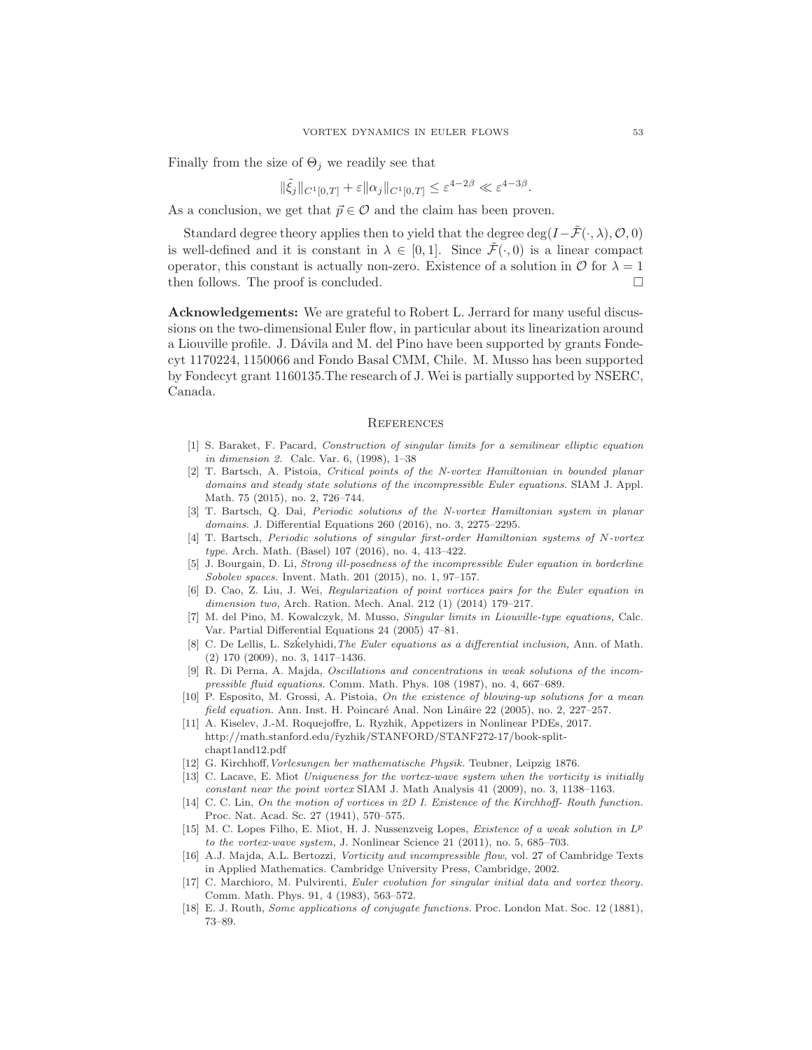Finally from the size of $\Theta_j$ we readily see that

$$\|\tilde{\xi}_j\|_{C^1[0,T]} + \varepsilon\|\alpha_j\|_{C^1[0,T]} \leq \varepsilon^{4-2\beta} \ll \varepsilon^{4-3\beta}.$$

As a conclusion, we get that $\vec{p} \in \mathcal{O}$ and the claim has been proven.

Standard degree theory applies then to yield that the degree $\deg(I - \tilde{\mathcal{F}}(\cdot, \lambda), \mathcal{O}, 0)$ is well-defined and it is constant in $\lambda \in [0,1]$. Since $\tilde{\mathcal{F}}(\cdot, 0)$ is a linear compact operator, this constant is actually non-zero. Existence of a solution in $\mathcal{O}$ for $\lambda = 1$ then follows. The proof is concluded. □

**Acknowledgements:** We are grateful to Robert L. Jerrard for many useful discussions on the two-dimensional Euler flow, in particular about its linearization around a Liouville profile. J. Dávila and M. del Pino have been supported by grants Fondecyt 1170224, 1150066 and Fondo Basal CMM, Chile. M. Musso has been supported by Fondecyt grant 1160135.The research of J. Wei is partially supported by NSERC, Canada.

## References

[1] S. Baraket, F. Pacard, *Construction of singular limits for a semilinear elliptic equation in dimension 2.* Calc. Var. 6, (1998), 1–38

[2] T. Bartsch, A. Pistoia, *Critical points of the N-vortex Hamiltonian in bounded planar domains and steady state solutions of the incompressible Euler equations.* SIAM J. Appl. Math. 75 (2015), no. 2, 726–744.

[3] T. Bartsch, Q. Dai, *Periodic solutions of the N-vortex Hamiltonian system in planar domains.* J. Differential Equations 260 (2016), no. 3, 2275–2295.

[4] T. Bartsch, *Periodic solutions of singular first-order Hamiltonian systems of N-vortex type.* Arch. Math. (Basel) 107 (2016), no. 4, 413–422.

[5] J. Bourgain, D. Li, *Strong ill-posedness of the incompressible Euler equation in borderline Sobolev spaces.* Invent. Math. 201 (2015), no. 1, 97–157.

[6] D. Cao, Z. Liu, J. Wei, *Regularization of point vortices pairs for the Euler equation in dimension two,* Arch. Ration. Mech. Anal. 212 (1) (2014) 179–217.

[7] M. del Pino, M. Kowalczyk, M. Musso, *Singular limits in Liouville-type equations,* Calc. Var. Partial Differential Equations 24 (2005) 47–81.

[8] C. De Lellis, L. Szḱelyhidi, *The Euler equations as a differential inclusion,* Ann. of Math. (2) 170 (2009), no. 3, 1417–1436.

[9] R. Di Perna, A. Majda, *Oscillations and concentrations in weak solutions of the incompressible fluid equations.* Comm. Math. Phys. 108 (1987), no. 4, 667–689.

[10] P. Esposito, M. Grossi, A. Pistoia, *On the existence of blowing-up solutions for a mean field equation.* Ann. Inst. H. Poincaré Anal. Non Lináire 22 (2005), no. 2, 227–257.

[11] A. Kiselev, J.-M. Roquejoffre, L. Ryzhik, Appetizers in Nonlinear PDEs, 2017. http://math.stanford.edu/~ryzhik/STANFORD/STANF272-17/book-split-chapt1and12.pdf

[12] G. Kirchhoff, *Vorlesungen ber mathematische Physik.* Teubner, Leipzig 1876.

[13] C. Lacave, E. Miot *Uniqueness for the vortex-wave system when the vorticity is initially constant near the point vortex* SIAM J. Math Analysis 41 (2009), no. 3, 1138–1163.

[14] C. C. Lin, *On the motion of vortices in 2D I. Existence of the Kirchhoff- Routh function.* Proc. Nat. Acad. Sc. 27 (1941), 570–575.

[15] M. C. Lopes Filho, E. Miot, H. J. Nussenzveig Lopes, *Existence of a weak solution in $L^p$ to the vortex-wave system,* J. Nonlinear Science 21 (2011), no. 5, 685–703.

[16] A.J. Majda, A.L. Bertozzi, *Vorticity and incompressible flow*, vol. 27 of Cambridge Texts in Applied Mathematics. Cambridge University Press, Cambridge, 2002.

[17] C. Marchioro, M. Pulvirenti, *Euler evolution for singular initial data and vortex theory.* Comm. Math. Phys. 91, 4 (1983), 563–572.

[18] E. J. Routh, *Some applications of conjugate functions.* Proc. London Mat. Soc. 12 (1881), 73–89.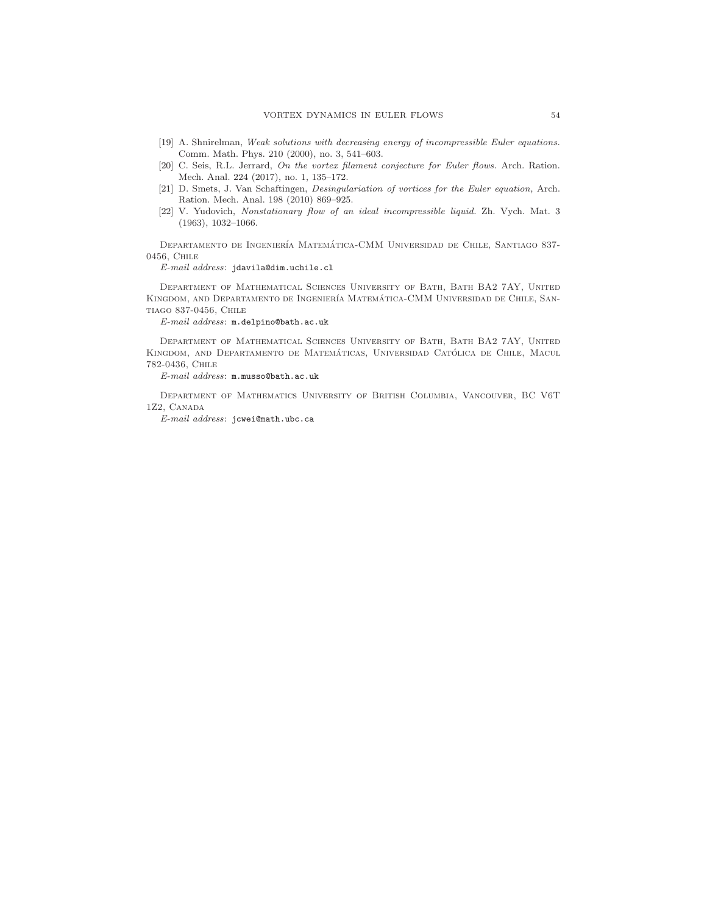[19] A. Shnirelman, *Weak solutions with decreasing energy of incompressible Euler equations.* Comm. Math. Phys. 210 (2000), no. 3, 541–603.

[20] C. Seis, R.L. Jerrard, *On the vortex filament conjecture for Euler flows.* Arch. Ration. Mech. Anal. 224 (2017), no. 1, 135–172.

[21] D. Smets, J. Van Schaftingen, *Desingulariation of vortices for the Euler equation,* Arch. Ration. Mech. Anal. 198 (2010) 869–925.

[22] V. Yudovich, *Nonstationary flow of an ideal incompressible liquid.* Zh. Vych. Mat. 3 (1963), 1032–1066.

Departamento de Ingeniería Matemática-CMM Universidad de Chile, Santiago 837-0456, Chile

*E-mail address*: jdavila@dim.uchile.cl

Department of Mathematical Sciences University of Bath, Bath BA2 7AY, United Kingdom, and Departamento de Ingeniería Matemática-CMM Universidad de Chile, Santiago 837-0456, Chile

*E-mail address*: m.delpino@bath.ac.uk

Department of Mathematical Sciences University of Bath, Bath BA2 7AY, United Kingdom, and Departamento de Matemáticas, Universidad Católica de Chile, Macul 782-0436, Chile

*E-mail address*: m.musso@bath.ac.uk

Department of Mathematics University of British Columbia, Vancouver, BC V6T 1Z2, Canada

*E-mail address*: jcwei@math.ubc.ca